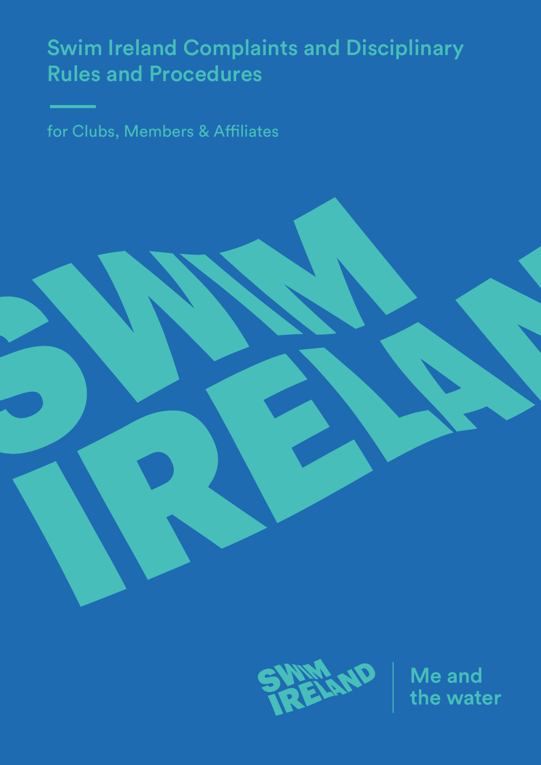# Swim Ireland Complaints and Disciplinary Rules and Procedures

for Clubs, Members & Affiliates

Me and the water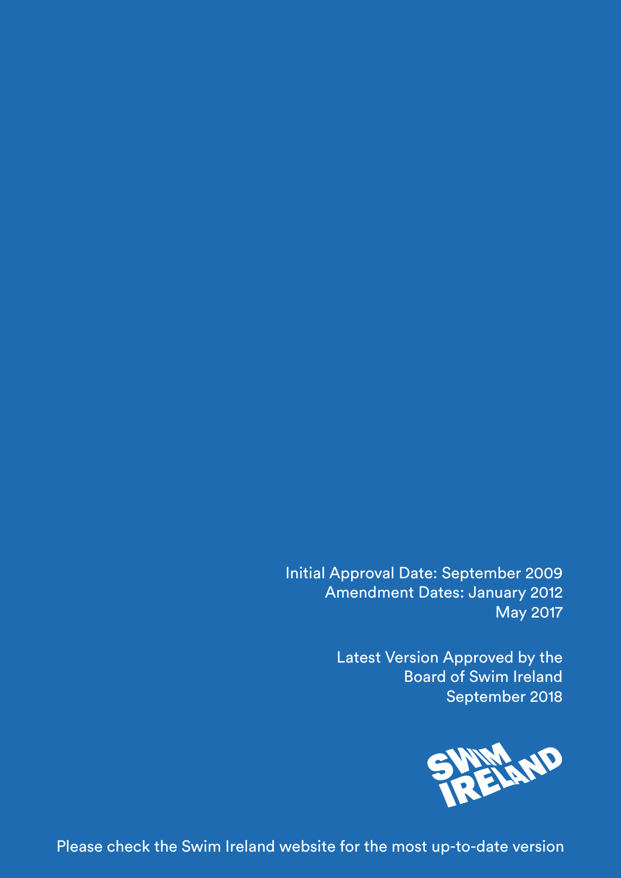Initial Approval Date: September 2009
Amendment Dates: January 2012
May 2017

Latest Version Approved by the
Board of Swim Ireland
September 2018

SWIM IRELAND

Please check the Swim Ireland website for the most up-to-date version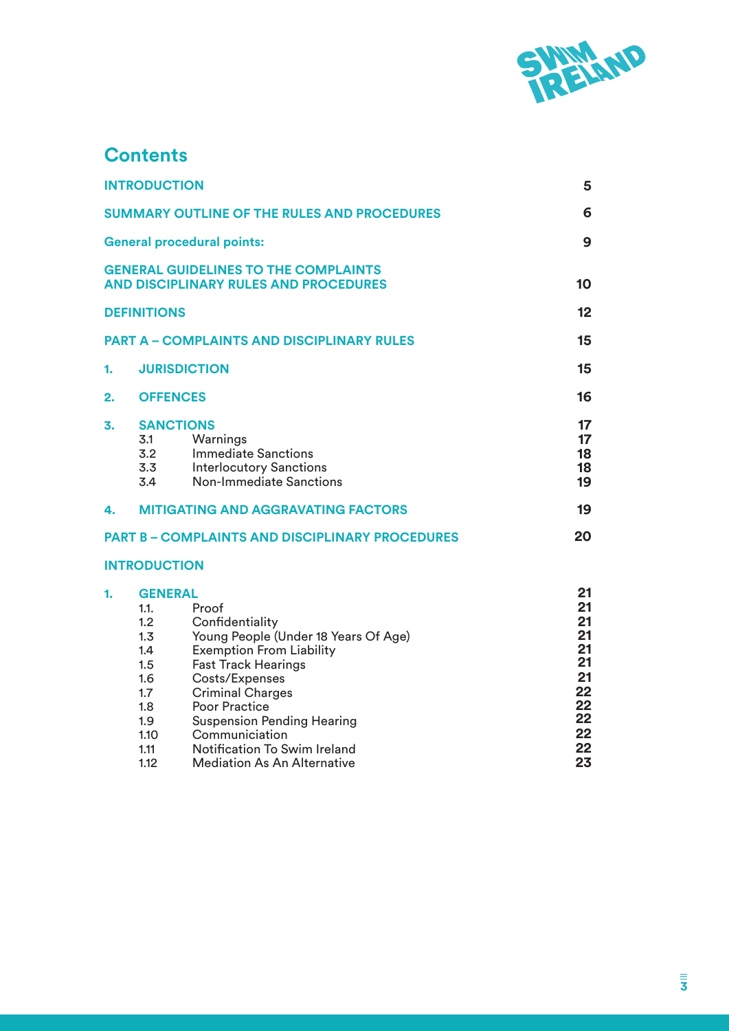## Contents

| | | |
|---|---|---|
| **INTRODUCTION** | | **5** |
| **SUMMARY OUTLINE OF THE RULES AND PROCEDURES** | | **6** |
| **General procedural points:** | | **9** |
| **GENERAL GUIDELINES TO THE COMPLAINTS AND DISCIPLINARY RULES AND PROCEDURES** | | **10** |
| **DEFINITIONS** | | **12** |
| **PART A – COMPLAINTS AND DISCIPLINARY RULES** | | **15** |
| **1.** | **JURISDICTION** | **15** |
| **2.** | **OFFENCES** | **16** |
| **3.** | **SANCTIONS** | **17** |
| 3.1 | Warnings | **17** |
| 3.2 | Immediate Sanctions | **18** |
| 3.3 | Interlocutory Sanctions | **18** |
| 3.4 | Non-Immediate Sanctions | **19** |
| **4.** | **MITIGATING AND AGGRAVATING FACTORS** | **19** |
| **PART B – COMPLAINTS AND DISCIPLINARY PROCEDURES** | | **20** |
| **INTRODUCTION** | | |
| **1.** | **GENERAL** | **21** |
| 1.1. | Proof | **21** |
| 1.2 | Confidentiality | **21** |
| 1.3 | Young People (Under 18 Years Of Age) | **21** |
| 1.4 | Exemption From Liability | **21** |
| 1.5 | Fast Track Hearings | **21** |
| 1.6 | Costs/Expenses | **21** |
| 1.7 | Criminal Charges | **22** |
| 1.8 | Poor Practice | **22** |
| 1.9 | Suspension Pending Hearing | **22** |
| 1.10 | Communiciation | **22** |
| 1.11 | Notification To Swim Ireland | **22** |
| 1.12 | Mediation As An Alternative | **23** |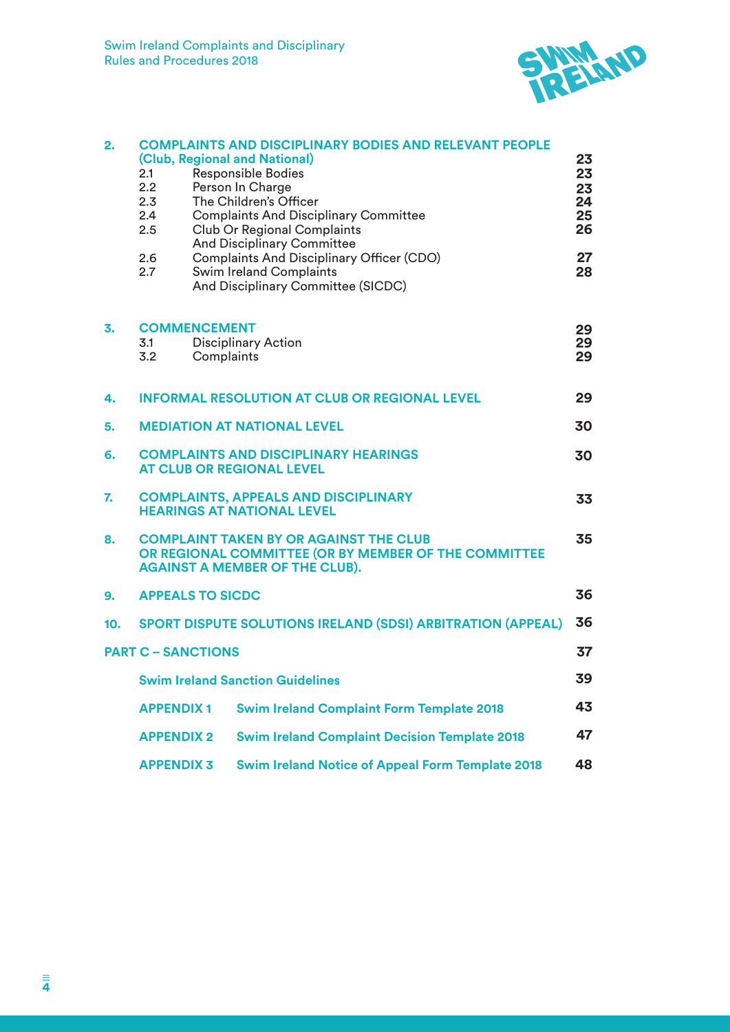| | | | |
|---|---|---|---|
| **2.** | **COMPLEMENTS AND DISCIPLINARY BODIES AND RELEVANT PEOPLE (Club, Regional and National)** | | **23** |
| | 2.1 | Responsible Bodies | **23** |
| | 2.2 | Person In Charge | **23** |
| | 2.3 | The Children's Officer | **24** |
| | 2.4 | Complaints And Disciplinary Committee | **25** |
| | 2.5 | Club Or Regional Complaints And Disciplinary Committee | **26** |
| | 2.6 | Complaints And Disciplinary Officer (CDO) | **27** |
| | 2.7 | Swim Ireland Complaints And Disciplinary Committee (SICDC) | **28** |
| **3.** | **COMMENCEMENT** | | **29** |
| | 3.1 | Disciplinary Action | **29** |
| | 3.2 | Complaints | **29** |
| **4.** | **INFORMAL RESOLUTION AT CLUB OR REGIONAL LEVEL** | | **29** |
| **5.** | **MEDIATION AT NATIONAL LEVEL** | | **30** |
| **6.** | **COMPLAINTS AND DISCIPLINARY HEARINGS AT CLUB OR REGIONAL LEVEL** | | **30** |
| **7.** | **COMPLAINTS, APPEALS AND DISCIPLINARY HEARINGS AT NATIONAL LEVEL** | | **33** |
| **8.** | **COMPLAINT TAKEN BY OR AGAINST THE CLUB OR REGIONAL COMMITTEE (OR BY MEMBER OF THE COMMITTEE AGAINST A MEMBER OF THE CLUB).** | | **35** |
| **9.** | **APPEALS TO SICDC** | | **36** |
| **10.** | **SPORT DISPUTE SOLUTIONS IRELAND (SDSI) ARBITRATION (APPEAL)** | | **36** |
| **PART C – SANCTIONS** | | | **37** |
| | **Swim Ireland Sanction Guidelines** | | **39** |
| | **APPENDIX 1** | **Swim Ireland Complaint Form Template 2018** | **43** |
| | **APPENDIX 2** | **Swim Ireland Complaint Decision Template 2018** | **47** |
| | **APPENDIX 3** | **Swim Ireland Notice of Appeal Form Template 2018** | **48** |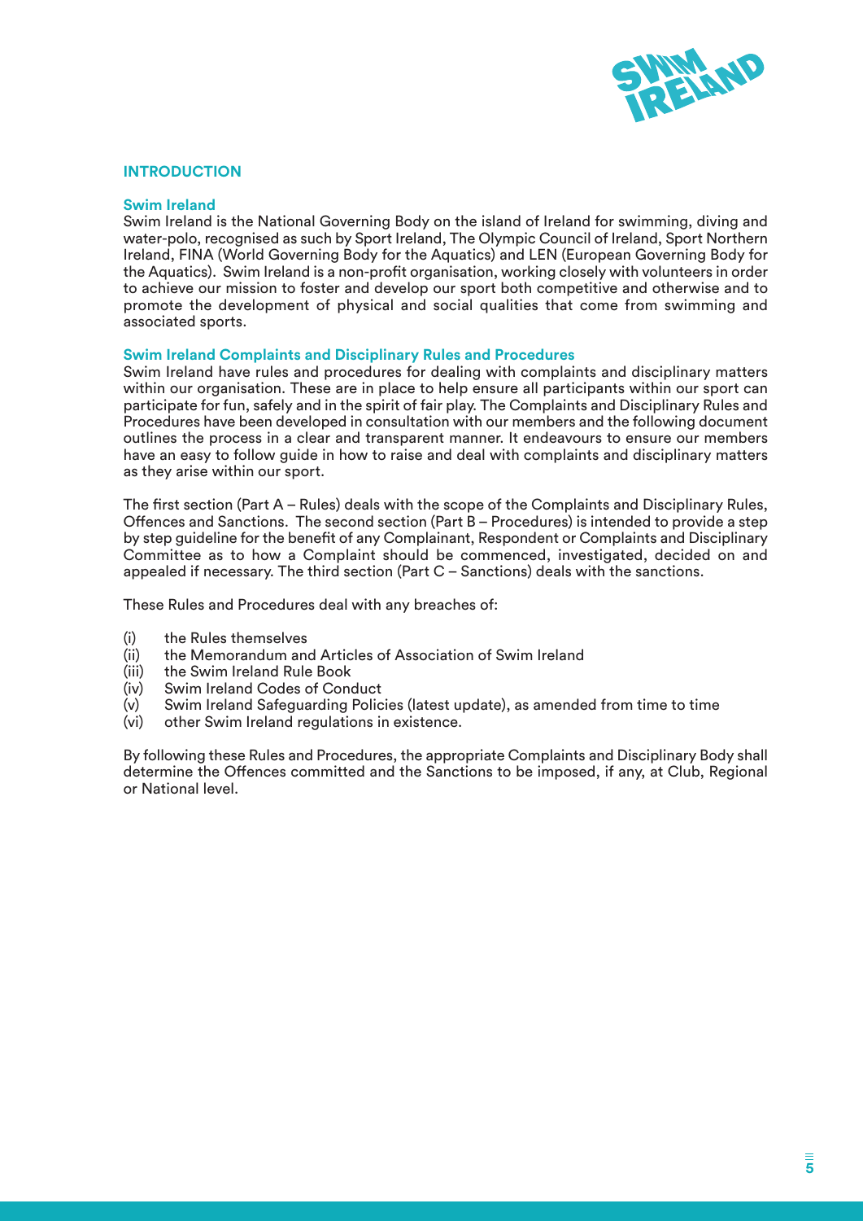## INTRODUCTION

### Swim Ireland

Swim Ireland is the National Governing Body on the island of Ireland for swimming, diving and water-polo, recognised as such by Sport Ireland, The Olympic Council of Ireland, Sport Northern Ireland, FINA (World Governing Body for the Aquatics) and LEN (European Governing Body for the Aquatics). Swim Ireland is a non-profit organisation, working closely with volunteers in order to achieve our mission to foster and develop our sport both competitive and otherwise and to promote the development of physical and social qualities that come from swimming and associated sports.

### Swim Ireland Complaints and Disciplinary Rules and Procedures

Swim Ireland have rules and procedures for dealing with complaints and disciplinary matters within our organisation. These are in place to help ensure all participants within our sport can participate for fun, safely and in the spirit of fair play. The Complaints and Disciplinary Rules and Procedures have been developed in consultation with our members and the following document outlines the process in a clear and transparent manner. It endeavours to ensure our members have an easy to follow guide in how to raise and deal with complaints and disciplinary matters as they arise within our sport.

The first section (Part A – Rules) deals with the scope of the Complaints and Disciplinary Rules, Offences and Sanctions. The second section (Part B – Procedures) is intended to provide a step by step guideline for the benefit of any Complainant, Respondent or Complaints and Disciplinary Committee as to how a Complaint should be commenced, investigated, decided on and appealed if necessary. The third section (Part C – Sanctions) deals with the sanctions.

These Rules and Procedures deal with any breaches of:

(i) the Rules themselves
(ii) the Memorandum and Articles of Association of Swim Ireland
(iii) the Swim Ireland Rule Book
(iv) Swim Ireland Codes of Conduct
(v) Swim Ireland Safeguarding Policies (latest update), as amended from time to time
(vi) other Swim Ireland regulations in existence.

By following these Rules and Procedures, the appropriate Complaints and Disciplinary Body shall determine the Offences committed and the Sanctions to be imposed, if any, at Club, Regional or National level.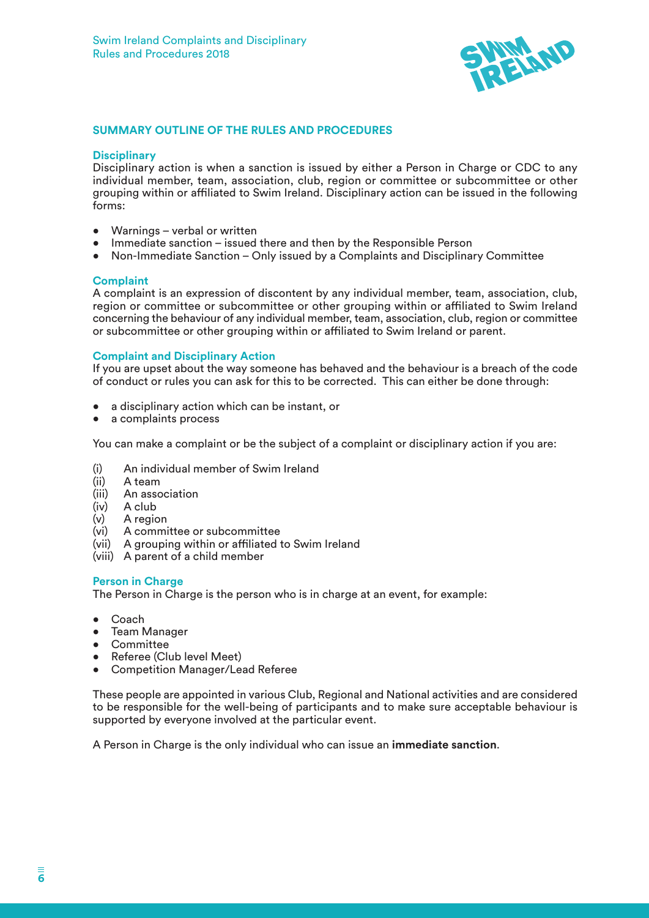## SUMMARY OUTLINE OF THE RULES AND PROCEDURES

### Disciplinary

Disciplinary action is when a sanction is issued by either a Person in Charge or CDC to any individual member, team, association, club, region or committee or subcommittee or other grouping within or affiliated to Swim Ireland. Disciplinary action can be issued in the following forms:

- Warnings – verbal or written
- Immediate sanction – issued there and then by the Responsible Person
- Non-Immediate Sanction – Only issued by a Complaints and Disciplinary Committee

### Complaint

A complaint is an expression of discontent by any individual member, team, association, club, region or committee or subcommittee or other grouping within or affiliated to Swim Ireland concerning the behaviour of any individual member, team, association, club, region or committee or subcommittee or other grouping within or affiliated to Swim Ireland or parent.

### Complaint and Disciplinary Action

If you are upset about the way someone has behaved and the behaviour is a breach of the code of conduct or rules you can ask for this to be corrected. This can either be done through:

- a disciplinary action which can be instant, or
- a complaints process

You can make a complaint or be the subject of a complaint or disciplinary action if you are:

(i) An individual member of Swim Ireland
(ii) A team
(iii) An association
(iv) A club
(v) A region
(vi) A committee or subcommittee
(vii) A grouping within or affiliated to Swim Ireland
(viii) A parent of a child member

### Person in Charge

The Person in Charge is the person who is in charge at an event, for example:

- Coach
- Team Manager
- Committee
- Referee (Club level Meet)
- Competition Manager/Lead Referee

These people are appointed in various Club, Regional and National activities and are considered to be responsible for the well-being of participants and to make sure acceptable behaviour is supported by everyone involved at the particular event.

A Person in Charge is the only individual who can issue an **immediate sanction**.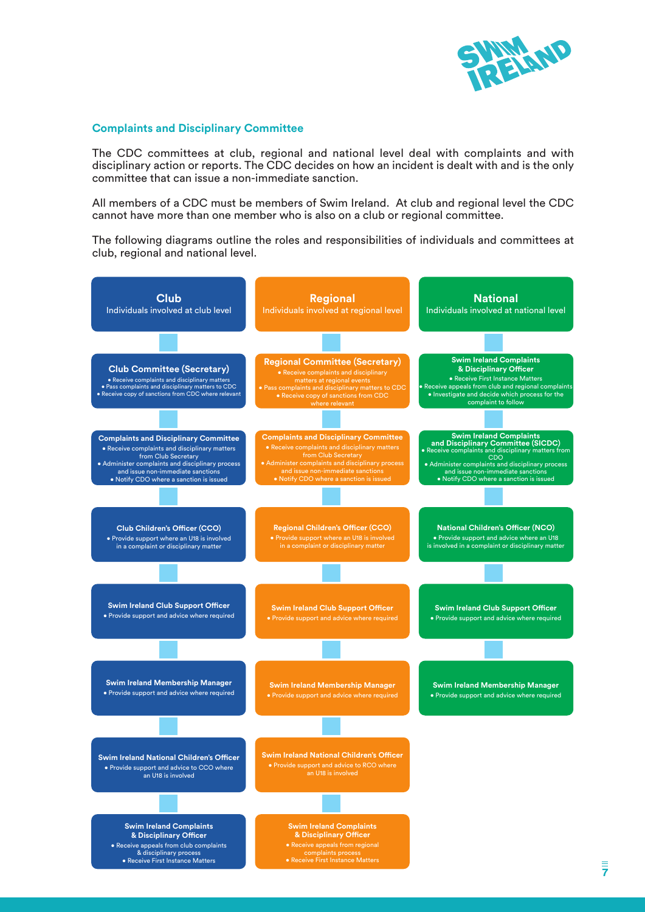## Complaints and Disciplinary Committee

The CDC committees at club, regional and national level deal with complaints and with disciplinary action or reports. The CDC decides on how an incident is dealt with and is the only committee that can issue a non-immediate sanction.

All members of a CDC must be members of Swim Ireland. At club and regional level the CDC cannot have more than one member who is also on a club or regional committee.

The following diagrams outline the roles and responsibilities of individuals and committees at club, regional and national level.

### Club
Individuals involved at club level

**Club Committee (Secretary)**
- Receive complaints and disciplinary matters
- Pass complaints and disciplinary matters to CDC
- Receive copy of sanctions from CDC where relevant

**Complaints and Disciplinary Committee**
- Receive complaints and disciplinary matters from Club Secretary
- Administer complaints and disciplinary process and issue non-immediate sanctions
- Notify CDO where a sanction is issued

**Club Children's Officer (CCO)**
- Provide support where an U18 is involved in a complaint or disciplinary matter

**Swim Ireland Club Support Officer**
- Provide support and advice where required

**Swim Ireland Membership Manager**
- Provide support and advice where required

**Swim Ireland National Children's Officer**
- Provide support and advice to CCO where an U18 is involved

**Swim Ireland Complaints & Disciplinary Officer**
- Receive appeals from club complaints & disciplinary process
- Receive First Instance Matters

### Regional
Individuals involved at regional level

**Regional Committee (Secretary)**
- Receive complaints and disciplinary matters at regional events
- Pass complaints and disciplinary matters to CDC
- Receive copy of sanctions from CDC where relevant

**Complaints and Disciplinary Committee**
- Receive complaints and disciplinary matters from Club Secretary
- Administer complaints and disciplinary process and issue non-immediate sanctions
- Notify CDO where a sanction is issued

**Regional Children's Officer (CCO)**
- Provide support where an U18 is involved in a complaint or disciplinary matter

**Swim Ireland Club Support Officer**
- Provide support and advice where required

**Swim Ireland Membership Manager**
- Provide support and advice where required

**Swim Ireland National Children's Officer**
- Provide support and advice to RCO where an U18 is involved

**Swim Ireland Complaints & Disciplinary Officer**
- Receive appeals from regional complaints process
- Receive First Instance Matters

### National
Individuals involved at national level

**Swim Ireland Complaints & Disciplinary Officer**
- Receive First Instance Matters
- Receive appeals from club and regional complaints
- Investigate and decide which process for the complaint to follow

**Swim Ireland Complaints and Disciplinary Committee (SICDC)**
- Receive complaints and disciplinary matters from CDO
- Administer complaints and disciplinary process and issue non-immediate sanctions
- Notify CDO where a sanction is issued

**National Children's Officer (NCO)**
- Provide support and advice where an U18 is involved in a complaint or disciplinary matter

**Swim Ireland Club Support Officer**
- Provide support and advice where required

**Swim Ireland Membership Manager**
- Provide support and advice where required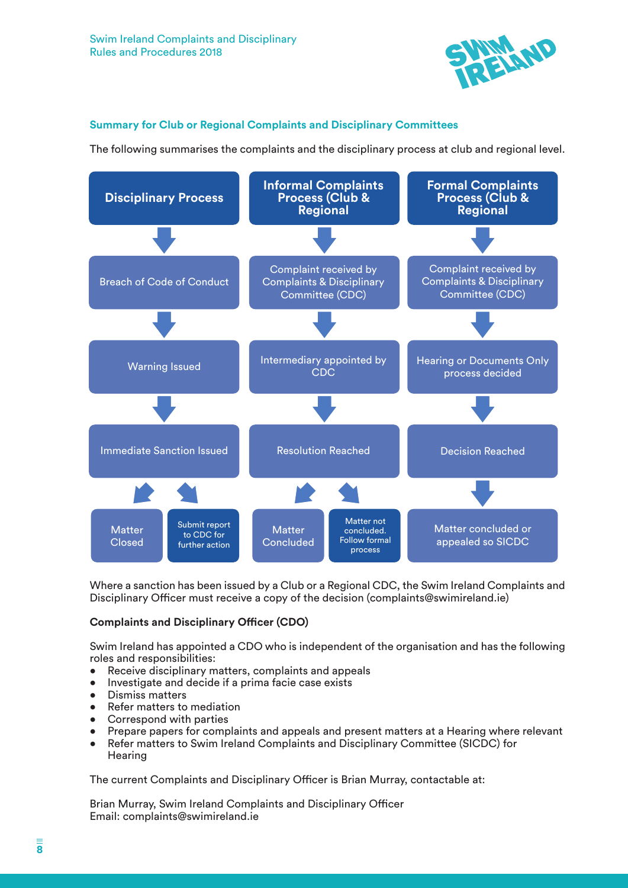### Summary for Club or Regional Complaints and Disciplinary Committees

The following summarises the complaints and the disciplinary process at club and regional level.

| Disciplinary Process | Informal Complaints Process (Club & Regional | Formal Complaints Process (Club & Regional |
| --- | --- | --- |
| Breach of Code of Conduct | Complaint received by Complaints & Disciplinary Committee (CDC) | Complaint received by Complaints & Disciplinary Committee (CDC) |
| Warning Issued | Intermediary appointed by CDC | Hearing or Documents Only process decided |
| Immediate Sanction Issued | Resolution Reached | Decision Reached |
| Matter Closed / Submit report to CDC for further action | Matter Concluded / Matter not concluded. Follow formal process | Matter concluded or appealed so SICDC |

Where a sanction has been issued by a Club or a Regional CDC, the Swim Ireland Complaints and Disciplinary Officer must receive a copy of the decision (complaints@swimireland.ie)

**Complaints and Disciplinary Officer (CDO)**

Swim Ireland has appointed a CDO who is independent of the organisation and has the following roles and responsibilities:

- Receive disciplinary matters, complaints and appeals
- Investigate and decide if a prima facie case exists
- Dismiss matters
- Refer matters to mediation
- Correspond with parties
- Prepare papers for complaints and appeals and present matters at a Hearing where relevant
- Refer matters to Swim Ireland Complaints and Disciplinary Committee (SICDC) for Hearing

The current Complaints and Disciplinary Officer is Brian Murray, contactable at:

Brian Murray, Swim Ireland Complaints and Disciplinary Officer
Email: complaints@swimireland.ie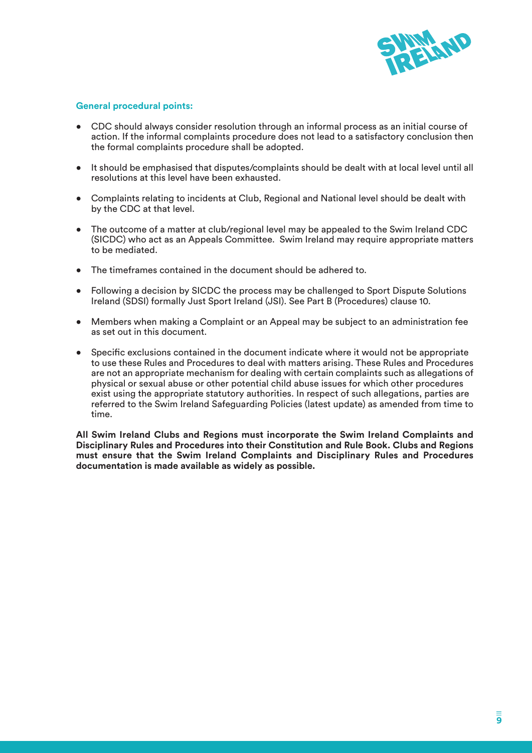**General procedural points:**

- CDC should always consider resolution through an informal process as an initial course of action. If the informal complaints procedure does not lead to a satisfactory conclusion then the formal complaints procedure shall be adopted.
- It should be emphasised that disputes/complaints should be dealt with at local level until all resolutions at this level have been exhausted.
- Complaints relating to incidents at Club, Regional and National level should be dealt with by the CDC at that level.
- The outcome of a matter at club/regional level may be appealed to the Swim Ireland CDC (SICDC) who act as an Appeals Committee. Swim Ireland may require appropriate matters to be mediated.
- The timeframes contained in the document should be adhered to.
- Following a decision by SICDC the process may be challenged to Sport Dispute Solutions Ireland (SDSI) formally Just Sport Ireland (JSI). See Part B (Procedures) clause 10.
- Members when making a Complaint or an Appeal may be subject to an administration fee as set out in this document.
- Specific exclusions contained in the document indicate where it would not be appropriate to use these Rules and Procedures to deal with matters arising. These Rules and Procedures are not an appropriate mechanism for dealing with certain complaints such as allegations of physical or sexual abuse or other potential child abuse issues for which other procedures exist using the appropriate statutory authorities. In respect of such allegations, parties are referred to the Swim Ireland Safeguarding Policies (latest update) as amended from time to time.

**All Swim Ireland Clubs and Regions must incorporate the Swim Ireland Complaints and Disciplinary Rules and Procedures into their Constitution and Rule Book. Clubs and Regions must ensure that the Swim Ireland Complaints and Disciplinary Rules and Procedures documentation is made available as widely as possible.**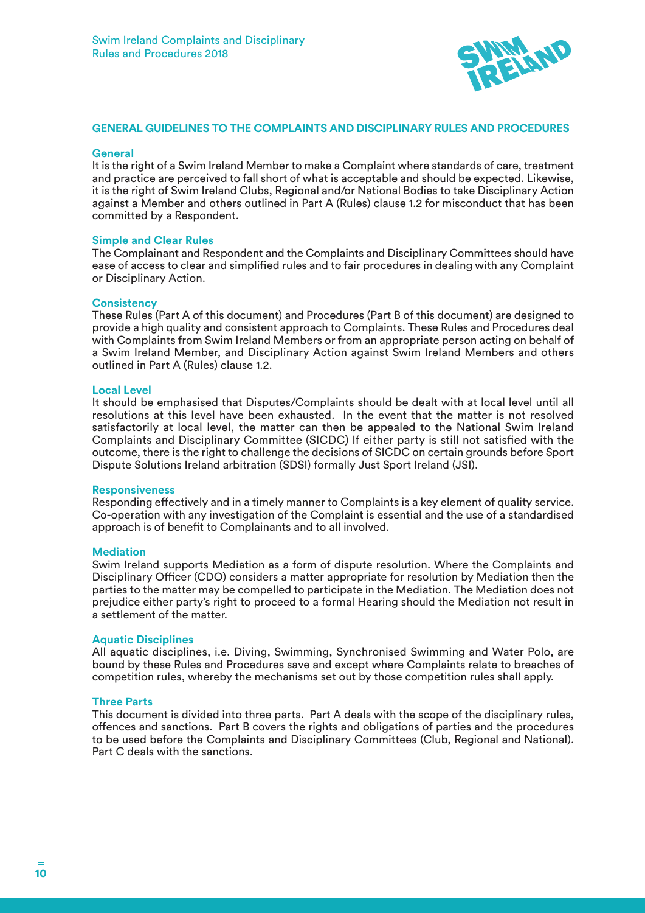## GENERAL GUIDELINES TO THE COMPLAINTS AND DISCIPLINARY RULES AND PROCEDURES

### General

It is the right of a Swim Ireland Member to make a Complaint where standards of care, treatment and practice are perceived to fall short of what is acceptable and should be expected. Likewise, it is the right of Swim Ireland Clubs, Regional and/or National Bodies to take Disciplinary Action against a Member and others outlined in Part A (Rules) clause 1.2 for misconduct that has been committed by a Respondent.

### Simple and Clear Rules

The Complainant and Respondent and the Complaints and Disciplinary Committees should have ease of access to clear and simplified rules and to fair procedures in dealing with any Complaint or Disciplinary Action.

### Consistency

These Rules (Part A of this document) and Procedures (Part B of this document) are designed to provide a high quality and consistent approach to Complaints. These Rules and Procedures deal with Complaints from Swim Ireland Members or from an appropriate person acting on behalf of a Swim Ireland Member, and Disciplinary Action against Swim Ireland Members and others outlined in Part A (Rules) clause 1.2.

### Local Level

It should be emphasised that Disputes/Complaints should be dealt with at local level until all resolutions at this level have been exhausted. In the event that the matter is not resolved satisfactorily at local level, the matter can then be appealed to the National Swim Ireland Complaints and Disciplinary Committee (SICDC) If either party is still not satisfied with the outcome, there is the right to challenge the decisions of SICDC on certain grounds before Sport Dispute Solutions Ireland arbitration (SDSI) formally Just Sport Ireland (JSI).

### Responsiveness

Responding effectively and in a timely manner to Complaints is a key element of quality service. Co-operation with any investigation of the Complaint is essential and the use of a standardised approach is of benefit to Complainants and to all involved.

### Mediation

Swim Ireland supports Mediation as a form of dispute resolution. Where the Complaints and Disciplinary Officer (CDO) considers a matter appropriate for resolution by Mediation then the parties to the matter may be compelled to participate in the Mediation. The Mediation does not prejudice either party's right to proceed to a formal Hearing should the Mediation not result in a settlement of the matter.

### Aquatic Disciplines

All aquatic disciplines, i.e. Diving, Swimming, Synchronised Swimming and Water Polo, are bound by these Rules and Procedures save and except where Complaints relate to breaches of competition rules, whereby the mechanisms set out by those competition rules shall apply.

### Three Parts

This document is divided into three parts. Part A deals with the scope of the disciplinary rules, offences and sanctions. Part B covers the rights and obligations of parties and the procedures to be used before the Complaints and Disciplinary Committees (Club, Regional and National). Part C deals with the sanctions.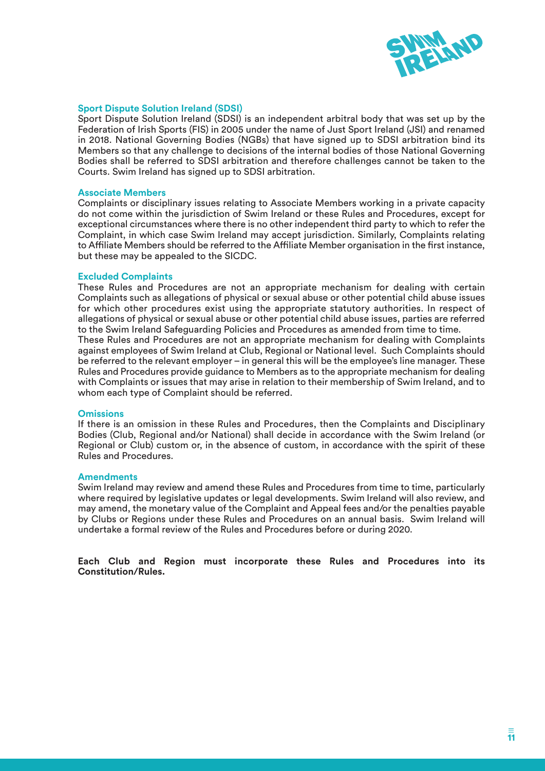### Sport Dispute Solution Ireland (SDSI)

Sport Dispute Solution Ireland (SDSI) is an independent arbitral body that was set up by the Federation of Irish Sports (FIS) in 2005 under the name of Just Sport Ireland (JSI) and renamed in 2018. National Governing Bodies (NGBs) that have signed up to SDSI arbitration bind its Members so that any challenge to decisions of the internal bodies of those National Governing Bodies shall be referred to SDSI arbitration and therefore challenges cannot be taken to the Courts. Swim Ireland has signed up to SDSI arbitration.

### Associate Members

Complaints or disciplinary issues relating to Associate Members working in a private capacity do not come within the jurisdiction of Swim Ireland or these Rules and Procedures, except for exceptional circumstances where there is no other independent third party to which to refer the Complaint, in which case Swim Ireland may accept jurisdiction. Similarly, Complaints relating to Affiliate Members should be referred to the Affiliate Member organisation in the first instance, but these may be appealed to the SICDC.

### Excluded Complaints

These Rules and Procedures are not an appropriate mechanism for dealing with certain Complaints such as allegations of physical or sexual abuse or other potential child abuse issues for which other procedures exist using the appropriate statutory authorities. In respect of allegations of physical or sexual abuse or other potential child abuse issues, parties are referred to the Swim Ireland Safeguarding Policies and Procedures as amended from time to time.

These Rules and Procedures are not an appropriate mechanism for dealing with Complaints against employees of Swim Ireland at Club, Regional or National level. Such Complaints should be referred to the relevant employer – in general this will be the employee's line manager. These Rules and Procedures provide guidance to Members as to the appropriate mechanism for dealing with Complaints or issues that may arise in relation to their membership of Swim Ireland, and to whom each type of Complaint should be referred.

### Omissions

If there is an omission in these Rules and Procedures, then the Complaints and Disciplinary Bodies (Club, Regional and/or National) shall decide in accordance with the Swim Ireland (or Regional or Club) custom or, in the absence of custom, in accordance with the spirit of these Rules and Procedures.

### Amendments

Swim Ireland may review and amend these Rules and Procedures from time to time, particularly where required by legislative updates or legal developments. Swim Ireland will also review, and may amend, the monetary value of the Complaint and Appeal fees and/or the penalties payable by Clubs or Regions under these Rules and Procedures on an annual basis. Swim Ireland will undertake a formal review of the Rules and Procedures before or during 2020.

**Each Club and Region must incorporate these Rules and Procedures into its Constitution/Rules.**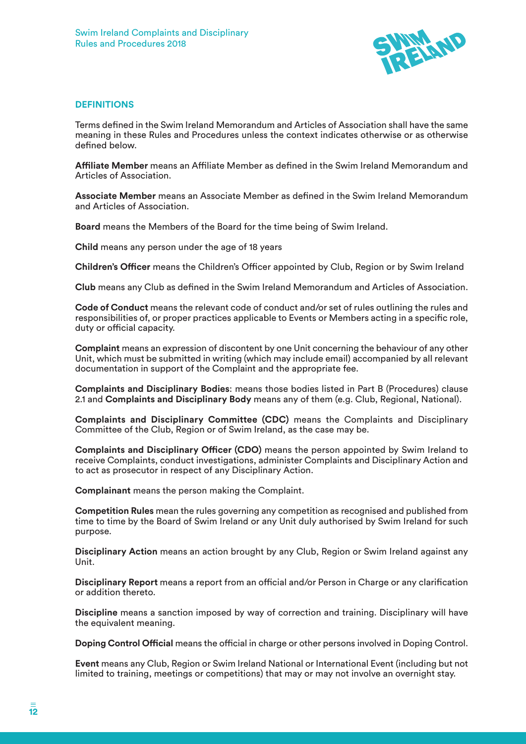## DEFINITIONS

Terms defined in the Swim Ireland Memorandum and Articles of Association shall have the same meaning in these Rules and Procedures unless the context indicates otherwise or as otherwise defined below.

**Affiliate Member** means an Affiliate Member as defined in the Swim Ireland Memorandum and Articles of Association.

**Associate Member** means an Associate Member as defined in the Swim Ireland Memorandum and Articles of Association.

**Board** means the Members of the Board for the time being of Swim Ireland.

**Child** means any person under the age of 18 years

**Children's Officer** means the Children's Officer appointed by Club, Region or by Swim Ireland

**Club** means any Club as defined in the Swim Ireland Memorandum and Articles of Association.

**Code of Conduct** means the relevant code of conduct and/or set of rules outlining the rules and responsibilities of, or proper practices applicable to Events or Members acting in a specific role, duty or official capacity.

**Complaint** means an expression of discontent by one Unit concerning the behaviour of any other Unit, which must be submitted in writing (which may include email) accompanied by all relevant documentation in support of the Complaint and the appropriate fee.

**Complaints and Disciplinary Bodies**: means those bodies listed in Part B (Procedures) clause 2.1 and **Complaints and Disciplinary Body** means any of them (e.g. Club, Regional, National).

**Complaints and Disciplinary Committee (CDC)** means the Complaints and Disciplinary Committee of the Club, Region or of Swim Ireland, as the case may be.

**Complaints and Disciplinary Officer (CDO)** means the person appointed by Swim Ireland to receive Complaints, conduct investigations, administer Complaints and Disciplinary Action and to act as prosecutor in respect of any Disciplinary Action.

**Complainant** means the person making the Complaint.

**Competition Rules** mean the rules governing any competition as recognised and published from time to time by the Board of Swim Ireland or any Unit duly authorised by Swim Ireland for such purpose.

**Disciplinary Action** means an action brought by any Club, Region or Swim Ireland against any Unit.

**Disciplinary Report** means a report from an official and/or Person in Charge or any clarification or addition thereto.

**Discipline** means a sanction imposed by way of correction and training. Disciplinary will have the equivalent meaning.

**Doping Control Official** means the official in charge or other persons involved in Doping Control.

**Event** means any Club, Region or Swim Ireland National or International Event (including but not limited to training, meetings or competitions) that may or may not involve an overnight stay.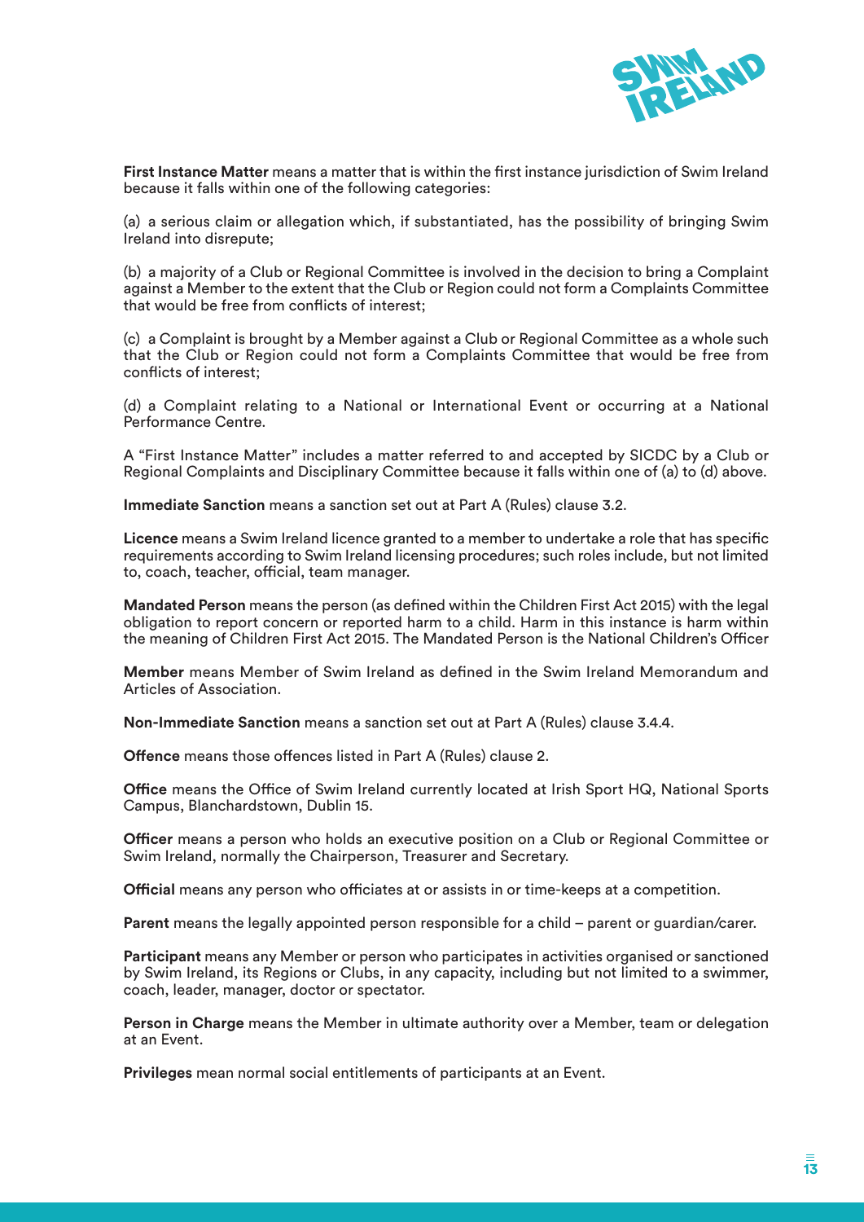**First Instance Matter** means a matter that is within the first instance jurisdiction of Swim Ireland because it falls within one of the following categories:

(a) a serious claim or allegation which, if substantiated, has the possibility of bringing Swim Ireland into disrepute;

(b) a majority of a Club or Regional Committee is involved in the decision to bring a Complaint against a Member to the extent that the Club or Region could not form a Complaints Committee that would be free from conflicts of interest;

(c) a Complaint is brought by a Member against a Club or Regional Committee as a whole such that the Club or Region could not form a Complaints Committee that would be free from conflicts of interest;

(d) a Complaint relating to a National or International Event or occurring at a National Performance Centre.

A "First Instance Matter" includes a matter referred to and accepted by SICDC by a Club or Regional Complaints and Disciplinary Committee because it falls within one of (a) to (d) above.

**Immediate Sanction** means a sanction set out at Part A (Rules) clause 3.2.

**Licence** means a Swim Ireland licence granted to a member to undertake a role that has specific requirements according to Swim Ireland licensing procedures; such roles include, but not limited to, coach, teacher, official, team manager.

**Mandated Person** means the person (as defined within the Children First Act 2015) with the legal obligation to report concern or reported harm to a child. Harm in this instance is harm within the meaning of Children First Act 2015. The Mandated Person is the National Children's Officer

**Member** means Member of Swim Ireland as defined in the Swim Ireland Memorandum and Articles of Association.

**Non-Immediate Sanction** means a sanction set out at Part A (Rules) clause 3.4.4.

**Offence** means those offences listed in Part A (Rules) clause 2.

**Office** means the Office of Swim Ireland currently located at Irish Sport HQ, National Sports Campus, Blanchardstown, Dublin 15.

**Officer** means a person who holds an executive position on a Club or Regional Committee or Swim Ireland, normally the Chairperson, Treasurer and Secretary.

**Official** means any person who officiates at or assists in or time-keeps at a competition.

**Parent** means the legally appointed person responsible for a child – parent or guardian/carer.

**Participant** means any Member or person who participates in activities organised or sanctioned by Swim Ireland, its Regions or Clubs, in any capacity, including but not limited to a swimmer, coach, leader, manager, doctor or spectator.

**Person in Charge** means the Member in ultimate authority over a Member, team or delegation at an Event.

**Privileges** mean normal social entitlements of participants at an Event.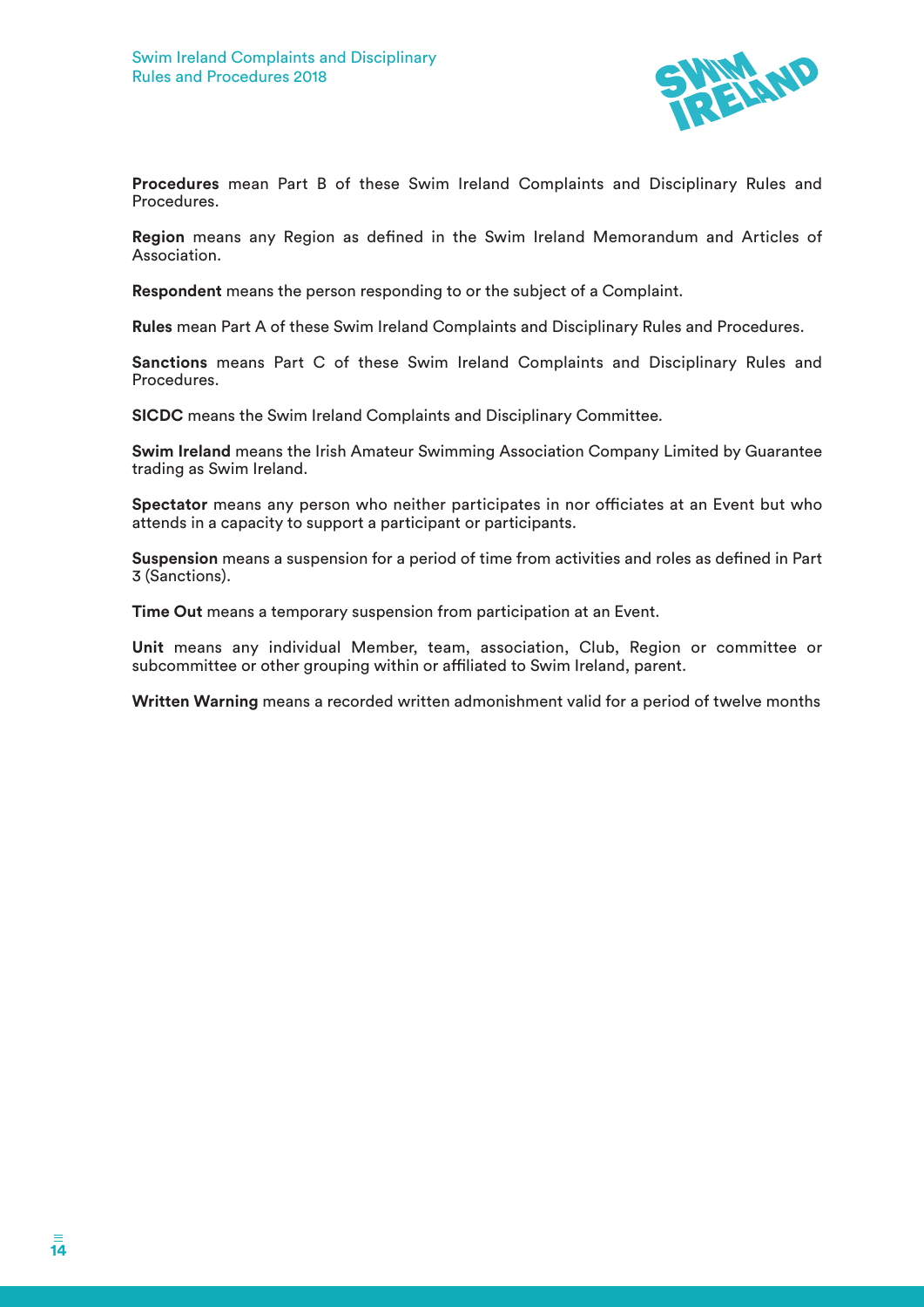**Procedures** mean Part B of these Swim Ireland Complaints and Disciplinary Rules and Procedures.

**Region** means any Region as defined in the Swim Ireland Memorandum and Articles of Association.

**Respondent** means the person responding to or the subject of a Complaint.

**Rules** mean Part A of these Swim Ireland Complaints and Disciplinary Rules and Procedures.

**Sanctions** means Part C of these Swim Ireland Complaints and Disciplinary Rules and Procedures.

**SICDC** means the Swim Ireland Complaints and Disciplinary Committee.

**Swim Ireland** means the Irish Amateur Swimming Association Company Limited by Guarantee trading as Swim Ireland.

**Spectator** means any person who neither participates in nor officiates at an Event but who attends in a capacity to support a participant or participants.

**Suspension** means a suspension for a period of time from activities and roles as defined in Part 3 (Sanctions).

**Time Out** means a temporary suspension from participation at an Event.

**Unit** means any individual Member, team, association, Club, Region or committee or subcommittee or other grouping within or affiliated to Swim Ireland, parent.

**Written Warning** means a recorded written admonishment valid for a period of twelve months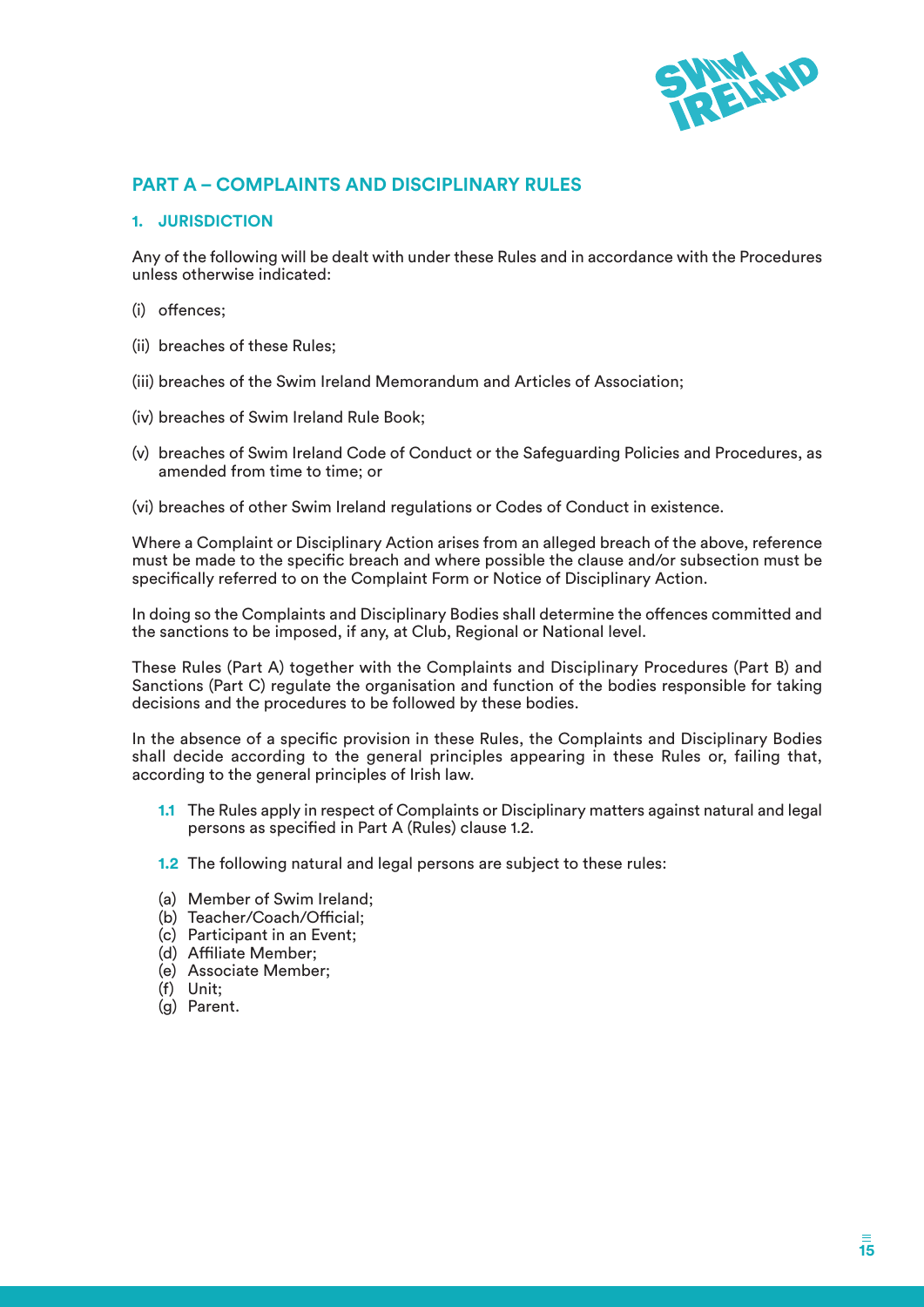## PART A – COMPLAINTS AND DISCIPLINARY RULES

### 1. JURISDICTION

Any of the following will be dealt with under these Rules and in accordance with the Procedures unless otherwise indicated:

(i) offences;

(ii) breaches of these Rules;

(iii) breaches of the Swim Ireland Memorandum and Articles of Association;

(iv) breaches of Swim Ireland Rule Book;

(v) breaches of Swim Ireland Code of Conduct or the Safeguarding Policies and Procedures, as amended from time to time; or

(vi) breaches of other Swim Ireland regulations or Codes of Conduct in existence.

Where a Complaint or Disciplinary Action arises from an alleged breach of the above, reference must be made to the specific breach and where possible the clause and/or subsection must be specifically referred to on the Complaint Form or Notice of Disciplinary Action.

In doing so the Complaints and Disciplinary Bodies shall determine the offences committed and the sanctions to be imposed, if any, at Club, Regional or National level.

These Rules (Part A) together with the Complaints and Disciplinary Procedures (Part B) and Sanctions (Part C) regulate the organisation and function of the bodies responsible for taking decisions and the procedures to be followed by these bodies.

In the absence of a specific provision in these Rules, the Complaints and Disciplinary Bodies shall decide according to the general principles appearing in these Rules or, failing that, according to the general principles of Irish law.

**1.1** The Rules apply in respect of Complaints or Disciplinary matters against natural and legal persons as specified in Part A (Rules) clause 1.2.

**1.2** The following natural and legal persons are subject to these rules:

(a) Member of Swim Ireland;
(b) Teacher/Coach/Official;
(c) Participant in an Event;
(d) Affiliate Member;
(e) Associate Member;
(f) Unit;
(g) Parent.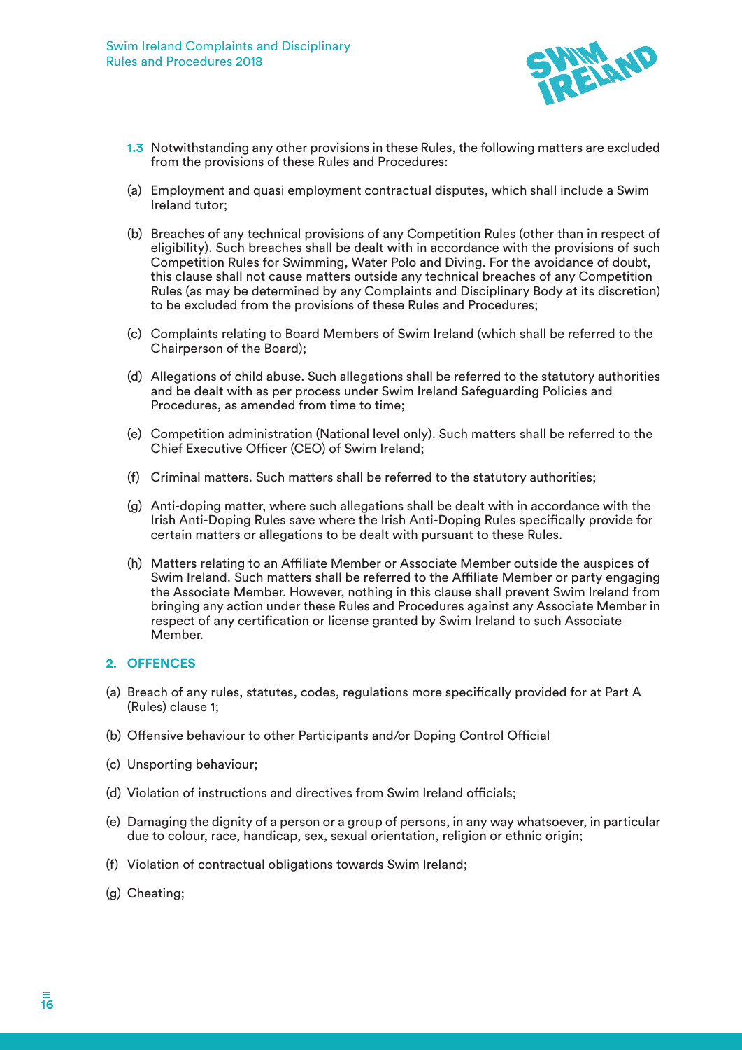**1.3** Notwithstanding any other provisions in these Rules, the following matters are excluded from the provisions of these Rules and Procedures:

(a) Employment and quasi employment contractual disputes, which shall include a Swim Ireland tutor;

(b) Breaches of any technical provisions of any Competition Rules (other than in respect of eligibility). Such breaches shall be dealt with in accordance with the provisions of such Competition Rules for Swimming, Water Polo and Diving. For the avoidance of doubt, this clause shall not cause matters outside any technical breaches of any Competition Rules (as may be determined by any Complaints and Disciplinary Body at its discretion) to be excluded from the provisions of these Rules and Procedures;

(c) Complaints relating to Board Members of Swim Ireland (which shall be referred to the Chairperson of the Board);

(d) Allegations of child abuse. Such allegations shall be referred to the statutory authorities and be dealt with as per process under Swim Ireland Safeguarding Policies and Procedures, as amended from time to time;

(e) Competition administration (National level only). Such matters shall be referred to the Chief Executive Officer (CEO) of Swim Ireland;

(f) Criminal matters. Such matters shall be referred to the statutory authorities;

(g) Anti-doping matter, where such allegations shall be dealt with in accordance with the Irish Anti-Doping Rules save where the Irish Anti-Doping Rules specifically provide for certain matters or allegations to be dealt with pursuant to these Rules.

(h) Matters relating to an Affiliate Member or Associate Member outside the auspices of Swim Ireland. Such matters shall be referred to the Affiliate Member or party engaging the Associate Member. However, nothing in this clause shall prevent Swim Ireland from bringing any action under these Rules and Procedures against any Associate Member in respect of any certification or license granted by Swim Ireland to such Associate Member.

## 2. OFFENCES

(a) Breach of any rules, statutes, codes, regulations more specifically provided for at Part A (Rules) clause 1;

(b) Offensive behaviour to other Participants and/or Doping Control Official

(c) Unsporting behaviour;

(d) Violation of instructions and directives from Swim Ireland officials;

(e) Damaging the dignity of a person or a group of persons, in any way whatsoever, in particular due to colour, race, handicap, sex, sexual orientation, religion or ethnic origin;

(f) Violation of contractual obligations towards Swim Ireland;

(g) Cheating;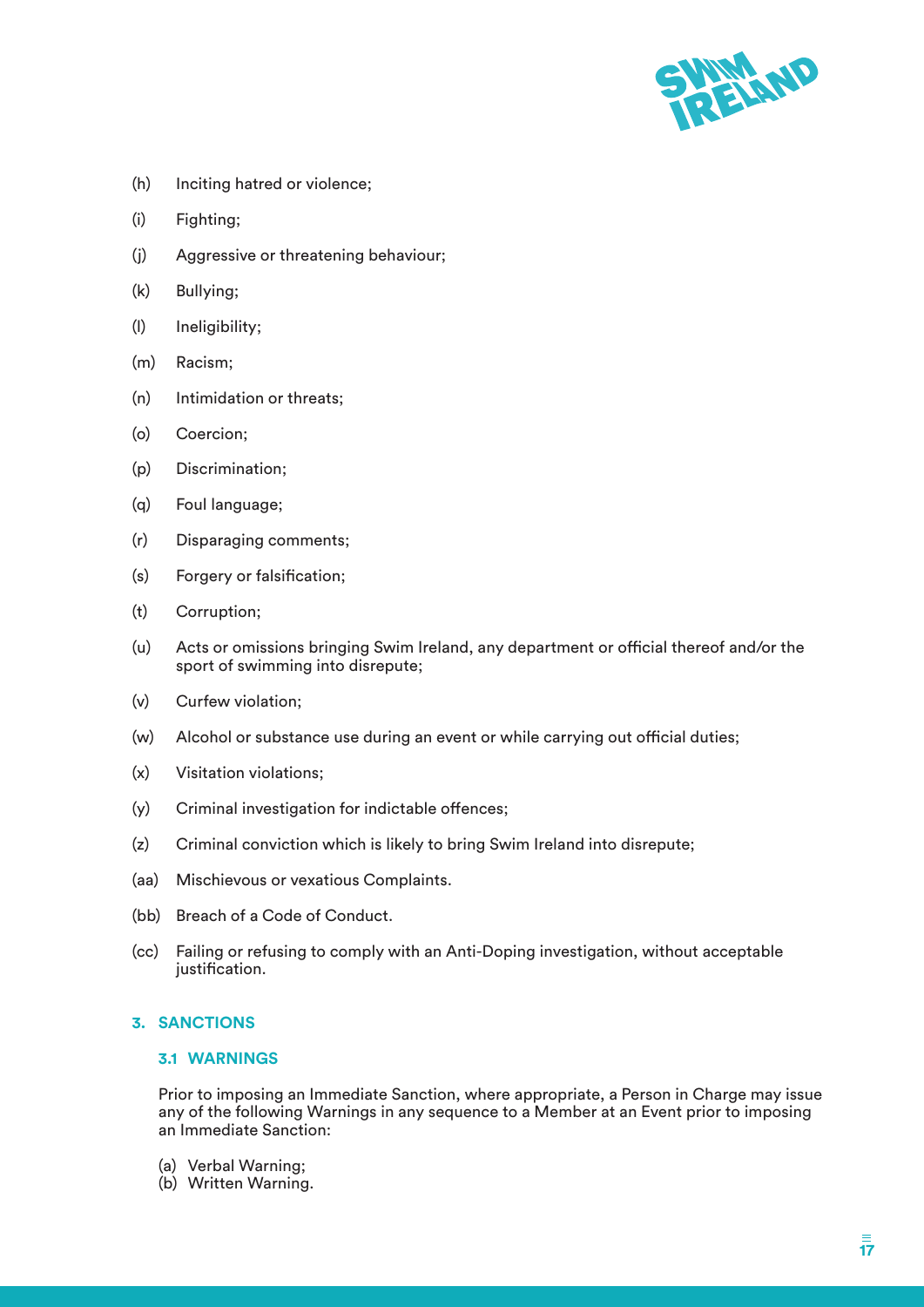(h) Inciting hatred or violence;

(i) Fighting;

(j) Aggressive or threatening behaviour;

(k) Bullying;

(l) Ineligibility;

(m) Racism;

(n) Intimidation or threats;

(o) Coercion;

(p) Discrimination;

(q) Foul language;

(r) Disparaging comments;

(s) Forgery or falsification;

(t) Corruption;

(u) Acts or omissions bringing Swim Ireland, any department or official thereof and/or the sport of swimming into disrepute;

(v) Curfew violation;

(w) Alcohol or substance use during an event or while carrying out official duties;

(x) Visitation violations;

(y) Criminal investigation for indictable offences;

(z) Criminal conviction which is likely to bring Swim Ireland into disrepute;

(aa) Mischievous or vexatious Complaints.

(bb) Breach of a Code of Conduct.

(cc) Failing or refusing to comply with an Anti-Doping investigation, without acceptable justification.

## 3. SANCTIONS

### 3.1 WARNINGS

Prior to imposing an Immediate Sanction, where appropriate, a Person in Charge may issue any of the following Warnings in any sequence to a Member at an Event prior to imposing an Immediate Sanction:

(a) Verbal Warning;
(b) Written Warning.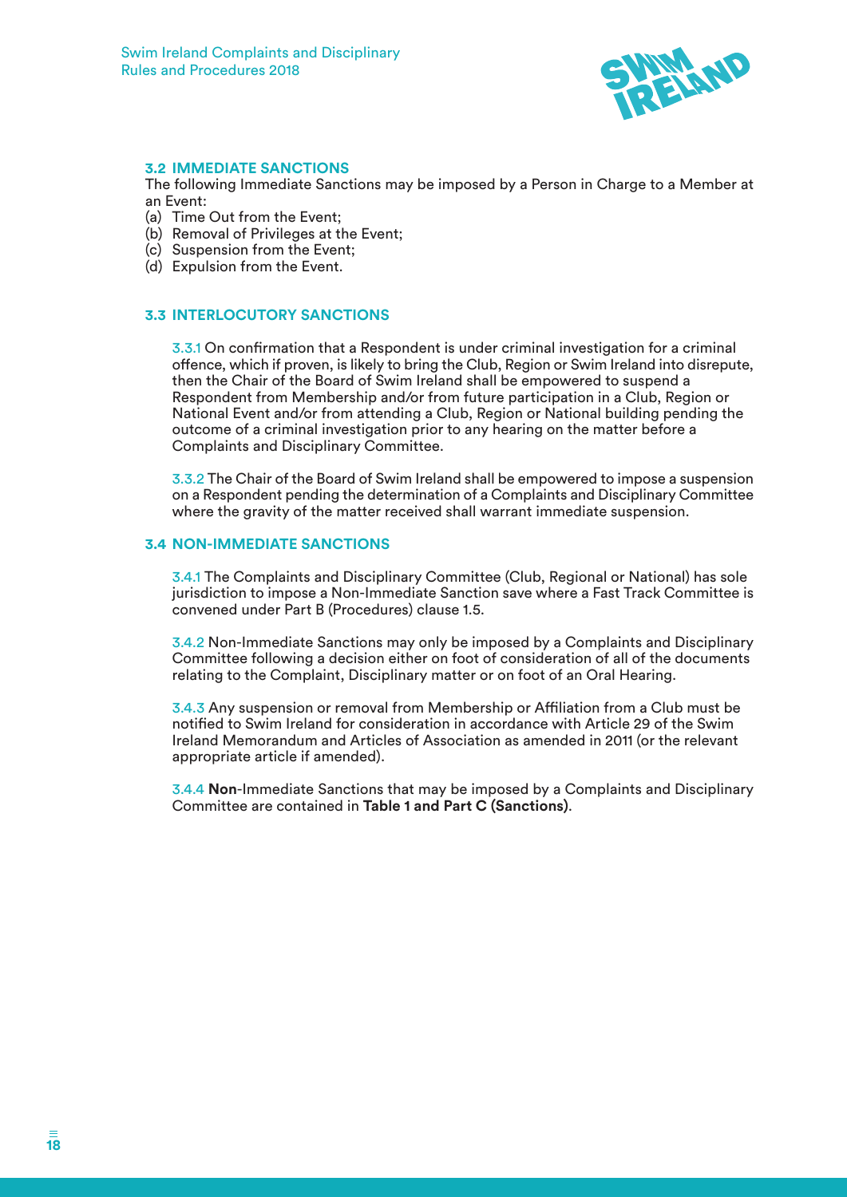### 3.2 IMMEDIATE SANCTIONS

The following Immediate Sanctions may be imposed by a Person in Charge to a Member at an Event:

(a) Time Out from the Event;
(b) Removal of Privileges at the Event;
(c) Suspension from the Event;
(d) Expulsion from the Event.

### 3.3 INTERLOCUTORY SANCTIONS

3.3.1 On confirmation that a Respondent is under criminal investigation for a criminal offence, which if proven, is likely to bring the Club, Region or Swim Ireland into disrepute, then the Chair of the Board of Swim Ireland shall be empowered to suspend a Respondent from Membership and/or from future participation in a Club, Region or National Event and/or from attending a Club, Region or National building pending the outcome of a criminal investigation prior to any hearing on the matter before a Complaints and Disciplinary Committee.

3.3.2 The Chair of the Board of Swim Ireland shall be empowered to impose a suspension on a Respondent pending the determination of a Complaints and Disciplinary Committee where the gravity of the matter received shall warrant immediate suspension.

### 3.4 NON-IMMEDIATE SANCTIONS

3.4.1 The Complaints and Disciplinary Committee (Club, Regional or National) has sole jurisdiction to impose a Non-Immediate Sanction save where a Fast Track Committee is convened under Part B (Procedures) clause 1.5.

3.4.2 Non-Immediate Sanctions may only be imposed by a Complaints and Disciplinary Committee following a decision either on foot of consideration of all of the documents relating to the Complaint, Disciplinary matter or on foot of an Oral Hearing.

3.4.3 Any suspension or removal from Membership or Affiliation from a Club must be notified to Swim Ireland for consideration in accordance with Article 29 of the Swim Ireland Memorandum and Articles of Association as amended in 2011 (or the relevant appropriate article if amended).

3.4.4 **Non**-Immediate Sanctions that may be imposed by a Complaints and Disciplinary Committee are contained in **Table 1 and Part C (Sanctions)**.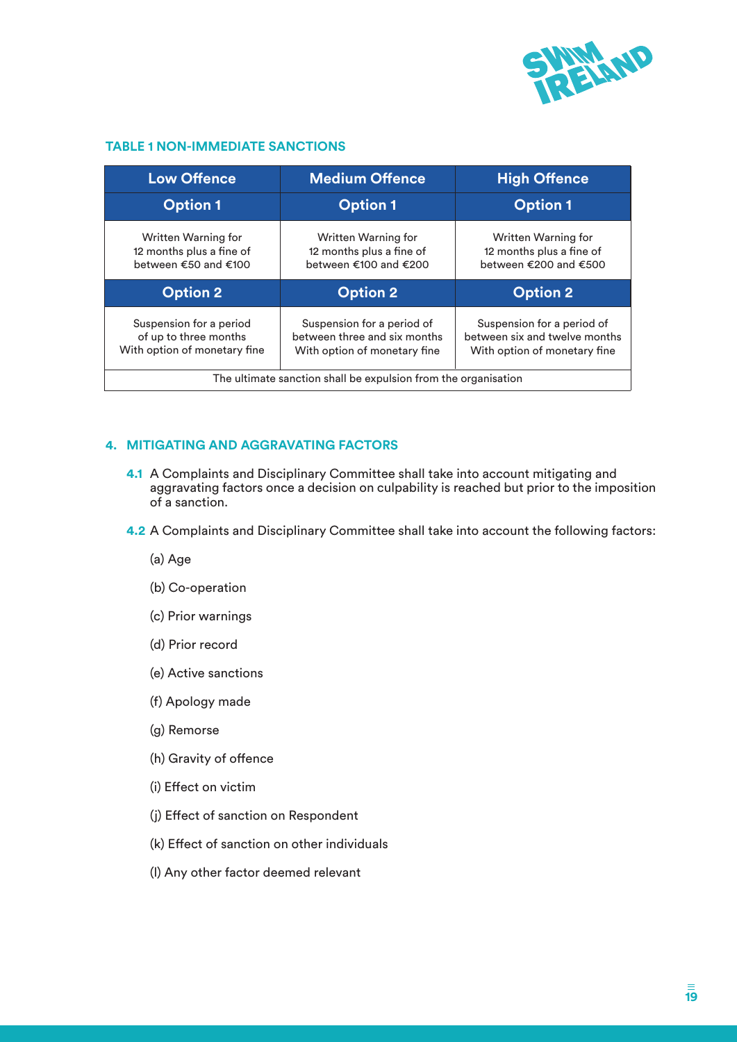**TABLE 1 NON-IMMEDIATE SANCTIONS**

| Low Offence | Medium Offence | High Offence |
|---|---|---|
| **Option 1** | **Option 1** | **Option 1** |
| Written Warning for 12 months plus a fine of between €50 and €100 | Written Warning for 12 months plus a fine of between €100 and €200 | Written Warning for 12 months plus a fine of between €200 and €500 |
| **Option 2** | **Option 2** | **Option 2** |
| Suspension for a period of up to three months With option of monetary fine | Suspension for a period of between three and six months With option of monetary fine | Suspension for a period of between six and twelve months With option of monetary fine |
| The ultimate sanction shall be expulsion from the organisation | | |

## 4. MITIGATING AND AGGRAVATING FACTORS

**4.1** A Complaints and Disciplinary Committee shall take into account mitigating and aggravating factors once a decision on culpability is reached but prior to the imposition of a sanction.

**4.2** A Complaints and Disciplinary Committee shall take into account the following factors:

(a) Age

(b) Co-operation

(c) Prior warnings

(d) Prior record

(e) Active sanctions

(f) Apology made

(g) Remorse

(h) Gravity of offence

(i) Effect on victim

(j) Effect of sanction on Respondent

(k) Effect of sanction on other individuals

(l) Any other factor deemed relevant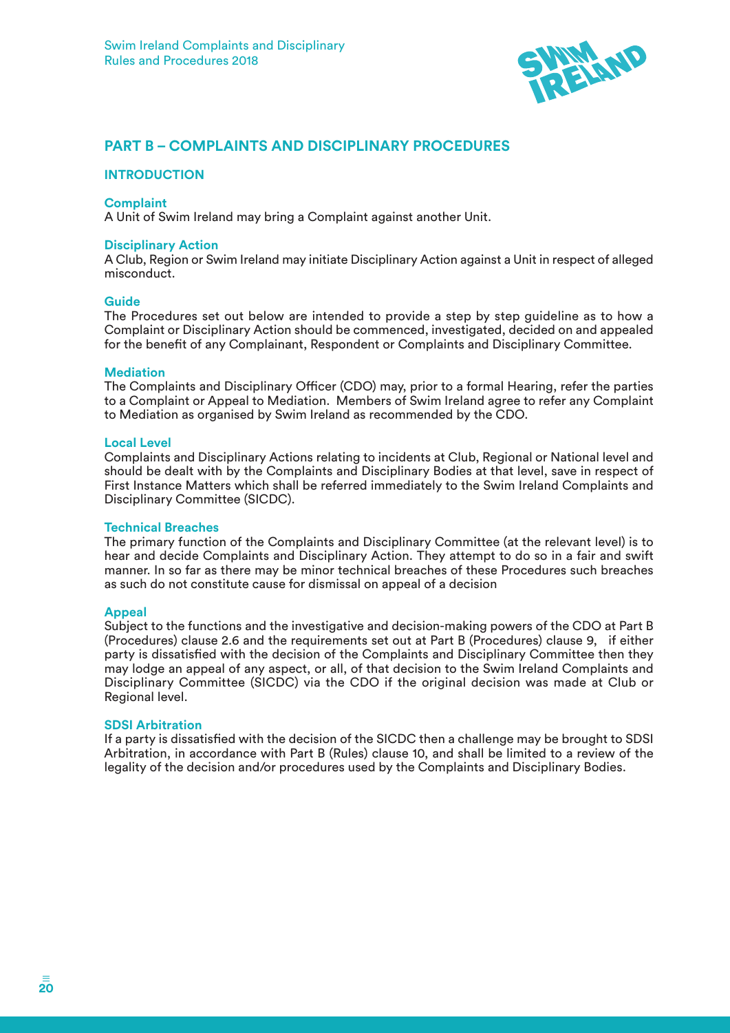## PART B – COMPLAINTS AND DISCIPLINARY PROCEDURES

### INTRODUCTION

**Complaint**
A Unit of Swim Ireland may bring a Complaint against another Unit.

**Disciplinary Action**
A Club, Region or Swim Ireland may initiate Disciplinary Action against a Unit in respect of alleged misconduct.

**Guide**
The Procedures set out below are intended to provide a step by step guideline as to how a Complaint or Disciplinary Action should be commenced, investigated, decided on and appealed for the benefit of any Complainant, Respondent or Complaints and Disciplinary Committee.

**Mediation**
The Complaints and Disciplinary Officer (CDO) may, prior to a formal Hearing, refer the parties to a Complaint or Appeal to Mediation. Members of Swim Ireland agree to refer any Complaint to Mediation as organised by Swim Ireland as recommended by the CDO.

**Local Level**
Complaints and Disciplinary Actions relating to incidents at Club, Regional or National level and should be dealt with by the Complaints and Disciplinary Bodies at that level, save in respect of First Instance Matters which shall be referred immediately to the Swim Ireland Complaints and Disciplinary Committee (SICDC).

**Technical Breaches**
The primary function of the Complaints and Disciplinary Committee (at the relevant level) is to hear and decide Complaints and Disciplinary Action. They attempt to do so in a fair and swift manner. In so far as there may be minor technical breaches of these Procedures such breaches as such do not constitute cause for dismissal on appeal of a decision

**Appeal**
Subject to the functions and the investigative and decision-making powers of the CDO at Part B (Procedures) clause 2.6 and the requirements set out at Part B (Procedures) clause 9, if either party is dissatisfied with the decision of the Complaints and Disciplinary Committee then they may lodge an appeal of any aspect, or all, of that decision to the Swim Ireland Complaints and Disciplinary Committee (SICDC) via the CDO if the original decision was made at Club or Regional level.

**SDSI Arbitration**
If a party is dissatisfied with the decision of the SICDC then a challenge may be brought to SDSI Arbitration, in accordance with Part B (Rules) clause 10, and shall be limited to a review of the legality of the decision and/or procedures used by the Complaints and Disciplinary Bodies.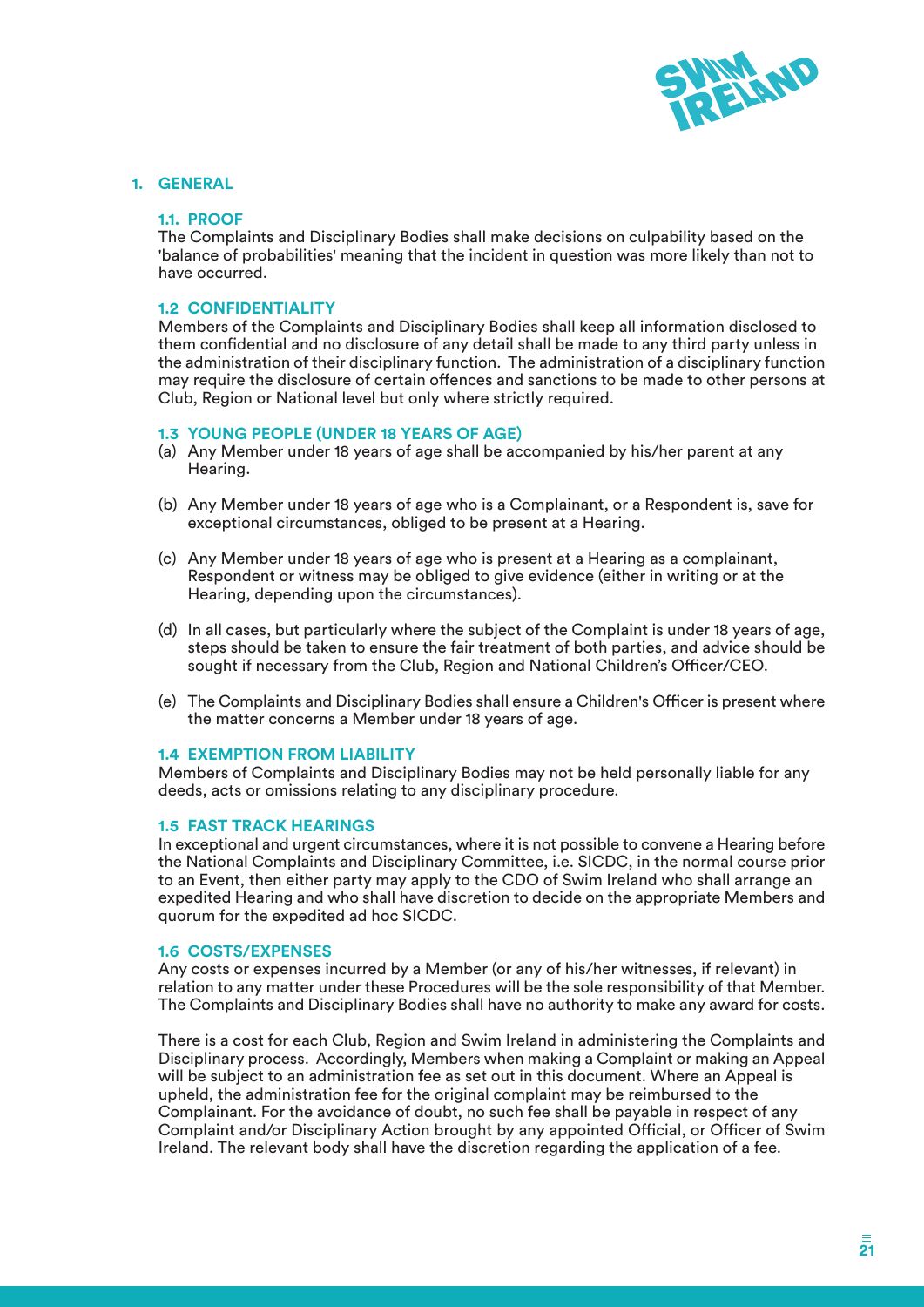# 1. GENERAL

## 1.1. PROOF

The Complaints and Disciplinary Bodies shall make decisions on culpability based on the 'balance of probabilities' meaning that the incident in question was more likely than not to have occurred.

## 1.2 CONFIDENTIALITY

Members of the Complaints and Disciplinary Bodies shall keep all information disclosed to them confidential and no disclosure of any detail shall be made to any third party unless in the administration of their disciplinary function. The administration of a disciplinary function may require the disclosure of certain offences and sanctions to be made to other persons at Club, Region or National level but only where strictly required.

## 1.3 YOUNG PEOPLE (UNDER 18 YEARS OF AGE)

(a) Any Member under 18 years of age shall be accompanied by his/her parent at any Hearing.

(b) Any Member under 18 years of age who is a Complainant, or a Respondent is, save for exceptional circumstances, obliged to be present at a Hearing.

(c) Any Member under 18 years of age who is present at a Hearing as a complainant, Respondent or witness may be obliged to give evidence (either in writing or at the Hearing, depending upon the circumstances).

(d) In all cases, but particularly where the subject of the Complaint is under 18 years of age, steps should be taken to ensure the fair treatment of both parties, and advice should be sought if necessary from the Club, Region and National Children's Officer/CEO.

(e) The Complaints and Disciplinary Bodies shall ensure a Children's Officer is present where the matter concerns a Member under 18 years of age.

## 1.4 EXEMPTION FROM LIABILITY

Members of Complaints and Disciplinary Bodies may not be held personally liable for any deeds, acts or omissions relating to any disciplinary procedure.

## 1.5 FAST TRACK HEARINGS

In exceptional and urgent circumstances, where it is not possible to convene a Hearing before the National Complaints and Disciplinary Committee, i.e. SICDC, in the normal course prior to an Event, then either party may apply to the CDO of Swim Ireland who shall arrange an expedited Hearing and who shall have discretion to decide on the appropriate Members and quorum for the expedited ad hoc SICDC.

## 1.6 COSTS/EXPENSES

Any costs or expenses incurred by a Member (or any of his/her witnesses, if relevant) in relation to any matter under these Procedures will be the sole responsibility of that Member. The Complaints and Disciplinary Bodies shall have no authority to make any award for costs.

There is a cost for each Club, Region and Swim Ireland in administering the Complaints and Disciplinary process. Accordingly, Members when making a Complaint or making an Appeal will be subject to an administration fee as set out in this document. Where an Appeal is upheld, the administration fee for the original complaint may be reimbursed to the Complainant. For the avoidance of doubt, no such fee shall be payable in respect of any Complaint and/or Disciplinary Action brought by any appointed Official, or Officer of Swim Ireland. The relevant body shall have the discretion regarding the application of a fee.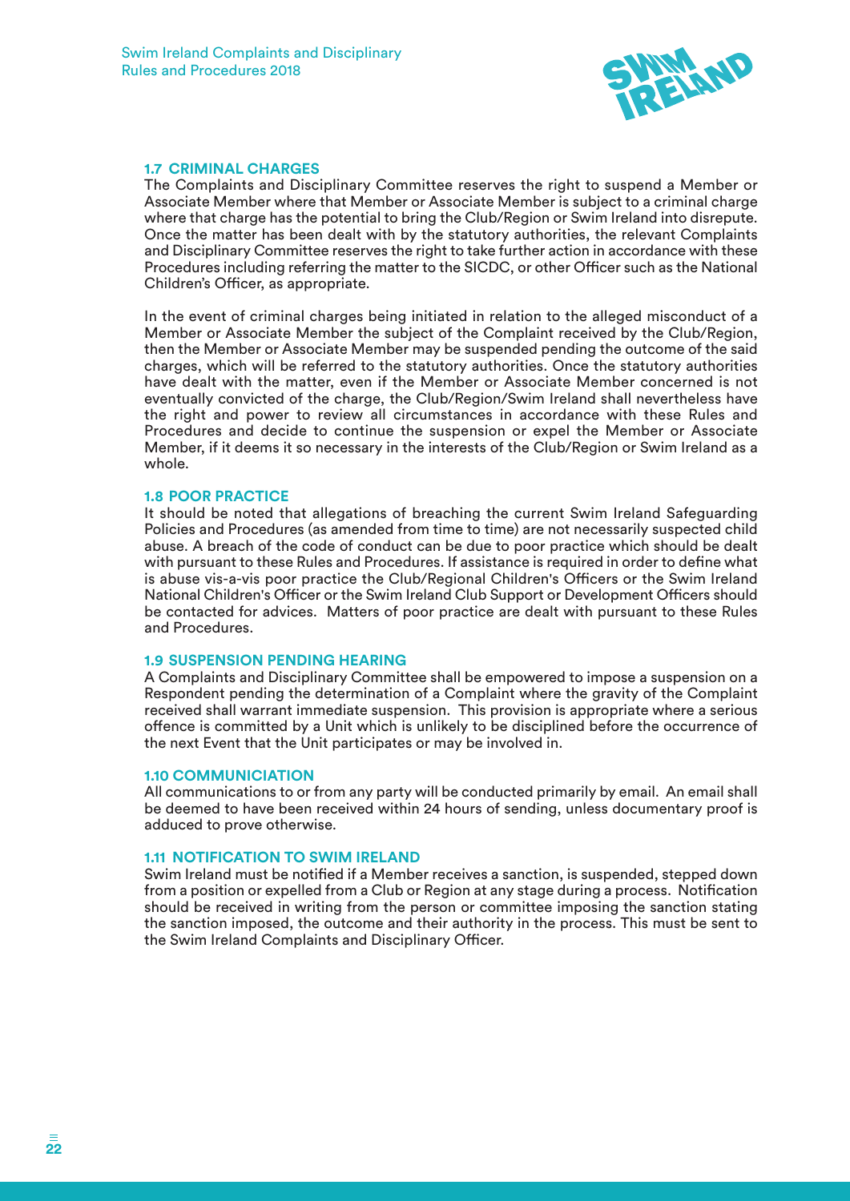### 1.7 CRIMINAL CHARGES

The Complaints and Disciplinary Committee reserves the right to suspend a Member or Associate Member where that Member or Associate Member is subject to a criminal charge where that charge has the potential to bring the Club/Region or Swim Ireland into disrepute. Once the matter has been dealt with by the statutory authorities, the relevant Complaints and Disciplinary Committee reserves the right to take further action in accordance with these Procedures including referring the matter to the SICDC, or other Officer such as the National Children's Officer, as appropriate.

In the event of criminal charges being initiated in relation to the alleged misconduct of a Member or Associate Member the subject of the Complaint received by the Club/Region, then the Member or Associate Member may be suspended pending the outcome of the said charges, which will be referred to the statutory authorities. Once the statutory authorities have dealt with the matter, even if the Member or Associate Member concerned is not eventually convicted of the charge, the Club/Region/Swim Ireland shall nevertheless have the right and power to review all circumstances in accordance with these Rules and Procedures and decide to continue the suspension or expel the Member or Associate Member, if it deems it so necessary in the interests of the Club/Region or Swim Ireland as a whole.

### 1.8 POOR PRACTICE

It should be noted that allegations of breaching the current Swim Ireland Safeguarding Policies and Procedures (as amended from time to time) are not necessarily suspected child abuse. A breach of the code of conduct can be due to poor practice which should be dealt with pursuant to these Rules and Procedures. If assistance is required in order to define what is abuse vis-a-vis poor practice the Club/Regional Children's Officers or the Swim Ireland National Children's Officer or the Swim Ireland Club Support or Development Officers should be contacted for advices. Matters of poor practice are dealt with pursuant to these Rules and Procedures.

### 1.9 SUSPENSION PENDING HEARING

A Complaints and Disciplinary Committee shall be empowered to impose a suspension on a Respondent pending the determination of a Complaint where the gravity of the Complaint received shall warrant immediate suspension. This provision is appropriate where a serious offence is committed by a Unit which is unlikely to be disciplined before the occurrence of the next Event that the Unit participates or may be involved in.

### 1.10 COMMUNICIATION

All communications to or from any party will be conducted primarily by email. An email shall be deemed to have been received within 24 hours of sending, unless documentary proof is adduced to prove otherwise.

### 1.11 NOTIFICATION TO SWIM IRELAND

Swim Ireland must be notified if a Member receives a sanction, is suspended, stepped down from a position or expelled from a Club or Region at any stage during a process. Notification should be received in writing from the person or committee imposing the sanction stating the sanction imposed, the outcome and their authority in the process. This must be sent to the Swim Ireland Complaints and Disciplinary Officer.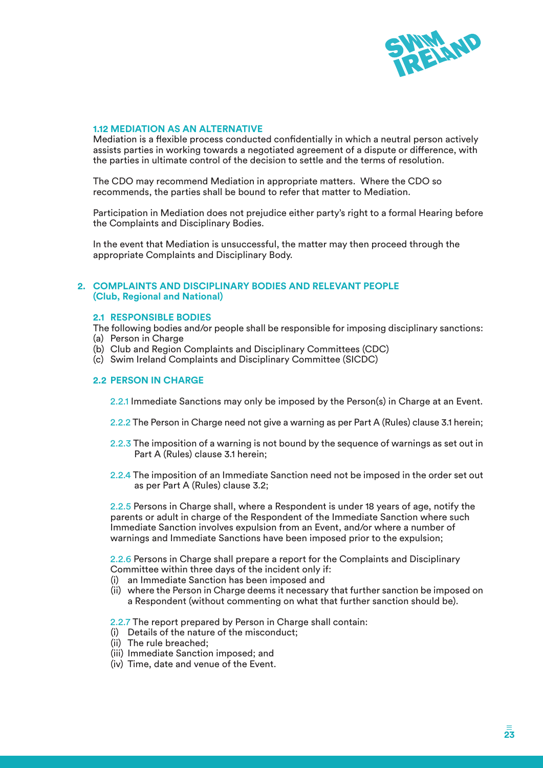### 1.12 MEDIATION AS AN ALTERNATIVE

Mediation is a flexible process conducted confidentially in which a neutral person actively assists parties in working towards a negotiated agreement of a dispute or difference, with the parties in ultimate control of the decision to settle and the terms of resolution.

The CDO may recommend Mediation in appropriate matters. Where the CDO so recommends, the parties shall be bound to refer that matter to Mediation.

Participation in Mediation does not prejudice either party's right to a formal Hearing before the Complaints and Disciplinary Bodies.

In the event that Mediation is unsuccessful, the matter may then proceed through the appropriate Complaints and Disciplinary Body.

## 2. COMPLAINTS AND DISCIPLINARY BODIES AND RELEVANT PEOPLE (Club, Regional and National)

### 2.1 RESPONSIBLE BODIES

The following bodies and/or people shall be responsible for imposing disciplinary sanctions:

(a) Person in Charge
(b) Club and Region Complaints and Disciplinary Committees (CDC)
(c) Swim Ireland Complaints and Disciplinary Committee (SICDC)

### 2.2 PERSON IN CHARGE

2.2.1 Immediate Sanctions may only be imposed by the Person(s) in Charge at an Event.

2.2.2 The Person in Charge need not give a warning as per Part A (Rules) clause 3.1 herein;

2.2.3 The imposition of a warning is not bound by the sequence of warnings as set out in Part A (Rules) clause 3.1 herein;

2.2.4 The imposition of an Immediate Sanction need not be imposed in the order set out as per Part A (Rules) clause 3.2;

2.2.5 Persons in Charge shall, where a Respondent is under 18 years of age, notify the parents or adult in charge of the Respondent of the Immediate Sanction where such Immediate Sanction involves expulsion from an Event, and/or where a number of warnings and Immediate Sanctions have been imposed prior to the expulsion;

2.2.6 Persons in Charge shall prepare a report for the Complaints and Disciplinary Committee within three days of the incident only if:

(i) an Immediate Sanction has been imposed and
(ii) where the Person in Charge deems it necessary that further sanction be imposed on a Respondent (without commenting on what that further sanction should be).

2.2.7 The report prepared by Person in Charge shall contain:

(i) Details of the nature of the misconduct;
(ii) The rule breached;
(iii) Immediate Sanction imposed; and
(iv) Time, date and venue of the Event.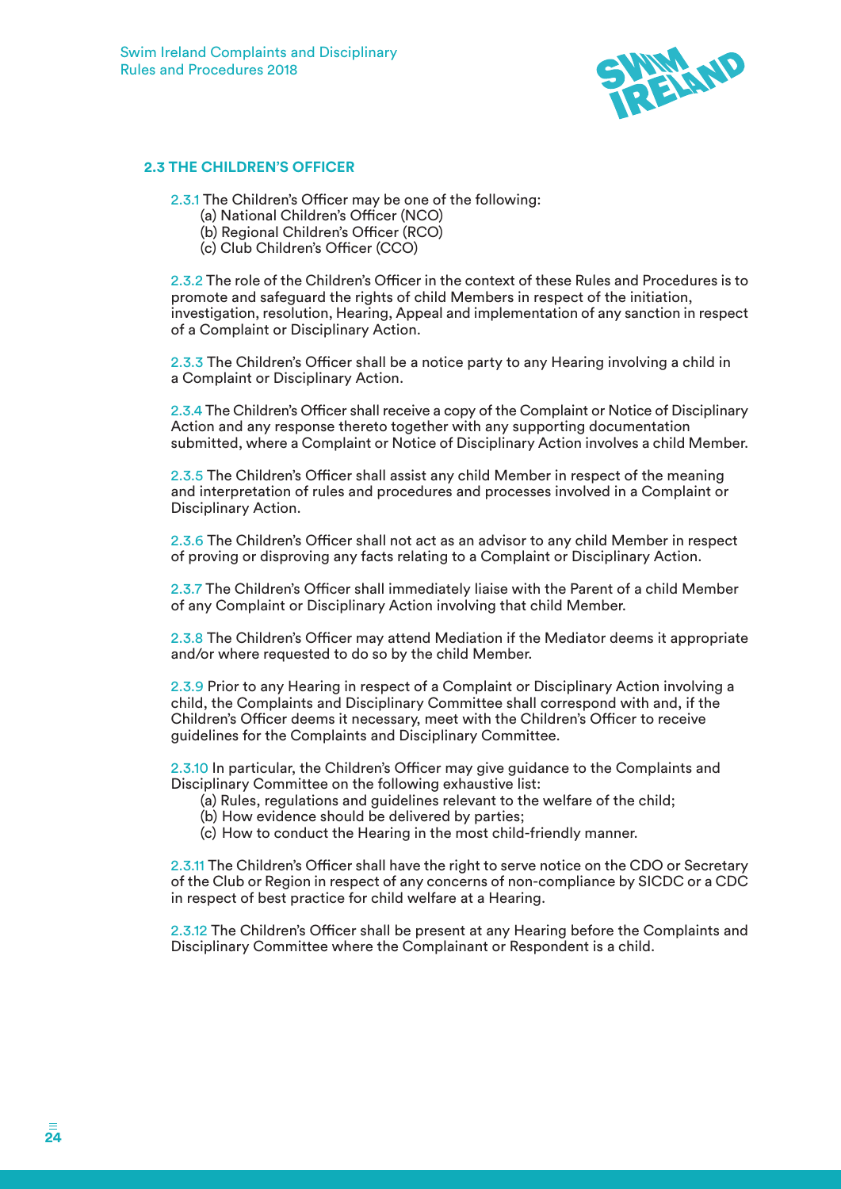## 2.3 THE CHILDREN'S OFFICER

2.3.1 The Children's Officer may be one of the following:

(a) National Children's Officer (NCO)
(b) Regional Children's Officer (RCO)
(c) Club Children's Officer (CCO)

2.3.2 The role of the Children's Officer in the context of these Rules and Procedures is to promote and safeguard the rights of child Members in respect of the initiation, investigation, resolution, Hearing, Appeal and implementation of any sanction in respect of a Complaint or Disciplinary Action.

2.3.3 The Children's Officer shall be a notice party to any Hearing involving a child in a Complaint or Disciplinary Action.

2.3.4 The Children's Officer shall receive a copy of the Complaint or Notice of Disciplinary Action and any response thereto together with any supporting documentation submitted, where a Complaint or Notice of Disciplinary Action involves a child Member.

2.3.5 The Children's Officer shall assist any child Member in respect of the meaning and interpretation of rules and procedures and processes involved in a Complaint or Disciplinary Action.

2.3.6 The Children's Officer shall not act as an advisor to any child Member in respect of proving or disproving any facts relating to a Complaint or Disciplinary Action.

2.3.7 The Children's Officer shall immediately liaise with the Parent of a child Member of any Complaint or Disciplinary Action involving that child Member.

2.3.8 The Children's Officer may attend Mediation if the Mediator deems it appropriate and/or where requested to do so by the child Member.

2.3.9 Prior to any Hearing in respect of a Complaint or Disciplinary Action involving a child, the Complaints and Disciplinary Committee shall correspond with and, if the Children's Officer deems it necessary, meet with the Children's Officer to receive guidelines for the Complaints and Disciplinary Committee.

2.3.10 In particular, the Children's Officer may give guidance to the Complaints and Disciplinary Committee on the following exhaustive list:

(a) Rules, regulations and guidelines relevant to the welfare of the child;
(b) How evidence should be delivered by parties;
(c) How to conduct the Hearing in the most child-friendly manner.

2.3.11 The Children's Officer shall have the right to serve notice on the CDO or Secretary of the Club or Region in respect of any concerns of non-compliance by SICDC or a CDC in respect of best practice for child welfare at a Hearing.

2.3.12 The Children's Officer shall be present at any Hearing before the Complaints and Disciplinary Committee where the Complainant or Respondent is a child.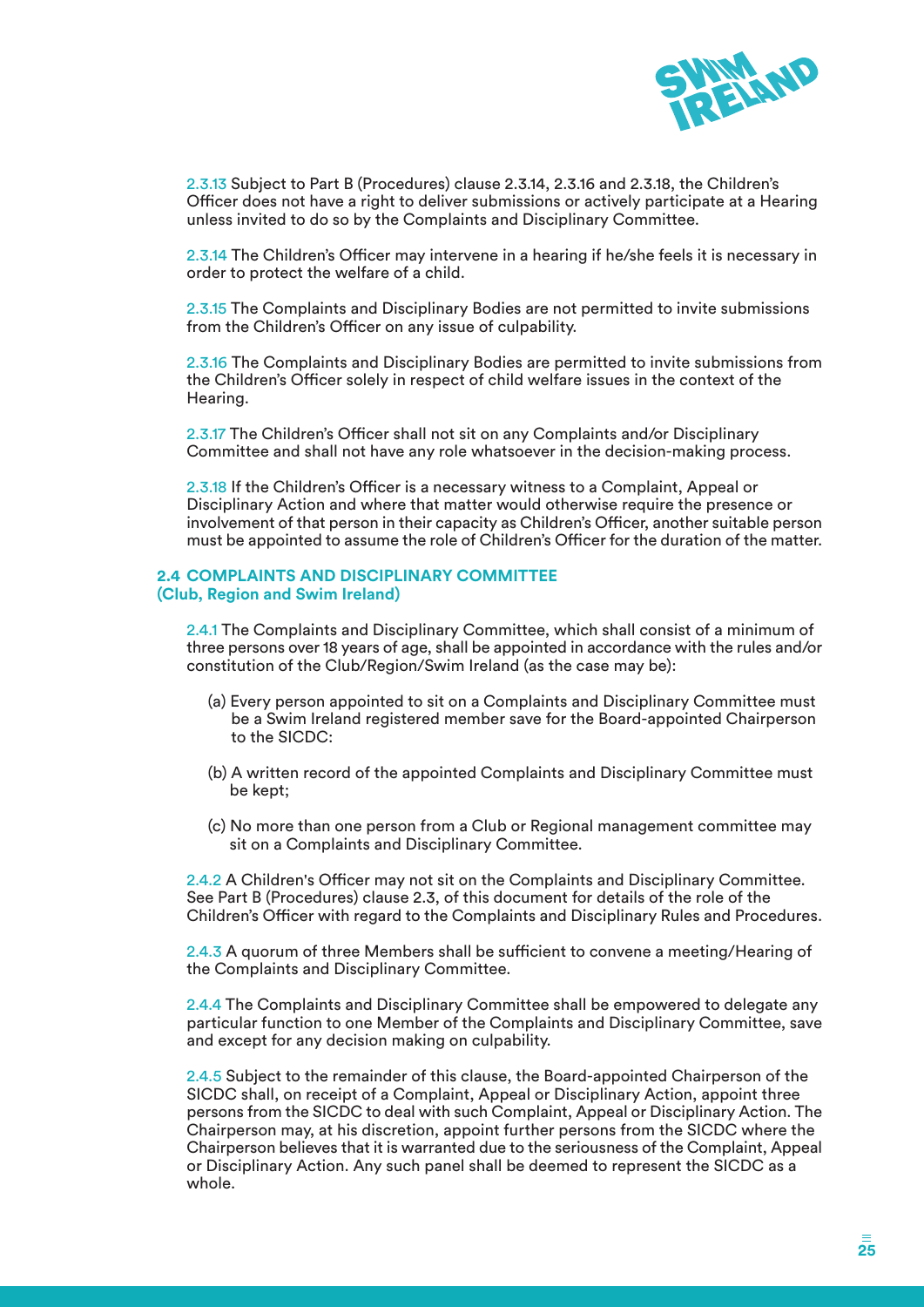2.3.13 Subject to Part B (Procedures) clause 2.3.14, 2.3.16 and 2.3.18, the Children's Officer does not have a right to deliver submissions or actively participate at a Hearing unless invited to do so by the Complaints and Disciplinary Committee.

2.3.14 The Children's Officer may intervene in a hearing if he/she feels it is necessary in order to protect the welfare of a child.

2.3.15 The Complaints and Disciplinary Bodies are not permitted to invite submissions from the Children's Officer on any issue of culpability.

2.3.16 The Complaints and Disciplinary Bodies are permitted to invite submissions from the Children's Officer solely in respect of child welfare issues in the context of the Hearing.

2.3.17 The Children's Officer shall not sit on any Complaints and/or Disciplinary Committee and shall not have any role whatsoever in the decision-making process.

2.3.18 If the Children's Officer is a necessary witness to a Complaint, Appeal or Disciplinary Action and where that matter would otherwise require the presence or involvement of that person in their capacity as Children's Officer, another suitable person must be appointed to assume the role of Children's Officer for the duration of the matter.

### 2.4 COMPLAINTS AND DISCIPLINARY COMMITTEE (Club, Region and Swim Ireland)

2.4.1 The Complaints and Disciplinary Committee, which shall consist of a minimum of three persons over 18 years of age, shall be appointed in accordance with the rules and/or constitution of the Club/Region/Swim Ireland (as the case may be):

(a) Every person appointed to sit on a Complaints and Disciplinary Committee must be a Swim Ireland registered member save for the Board-appointed Chairperson to the SICDC:

(b) A written record of the appointed Complaints and Disciplinary Committee must be kept;

(c) No more than one person from a Club or Regional management committee may sit on a Complaints and Disciplinary Committee.

2.4.2 A Children's Officer may not sit on the Complaints and Disciplinary Committee. See Part B (Procedures) clause 2.3, of this document for details of the role of the Children's Officer with regard to the Complaints and Disciplinary Rules and Procedures.

2.4.3 A quorum of three Members shall be sufficient to convene a meeting/Hearing of the Complaints and Disciplinary Committee.

2.4.4 The Complaints and Disciplinary Committee shall be empowered to delegate any particular function to one Member of the Complaints and Disciplinary Committee, save and except for any decision making on culpability.

2.4.5 Subject to the remainder of this clause, the Board-appointed Chairperson of the SICDC shall, on receipt of a Complaint, Appeal or Disciplinary Action, appoint three persons from the SICDC to deal with such Complaint, Appeal or Disciplinary Action. The Chairperson may, at his discretion, appoint further persons from the SICDC where the Chairperson believes that it is warranted due to the seriousness of the Complaint, Appeal or Disciplinary Action. Any such panel shall be deemed to represent the SICDC as a whole.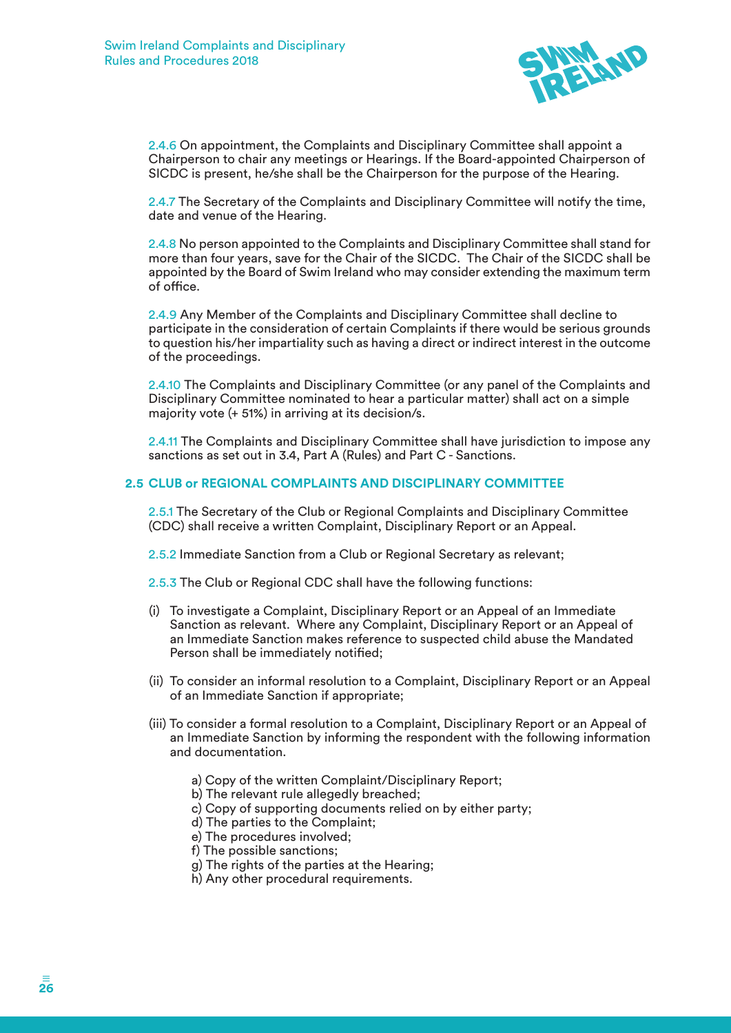2.4.6 On appointment, the Complaints and Disciplinary Committee shall appoint a Chairperson to chair any meetings or Hearings. If the Board-appointed Chairperson of SICDC is present, he/she shall be the Chairperson for the purpose of the Hearing.

2.4.7 The Secretary of the Complaints and Disciplinary Committee will notify the time, date and venue of the Hearing.

2.4.8 No person appointed to the Complaints and Disciplinary Committee shall stand for more than four years, save for the Chair of the SICDC. The Chair of the SICDC shall be appointed by the Board of Swim Ireland who may consider extending the maximum term of office.

2.4.9 Any Member of the Complaints and Disciplinary Committee shall decline to participate in the consideration of certain Complaints if there would be serious grounds to question his/her impartiality such as having a direct or indirect interest in the outcome of the proceedings.

2.4.10 The Complaints and Disciplinary Committee (or any panel of the Complaints and Disciplinary Committee nominated to hear a particular matter) shall act on a simple majority vote (+ 51%) in arriving at its decision/s.

2.4.11 The Complaints and Disciplinary Committee shall have jurisdiction to impose any sanctions as set out in 3.4, Part A (Rules) and Part C - Sanctions.

## 2.5 CLUB or REGIONAL COMPLAINTS AND DISCIPLINARY COMMITTEE

2.5.1 The Secretary of the Club or Regional Complaints and Disciplinary Committee (CDC) shall receive a written Complaint, Disciplinary Report or an Appeal.

2.5.2 Immediate Sanction from a Club or Regional Secretary as relevant;

2.5.3 The Club or Regional CDC shall have the following functions:

(i) To investigate a Complaint, Disciplinary Report or an Appeal of an Immediate Sanction as relevant. Where any Complaint, Disciplinary Report or an Appeal of an Immediate Sanction makes reference to suspected child abuse the Mandated Person shall be immediately notified;

(ii) To consider an informal resolution to a Complaint, Disciplinary Report or an Appeal of an Immediate Sanction if appropriate;

(iii) To consider a formal resolution to a Complaint, Disciplinary Report or an Appeal of an Immediate Sanction by informing the respondent with the following information and documentation.

a) Copy of the written Complaint/Disciplinary Report;
b) The relevant rule allegedly breached;
c) Copy of supporting documents relied on by either party;
d) The parties to the Complaint;
e) The procedures involved;
f) The possible sanctions;
g) The rights of the parties at the Hearing;
h) Any other procedural requirements.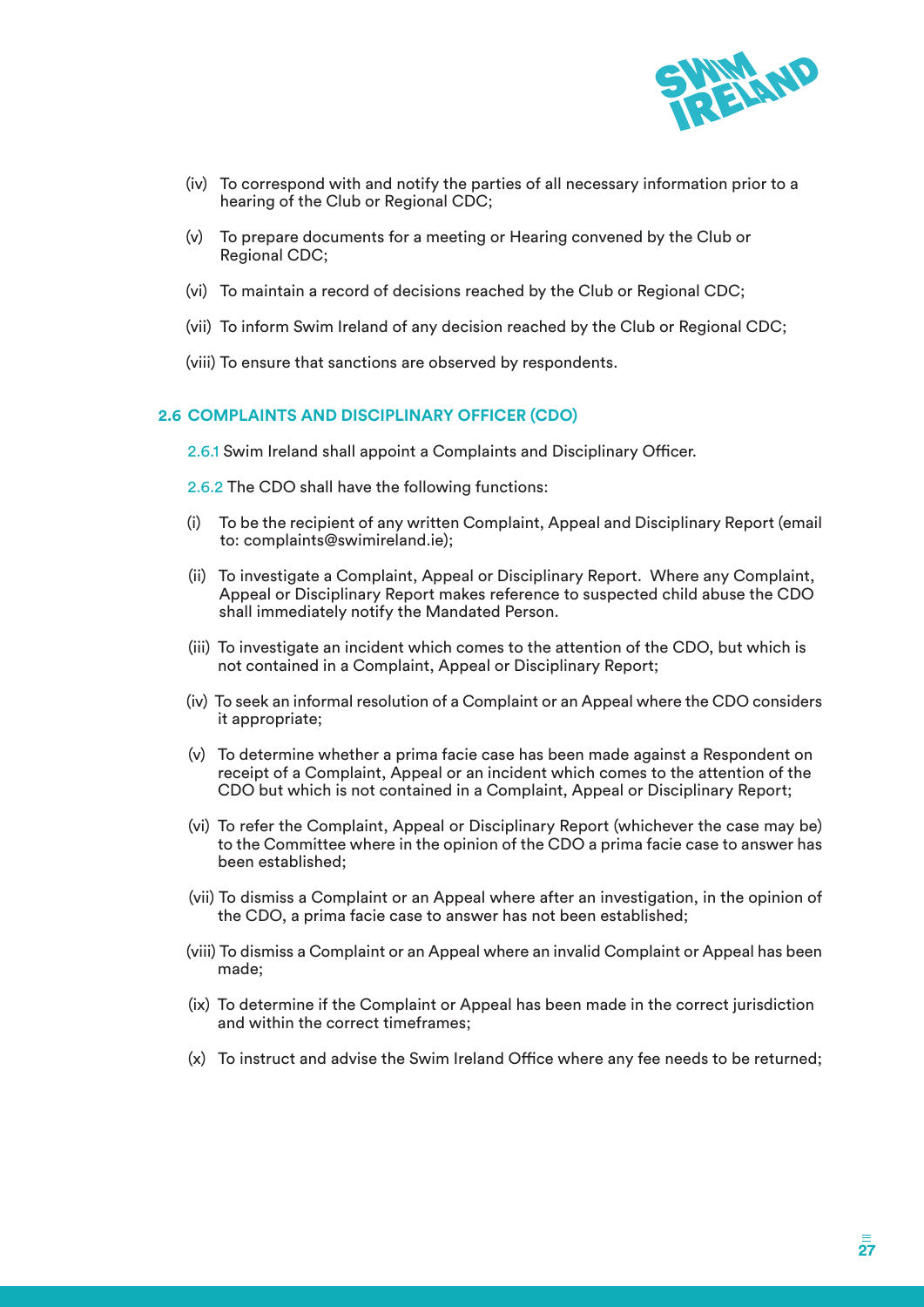(iv) To correspond with and notify the parties of all necessary information prior to a hearing of the Club or Regional CDC;

(v) To prepare documents for a meeting or Hearing convened by the Club or Regional CDC;

(vi) To maintain a record of decisions reached by the Club or Regional CDC;

(vii) To inform Swim Ireland of any decision reached by the Club or Regional CDC;

(viii) To ensure that sanctions are observed by respondents.

### 2.6 COMPLAINTS AND DISCIPLINARY OFFICER (CDO)

2.6.1 Swim Ireland shall appoint a Complaints and Disciplinary Officer.

2.6.2 The CDO shall have the following functions:

(i) To be the recipient of any written Complaint, Appeal and Disciplinary Report (email to: complaints@swimireland.ie);

(ii) To investigate a Complaint, Appeal or Disciplinary Report. Where any Complaint, Appeal or Disciplinary Report makes reference to suspected child abuse the CDO shall immediately notify the Mandated Person.

(iii) To investigate an incident which comes to the attention of the CDO, but which is not contained in a Complaint, Appeal or Disciplinary Report;

(iv) To seek an informal resolution of a Complaint or an Appeal where the CDO considers it appropriate;

(v) To determine whether a prima facie case has been made against a Respondent on receipt of a Complaint, Appeal or an incident which comes to the attention of the CDO but which is not contained in a Complaint, Appeal or Disciplinary Report;

(vi) To refer the Complaint, Appeal or Disciplinary Report (whichever the case may be) to the Committee where in the opinion of the CDO a prima facie case to answer has been established;

(vii) To dismiss a Complaint or an Appeal where after an investigation, in the opinion of the CDO, a prima facie case to answer has not been established;

(viii) To dismiss a Complaint or an Appeal where an invalid Complaint or Appeal has been made;

(ix) To determine if the Complaint or Appeal has been made in the correct jurisdiction and within the correct timeframes;

(x) To instruct and advise the Swim Ireland Office where any fee needs to be returned;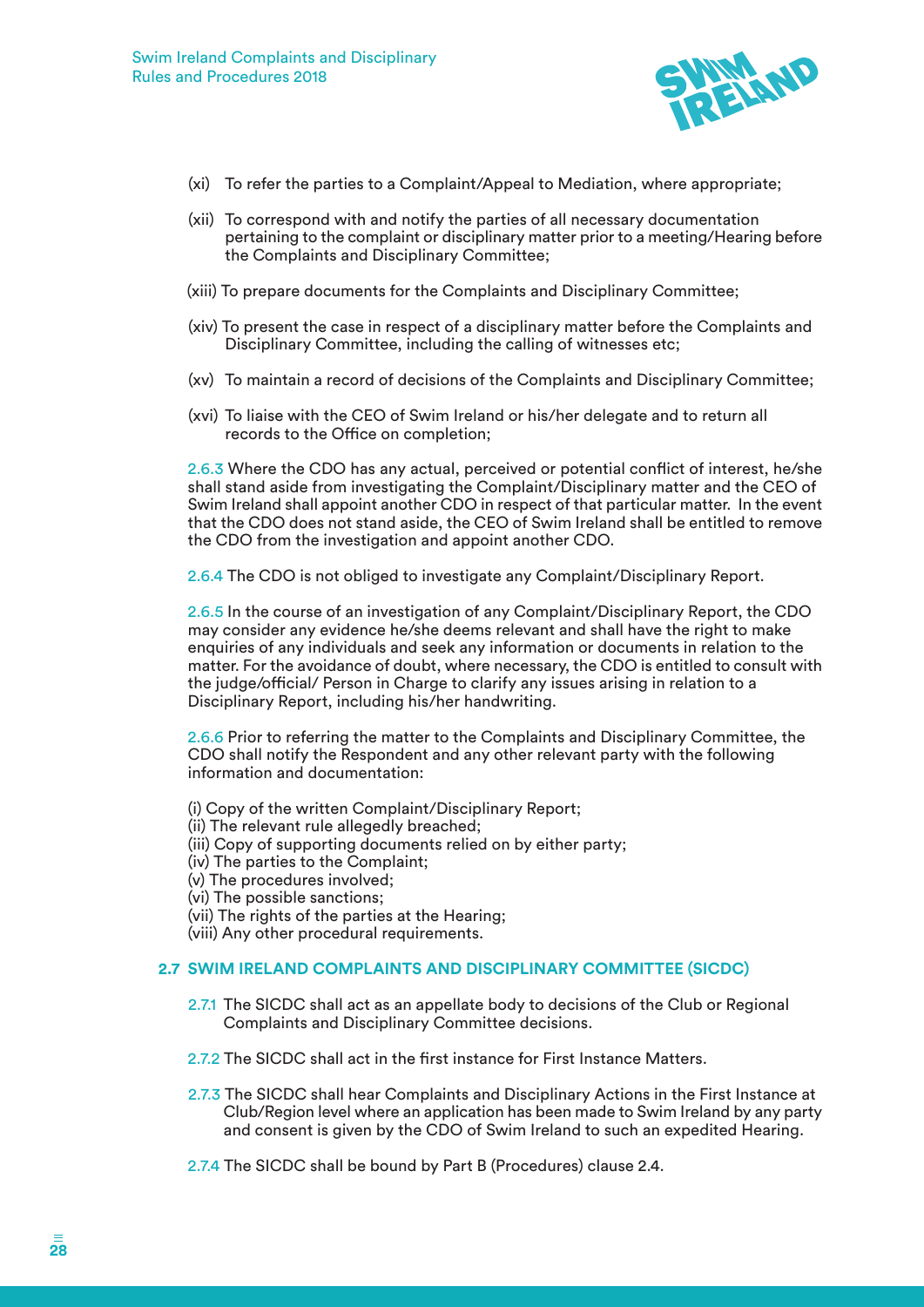(xi) To refer the parties to a Complaint/Appeal to Mediation, where appropriate;

(xii) To correspond with and notify the parties of all necessary documentation pertaining to the complaint or disciplinary matter prior to a meeting/Hearing before the Complaints and Disciplinary Committee;

(xiii) To prepare documents for the Complaints and Disciplinary Committee;

(xiv) To present the case in respect of a disciplinary matter before the Complaints and Disciplinary Committee, including the calling of witnesses etc;

(xv) To maintain a record of decisions of the Complaints and Disciplinary Committee;

(xvi) To liaise with the CEO of Swim Ireland or his/her delegate and to return all records to the Office on completion;

2.6.3 Where the CDO has any actual, perceived or potential conflict of interest, he/she shall stand aside from investigating the Complaint/Disciplinary matter and the CEO of Swim Ireland shall appoint another CDO in respect of that particular matter. In the event that the CDO does not stand aside, the CEO of Swim Ireland shall be entitled to remove the CDO from the investigation and appoint another CDO.

2.6.4 The CDO is not obliged to investigate any Complaint/Disciplinary Report.

2.6.5 In the course of an investigation of any Complaint/Disciplinary Report, the CDO may consider any evidence he/she deems relevant and shall have the right to make enquiries of any individuals and seek any information or documents in relation to the matter. For the avoidance of doubt, where necessary, the CDO is entitled to consult with the judge/official/ Person in Charge to clarify any issues arising in relation to a Disciplinary Report, including his/her handwriting.

2.6.6 Prior to referring the matter to the Complaints and Disciplinary Committee, the CDO shall notify the Respondent and any other relevant party with the following information and documentation:

(i) Copy of the written Complaint/Disciplinary Report;
(ii) The relevant rule allegedly breached;
(iii) Copy of supporting documents relied on by either party;
(iv) The parties to the Complaint;
(v) The procedures involved;
(vi) The possible sanctions;
(vii) The rights of the parties at the Hearing;
(viii) Any other procedural requirements.

## 2.7 SWIM IRELAND COMPLAINTS AND DISCIPLINARY COMMITTEE (SICDC)

2.7.1 The SICDC shall act as an appellate body to decisions of the Club or Regional Complaints and Disciplinary Committee decisions.

2.7.2 The SICDC shall act in the first instance for First Instance Matters.

2.7.3 The SICDC shall hear Complaints and Disciplinary Actions in the First Instance at Club/Region level where an application has been made to Swim Ireland by any party and consent is given by the CDO of Swim Ireland to such an expedited Hearing.

2.7.4 The SICDC shall be bound by Part B (Procedures) clause 2.4.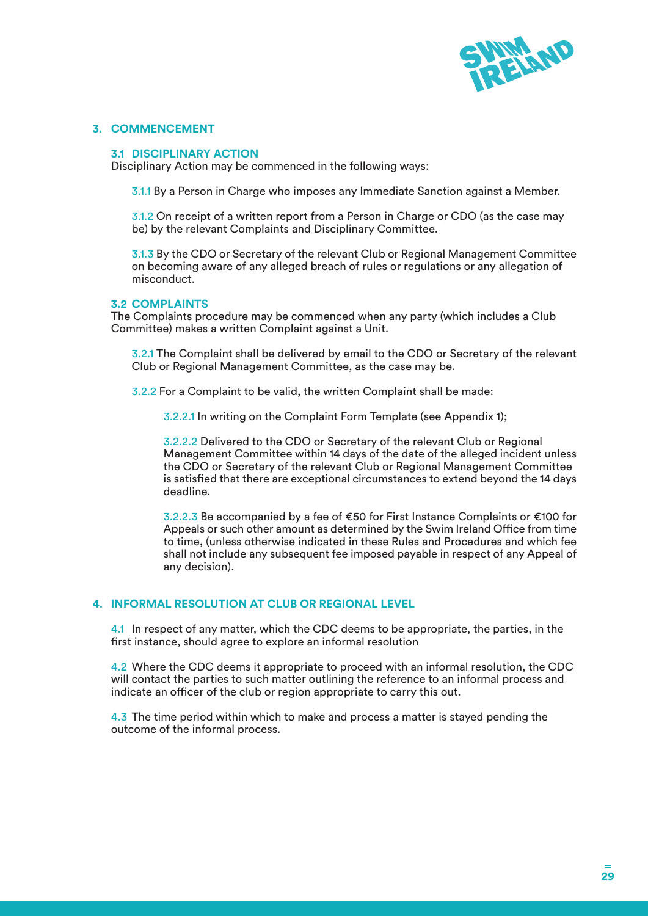## 3. COMMENCEMENT

### 3.1 DISCIPLINARY ACTION

Disciplinary Action may be commenced in the following ways:

3.1.1 By a Person in Charge who imposes any Immediate Sanction against a Member.

3.1.2 On receipt of a written report from a Person in Charge or CDO (as the case may be) by the relevant Complaints and Disciplinary Committee.

3.1.3 By the CDO or Secretary of the relevant Club or Regional Management Committee on becoming aware of any alleged breach of rules or regulations or any allegation of misconduct.

### 3.2 COMPLAINTS

The Complaints procedure may be commenced when any party (which includes a Club Committee) makes a written Complaint against a Unit.

3.2.1 The Complaint shall be delivered by email to the CDO or Secretary of the relevant Club or Regional Management Committee, as the case may be.

3.2.2 For a Complaint to be valid, the written Complaint shall be made:

3.2.2.1 In writing on the Complaint Form Template (see Appendix 1);

3.2.2.2 Delivered to the CDO or Secretary of the relevant Club or Regional Management Committee within 14 days of the date of the alleged incident unless the CDO or Secretary of the relevant Club or Regional Management Committee is satisfied that there are exceptional circumstances to extend beyond the 14 days deadline.

3.2.2.3 Be accompanied by a fee of €50 for First Instance Complaints or €100 for Appeals or such other amount as determined by the Swim Ireland Office from time to time, (unless otherwise indicated in these Rules and Procedures and which fee shall not include any subsequent fee imposed payable in respect of any Appeal of any decision).

## 4. INFORMAL RESOLUTION AT CLUB OR REGIONAL LEVEL

4.1 In respect of any matter, which the CDC deems to be appropriate, the parties, in the first instance, should agree to explore an informal resolution

4.2 Where the CDC deems it appropriate to proceed with an informal resolution, the CDC will contact the parties to such matter outlining the reference to an informal process and indicate an officer of the club or region appropriate to carry this out.

4.3 The time period within which to make and process a matter is stayed pending the outcome of the informal process.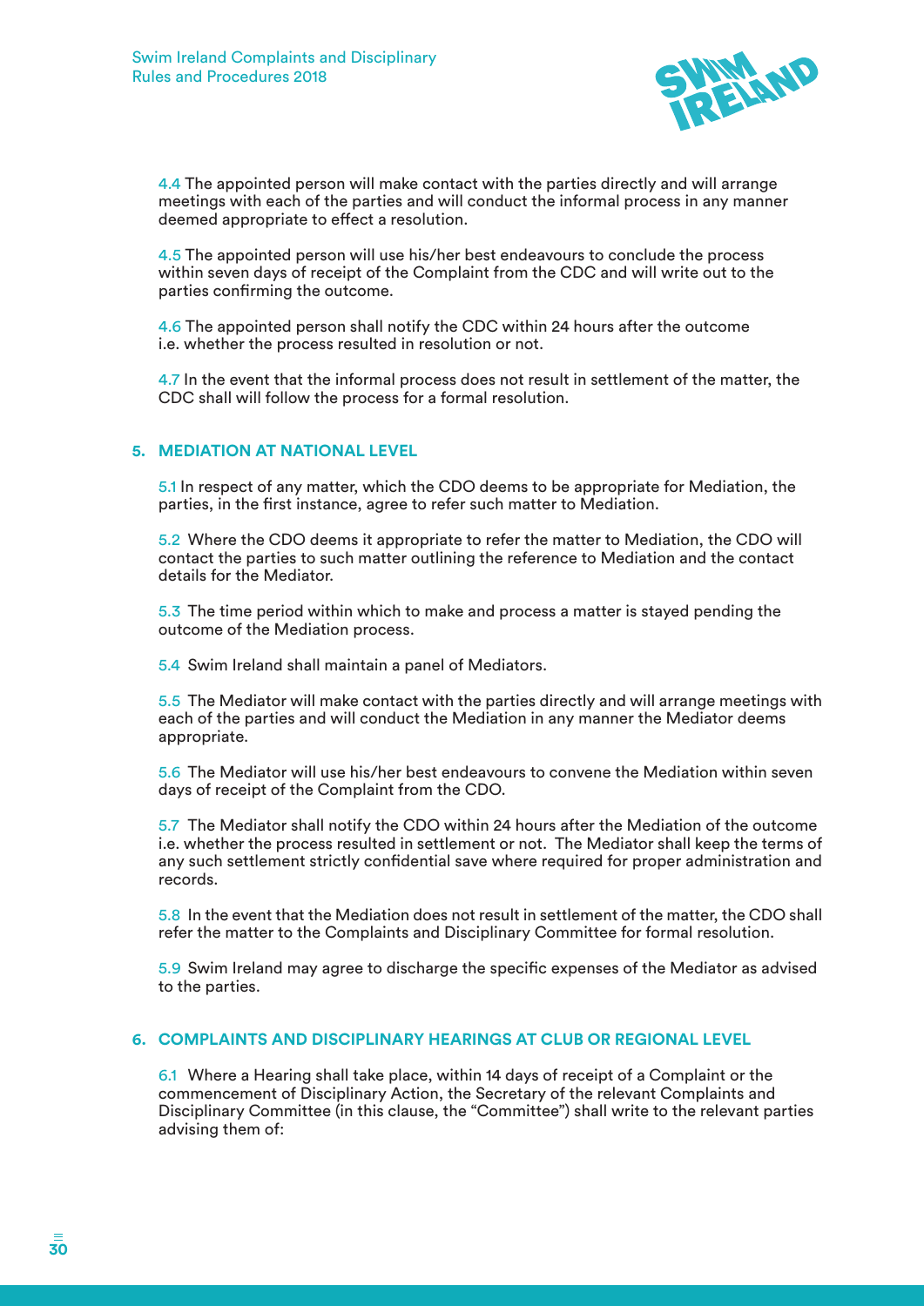4.4 The appointed person will make contact with the parties directly and will arrange meetings with each of the parties and will conduct the informal process in any manner deemed appropriate to effect a resolution.

4.5 The appointed person will use his/her best endeavours to conclude the process within seven days of receipt of the Complaint from the CDC and will write out to the parties confirming the outcome.

4.6 The appointed person shall notify the CDC within 24 hours after the outcome i.e. whether the process resulted in resolution or not.

4.7 In the event that the informal process does not result in settlement of the matter, the CDC shall will follow the process for a formal resolution.

## 5. MEDIATION AT NATIONAL LEVEL

5.1 In respect of any matter, which the CDO deems to be appropriate for Mediation, the parties, in the first instance, agree to refer such matter to Mediation.

5.2 Where the CDO deems it appropriate to refer the matter to Mediation, the CDO will contact the parties to such matter outlining the reference to Mediation and the contact details for the Mediator.

5.3 The time period within which to make and process a matter is stayed pending the outcome of the Mediation process.

5.4 Swim Ireland shall maintain a panel of Mediators.

5.5 The Mediator will make contact with the parties directly and will arrange meetings with each of the parties and will conduct the Mediation in any manner the Mediator deems appropriate.

5.6 The Mediator will use his/her best endeavours to convene the Mediation within seven days of receipt of the Complaint from the CDO.

5.7 The Mediator shall notify the CDO within 24 hours after the Mediation of the outcome i.e. whether the process resulted in settlement or not. The Mediator shall keep the terms of any such settlement strictly confidential save where required for proper administration and records.

5.8 In the event that the Mediation does not result in settlement of the matter, the CDO shall refer the matter to the Complaints and Disciplinary Committee for formal resolution.

5.9 Swim Ireland may agree to discharge the specific expenses of the Mediator as advised to the parties.

## 6. COMPLAINTS AND DISCIPLINARY HEARINGS AT CLUB OR REGIONAL LEVEL

6.1 Where a Hearing shall take place, within 14 days of receipt of a Complaint or the commencement of Disciplinary Action, the Secretary of the relevant Complaints and Disciplinary Committee (in this clause, the "Committee") shall write to the relevant parties advising them of: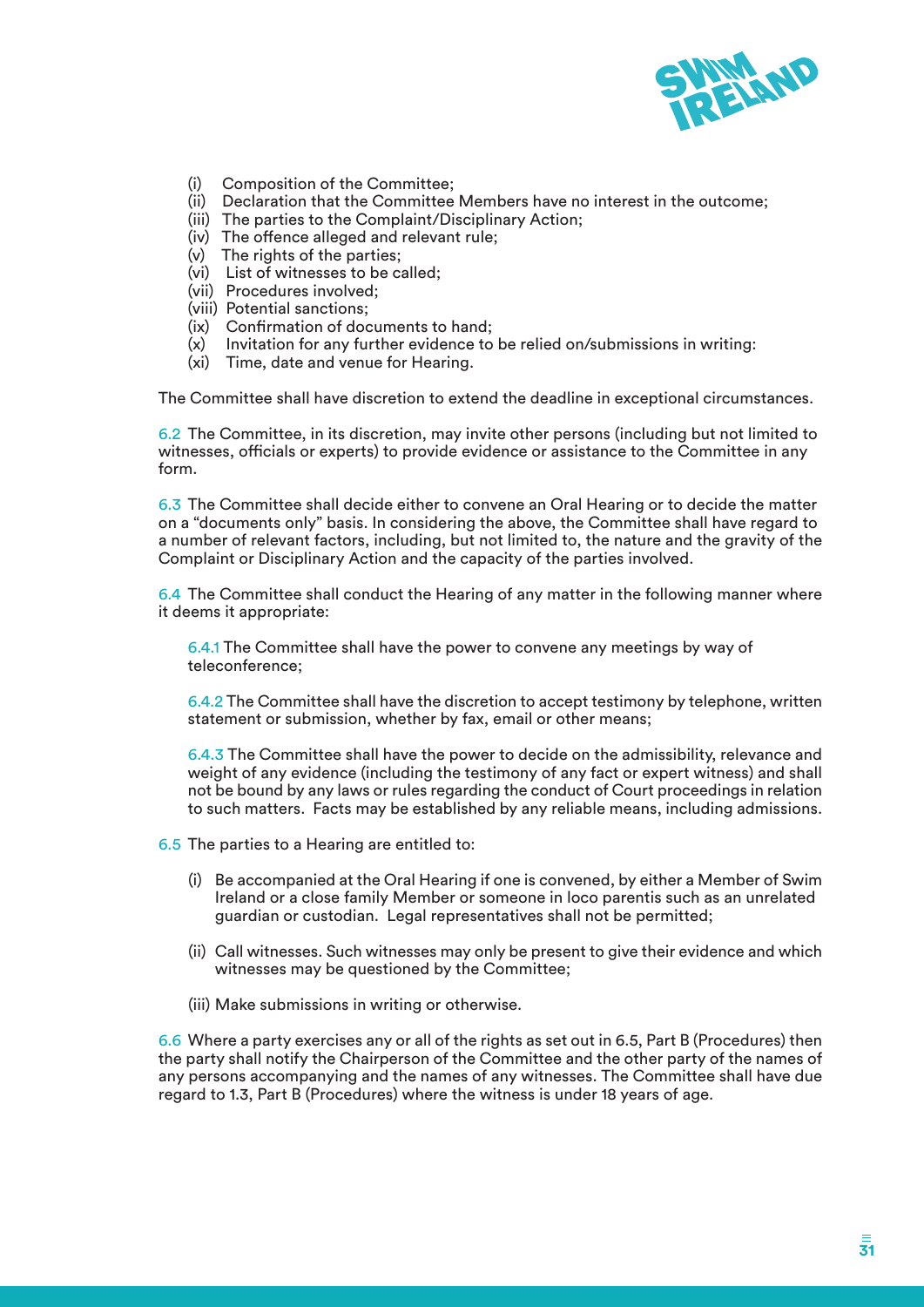(i) Composition of the Committee;
(ii) Declaration that the Committee Members have no interest in the outcome;
(iii) The parties to the Complaint/Disciplinary Action;
(iv) The offence alleged and relevant rule;
(v) The rights of the parties;
(vi) List of witnesses to be called;
(vii) Procedures involved;
(viii) Potential sanctions;
(ix) Confirmation of documents to hand;
(x) Invitation for any further evidence to be relied on/submissions in writing:
(xi) Time, date and venue for Hearing.

The Committee shall have discretion to extend the deadline in exceptional circumstances.

6.2 The Committee, in its discretion, may invite other persons (including but not limited to witnesses, officials or experts) to provide evidence or assistance to the Committee in any form.

6.3 The Committee shall decide either to convene an Oral Hearing or to decide the matter on a "documents only" basis. In considering the above, the Committee shall have regard to a number of relevant factors, including, but not limited to, the nature and the gravity of the Complaint or Disciplinary Action and the capacity of the parties involved.

6.4 The Committee shall conduct the Hearing of any matter in the following manner where it deems it appropriate:

6.4.1 The Committee shall have the power to convene any meetings by way of teleconference;

6.4.2 The Committee shall have the discretion to accept testimony by telephone, written statement or submission, whether by fax, email or other means;

6.4.3 The Committee shall have the power to decide on the admissibility, relevance and weight of any evidence (including the testimony of any fact or expert witness) and shall not be bound by any laws or rules regarding the conduct of Court proceedings in relation to such matters. Facts may be established by any reliable means, including admissions.

6.5 The parties to a Hearing are entitled to:

(i) Be accompanied at the Oral Hearing if one is convened, by either a Member of Swim Ireland or a close family Member or someone in loco parentis such as an unrelated guardian or custodian. Legal representatives shall not be permitted;

(ii) Call witnesses. Such witnesses may only be present to give their evidence and which witnesses may be questioned by the Committee;

(iii) Make submissions in writing or otherwise.

6.6 Where a party exercises any or all of the rights as set out in 6.5, Part B (Procedures) then the party shall notify the Chairperson of the Committee and the other party of the names of any persons accompanying and the names of any witnesses. The Committee shall have due regard to 1.3, Part B (Procedures) where the witness is under 18 years of age.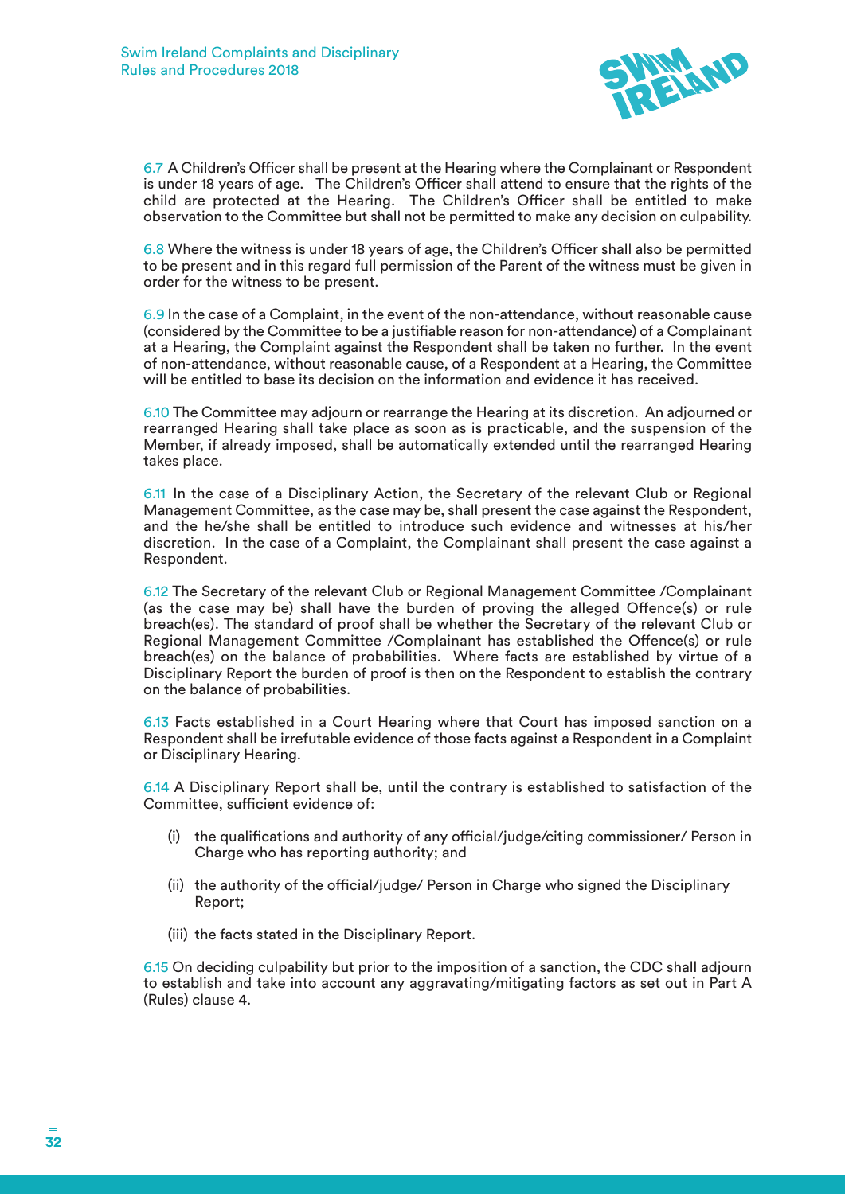6.7 A Children's Officer shall be present at the Hearing where the Complainant or Respondent is under 18 years of age. The Children's Officer shall attend to ensure that the rights of the child are protected at the Hearing. The Children's Officer shall be entitled to make observation to the Committee but shall not be permitted to make any decision on culpability.

6.8 Where the witness is under 18 years of age, the Children's Officer shall also be permitted to be present and in this regard full permission of the Parent of the witness must be given in order for the witness to be present.

6.9 In the case of a Complaint, in the event of the non-attendance, without reasonable cause (considered by the Committee to be a justifiable reason for non-attendance) of a Complainant at a Hearing, the Complaint against the Respondent shall be taken no further. In the event of non-attendance, without reasonable cause, of a Respondent at a Hearing, the Committee will be entitled to base its decision on the information and evidence it has received.

6.10 The Committee may adjourn or rearrange the Hearing at its discretion. An adjourned or rearranged Hearing shall take place as soon as is practicable, and the suspension of the Member, if already imposed, shall be automatically extended until the rearranged Hearing takes place.

6.11 In the case of a Disciplinary Action, the Secretary of the relevant Club or Regional Management Committee, as the case may be, shall present the case against the Respondent, and the he/she shall be entitled to introduce such evidence and witnesses at his/her discretion. In the case of a Complaint, the Complainant shall present the case against a Respondent.

6.12 The Secretary of the relevant Club or Regional Management Committee /Complainant (as the case may be) shall have the burden of proving the alleged Offence(s) or rule breach(es). The standard of proof shall be whether the Secretary of the relevant Club or Regional Management Committee /Complainant has established the Offence(s) or rule breach(es) on the balance of probabilities. Where facts are established by virtue of a Disciplinary Report the burden of proof is then on the Respondent to establish the contrary on the balance of probabilities.

6.13 Facts established in a Court Hearing where that Court has imposed sanction on a Respondent shall be irrefutable evidence of those facts against a Respondent in a Complaint or Disciplinary Hearing.

6.14 A Disciplinary Report shall be, until the contrary is established to satisfaction of the Committee, sufficient evidence of:

(i) the qualifications and authority of any official/judge/citing commissioner/ Person in Charge who has reporting authority; and

(ii) the authority of the official/judge/ Person in Charge who signed the Disciplinary Report;

(iii) the facts stated in the Disciplinary Report.

6.15 On deciding culpability but prior to the imposition of a sanction, the CDC shall adjourn to establish and take into account any aggravating/mitigating factors as set out in Part A (Rules) clause 4.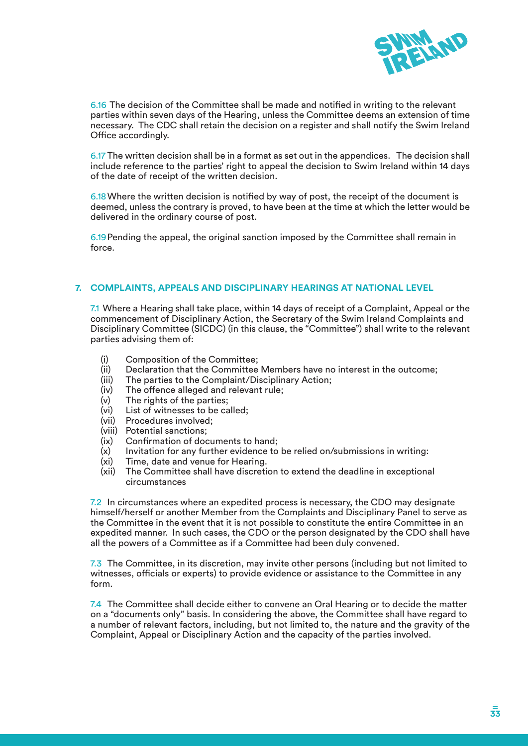6.16 The decision of the Committee shall be made and notified in writing to the relevant parties within seven days of the Hearing, unless the Committee deems an extension of time necessary. The CDC shall retain the decision on a register and shall notify the Swim Ireland Office accordingly.

6.17 The written decision shall be in a format as set out in the appendices. The decision shall include reference to the parties' right to appeal the decision to Swim Ireland within 14 days of the date of receipt of the written decision.

6.18 Where the written decision is notified by way of post, the receipt of the document is deemed, unless the contrary is proved, to have been at the time at which the letter would be delivered in the ordinary course of post.

6.19 Pending the appeal, the original sanction imposed by the Committee shall remain in force.

## 7. COMPLAINTS, APPEALS AND DISCIPLINARY HEARINGS AT NATIONAL LEVEL

7.1 Where a Hearing shall take place, within 14 days of receipt of a Complaint, Appeal or the commencement of Disciplinary Action, the Secretary of the Swim Ireland Complaints and Disciplinary Committee (SICDC) (in this clause, the "Committee") shall write to the relevant parties advising them of:

- (i) Composition of the Committee;
- (ii) Declaration that the Committee Members have no interest in the outcome;
- (iii) The parties to the Complaint/Disciplinary Action;
- (iv) The offence alleged and relevant rule;
- (v) The rights of the parties;
- (vi) List of witnesses to be called;
- (vii) Procedures involved;
- (viii) Potential sanctions;
- (ix) Confirmation of documents to hand;
- (x) Invitation for any further evidence to be relied on/submissions in writing:
- (xi) Time, date and venue for Hearing.
- (xii) The Committee shall have discretion to extend the deadline in exceptional circumstances

7.2 In circumstances where an expedited process is necessary, the CDO may designate himself/herself or another Member from the Complaints and Disciplinary Panel to serve as the Committee in the event that it is not possible to constitute the entire Committee in an expedited manner. In such cases, the CDO or the person designated by the CDO shall have all the powers of a Committee as if a Committee had been duly convened.

7.3 The Committee, in its discretion, may invite other persons (including but not limited to witnesses, officials or experts) to provide evidence or assistance to the Committee in any form.

7.4 The Committee shall decide either to convene an Oral Hearing or to decide the matter on a "documents only" basis. In considering the above, the Committee shall have regard to a number of relevant factors, including, but not limited to, the nature and the gravity of the Complaint, Appeal or Disciplinary Action and the capacity of the parties involved.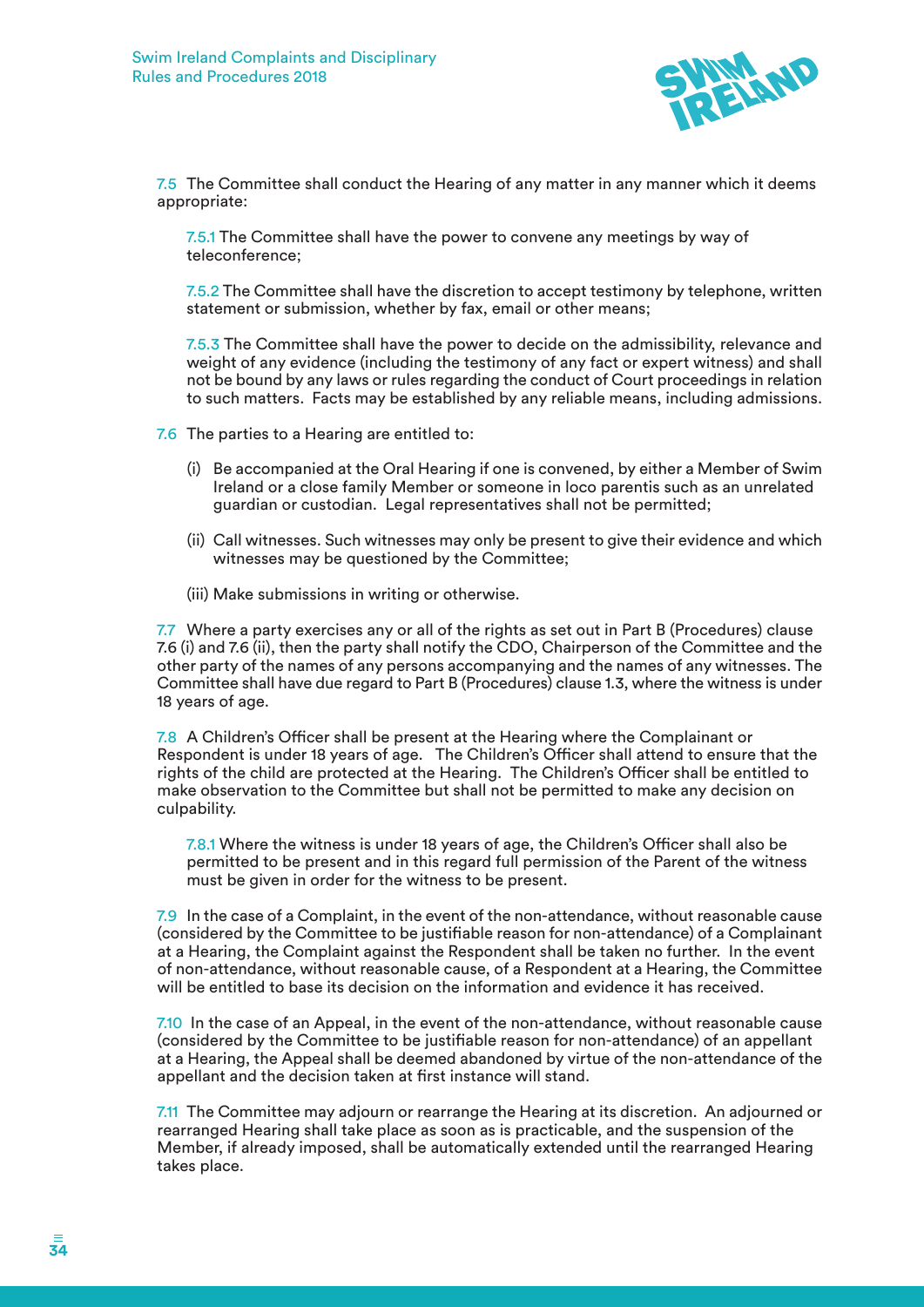7.5 The Committee shall conduct the Hearing of any matter in any manner which it deems appropriate:

7.5.1 The Committee shall have the power to convene any meetings by way of teleconference;

7.5.2 The Committee shall have the discretion to accept testimony by telephone, written statement or submission, whether by fax, email or other means;

7.5.3 The Committee shall have the power to decide on the admissibility, relevance and weight of any evidence (including the testimony of any fact or expert witness) and shall not be bound by any laws or rules regarding the conduct of Court proceedings in relation to such matters. Facts may be established by any reliable means, including admissions.

7.6 The parties to a Hearing are entitled to:

(i) Be accompanied at the Oral Hearing if one is convened, by either a Member of Swim Ireland or a close family Member or someone in loco parentis such as an unrelated guardian or custodian. Legal representatives shall not be permitted;

(ii) Call witnesses. Such witnesses may only be present to give their evidence and which witnesses may be questioned by the Committee;

(iii) Make submissions in writing or otherwise.

7.7 Where a party exercises any or all of the rights as set out in Part B (Procedures) clause 7.6 (i) and 7.6 (ii), then the party shall notify the CDO, Chairperson of the Committee and the other party of the names of any persons accompanying and the names of any witnesses. The Committee shall have due regard to Part B (Procedures) clause 1.3, where the witness is under 18 years of age.

7.8 A Children's Officer shall be present at the Hearing where the Complainant or Respondent is under 18 years of age. The Children's Officer shall attend to ensure that the rights of the child are protected at the Hearing. The Children's Officer shall be entitled to make observation to the Committee but shall not be permitted to make any decision on culpability.

7.8.1 Where the witness is under 18 years of age, the Children's Officer shall also be permitted to be present and in this regard full permission of the Parent of the witness must be given in order for the witness to be present.

7.9 In the case of a Complaint, in the event of the non-attendance, without reasonable cause (considered by the Committee to be justifiable reason for non-attendance) of a Complainant at a Hearing, the Complaint against the Respondent shall be taken no further. In the event of non-attendance, without reasonable cause, of a Respondent at a Hearing, the Committee will be entitled to base its decision on the information and evidence it has received.

7.10 In the case of an Appeal, in the event of the non-attendance, without reasonable cause (considered by the Committee to be justifiable reason for non-attendance) of an appellant at a Hearing, the Appeal shall be deemed abandoned by virtue of the non-attendance of the appellant and the decision taken at first instance will stand.

7.11 The Committee may adjourn or rearrange the Hearing at its discretion. An adjourned or rearranged Hearing shall take place as soon as is practicable, and the suspension of the Member, if already imposed, shall be automatically extended until the rearranged Hearing takes place.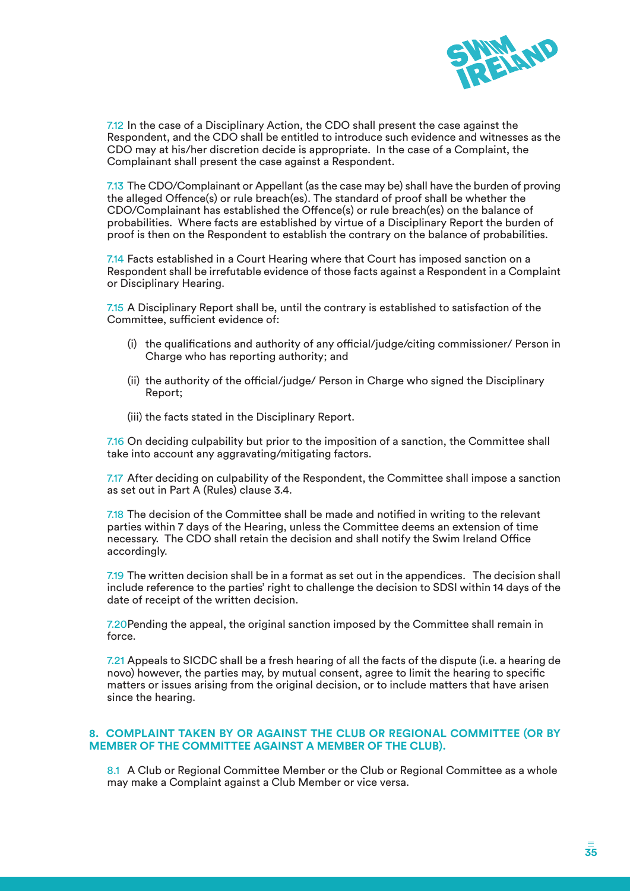7.12 In the case of a Disciplinary Action, the CDO shall present the case against the Respondent, and the CDO shall be entitled to introduce such evidence and witnesses as the CDO may at his/her discretion decide is appropriate. In the case of a Complaint, the Complainant shall present the case against a Respondent.

7.13 The CDO/Complainant or Appellant (as the case may be) shall have the burden of proving the alleged Offence(s) or rule breach(es). The standard of proof shall be whether the CDO/Complainant has established the Offence(s) or rule breach(es) on the balance of probabilities. Where facts are established by virtue of a Disciplinary Report the burden of proof is then on the Respondent to establish the contrary on the balance of probabilities.

7.14 Facts established in a Court Hearing where that Court has imposed sanction on a Respondent shall be irrefutable evidence of those facts against a Respondent in a Complaint or Disciplinary Hearing.

7.15 A Disciplinary Report shall be, until the contrary is established to satisfaction of the Committee, sufficient evidence of:

(i) the qualifications and authority of any official/judge/citing commissioner/ Person in Charge who has reporting authority; and

(ii) the authority of the official/judge/ Person in Charge who signed the Disciplinary Report;

(iii) the facts stated in the Disciplinary Report.

7.16 On deciding culpability but prior to the imposition of a sanction, the Committee shall take into account any aggravating/mitigating factors.

7.17 After deciding on culpability of the Respondent, the Committee shall impose a sanction as set out in Part A (Rules) clause 3.4.

7.18 The decision of the Committee shall be made and notified in writing to the relevant parties within 7 days of the Hearing, unless the Committee deems an extension of time necessary. The CDO shall retain the decision and shall notify the Swim Ireland Office accordingly.

7.19 The written decision shall be in a format as set out in the appendices. The decision shall include reference to the parties' right to challenge the decision to SDSI within 14 days of the date of receipt of the written decision.

7.20 Pending the appeal, the original sanction imposed by the Committee shall remain in force.

7.21 Appeals to SICDC shall be a fresh hearing of all the facts of the dispute (i.e. a hearing de novo) however, the parties may, by mutual consent, agree to limit the hearing to specific matters or issues arising from the original decision, or to include matters that have arisen since the hearing.

## 8. COMPLAINT TAKEN BY OR AGAINST THE CLUB OR REGIONAL COMMITTEE (OR BY MEMBER OF THE COMMITTEE AGAINST A MEMBER OF THE CLUB).

8.1 A Club or Regional Committee Member or the Club or Regional Committee as a whole may make a Complaint against a Club Member or vice versa.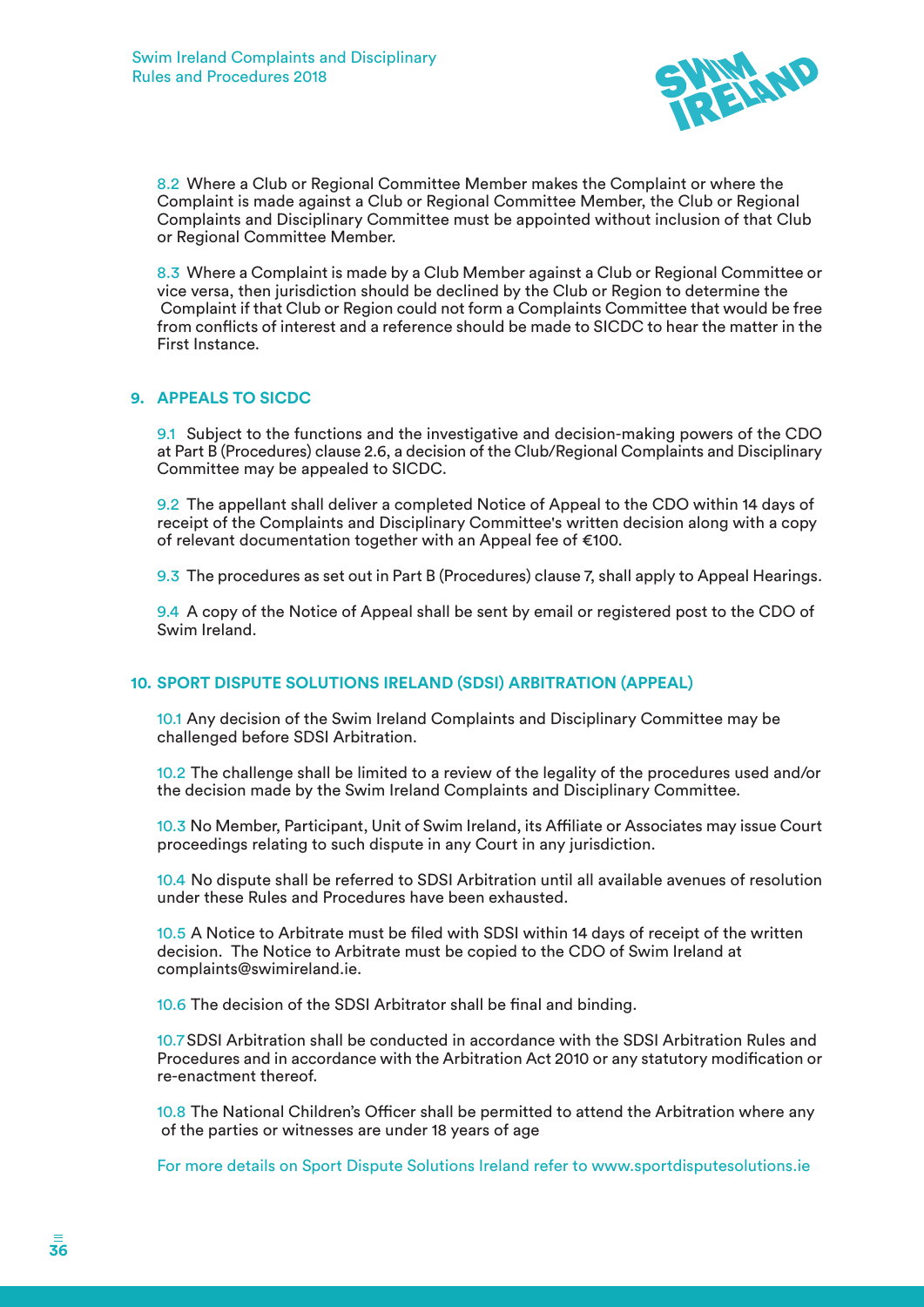8.2 Where a Club or Regional Committee Member makes the Complaint or where the Complaint is made against a Club or Regional Committee Member, the Club or Regional Complaints and Disciplinary Committee must be appointed without inclusion of that Club or Regional Committee Member.

8.3 Where a Complaint is made by a Club Member against a Club or Regional Committee or vice versa, then jurisdiction should be declined by the Club or Region to determine the Complaint if that Club or Region could not form a Complaints Committee that would be free from conflicts of interest and a reference should be made to SICDC to hear the matter in the First Instance.

## 9. APPEALS TO SICDC

9.1 Subject to the functions and the investigative and decision-making powers of the CDO at Part B (Procedures) clause 2.6, a decision of the Club/Regional Complaints and Disciplinary Committee may be appealed to SICDC.

9.2 The appellant shall deliver a completed Notice of Appeal to the CDO within 14 days of receipt of the Complaints and Disciplinary Committee's written decision along with a copy of relevant documentation together with an Appeal fee of €100.

9.3 The procedures as set out in Part B (Procedures) clause 7, shall apply to Appeal Hearings.

9.4 A copy of the Notice of Appeal shall be sent by email or registered post to the CDO of Swim Ireland.

## 10. SPORT DISPUTE SOLUTIONS IRELAND (SDSI) ARBITRATION (APPEAL)

10.1 Any decision of the Swim Ireland Complaints and Disciplinary Committee may be challenged before SDSI Arbitration.

10.2 The challenge shall be limited to a review of the legality of the procedures used and/or the decision made by the Swim Ireland Complaints and Disciplinary Committee.

10.3 No Member, Participant, Unit of Swim Ireland, its Affiliate or Associates may issue Court proceedings relating to such dispute in any Court in any jurisdiction.

10.4 No dispute shall be referred to SDSI Arbitration until all available avenues of resolution under these Rules and Procedures have been exhausted.

10.5 A Notice to Arbitrate must be filed with SDSI within 14 days of receipt of the written decision. The Notice to Arbitrate must be copied to the CDO of Swim Ireland at complaints@swimireland.ie.

10.6 The decision of the SDSI Arbitrator shall be final and binding.

10.7 SDSI Arbitration shall be conducted in accordance with the SDSI Arbitration Rules and Procedures and in accordance with the Arbitration Act 2010 or any statutory modification or re-enactment thereof.

10.8 The National Children's Officer shall be permitted to attend the Arbitration where any of the parties or witnesses are under 18 years of age

For more details on Sport Dispute Solutions Ireland refer to www.sportdisputesolutions.ie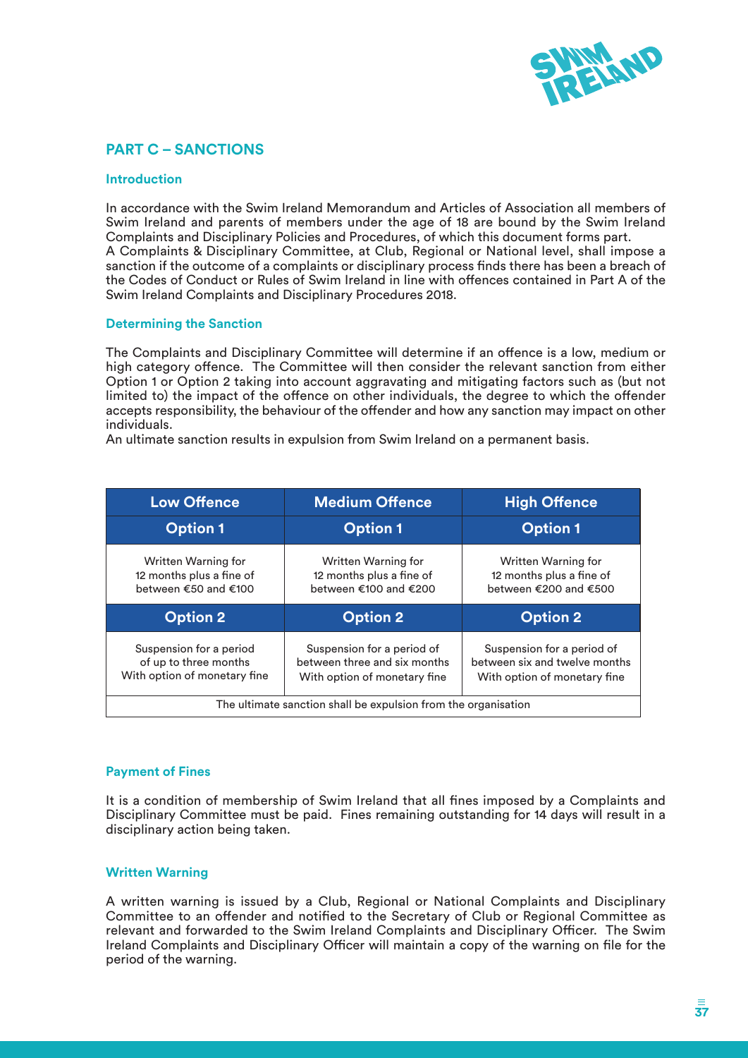## PART C – SANCTIONS

### Introduction

In accordance with the Swim Ireland Memorandum and Articles of Association all members of Swim Ireland and parents of members under the age of 18 are bound by the Swim Ireland Complaints and Disciplinary Policies and Procedures, of which this document forms part.
A Complaints & Disciplinary Committee, at Club, Regional or National level, shall impose a sanction if the outcome of a complaints or disciplinary process finds there has been a breach of the Codes of Conduct or Rules of Swim Ireland in line with offences contained in Part A of the Swim Ireland Complaints and Disciplinary Procedures 2018.

### Determining the Sanction

The Complaints and Disciplinary Committee will determine if an offence is a low, medium or high category offence. The Committee will then consider the relevant sanction from either Option 1 or Option 2 taking into account aggravating and mitigating factors such as (but not limited to) the impact of the offence on other individuals, the degree to which the offender accepts responsibility, the behaviour of the offender and how any sanction may impact on other individuals.
An ultimate sanction results in expulsion from Swim Ireland on a permanent basis.

| Low Offence | Medium Offence | High Offence |
|---|---|---|
| **Option 1** | **Option 1** | **Option 1** |
| Written Warning for 12 months plus a fine of between €50 and €100 | Written Warning for 12 months plus a fine of between €100 and €200 | Written Warning for 12 months plus a fine of between €200 and €500 |
| **Option 2** | **Option 2** | **Option 2** |
| Suspension for a period of up to three months With option of monetary fine | Suspension for a period of between three and six months With option of monetary fine | Suspension for a period of between six and twelve months With option of monetary fine |
| The ultimate sanction shall be expulsion from the organisation | | |

### Payment of Fines

It is a condition of membership of Swim Ireland that all fines imposed by a Complaints and Disciplinary Committee must be paid. Fines remaining outstanding for 14 days will result in a disciplinary action being taken.

### Written Warning

A written warning is issued by a Club, Regional or National Complaints and Disciplinary Committee to an offender and notified to the Secretary of Club or Regional Committee as relevant and forwarded to the Swim Ireland Complaints and Disciplinary Officer. The Swim Ireland Complaints and Disciplinary Officer will maintain a copy of the warning on file for the period of the warning.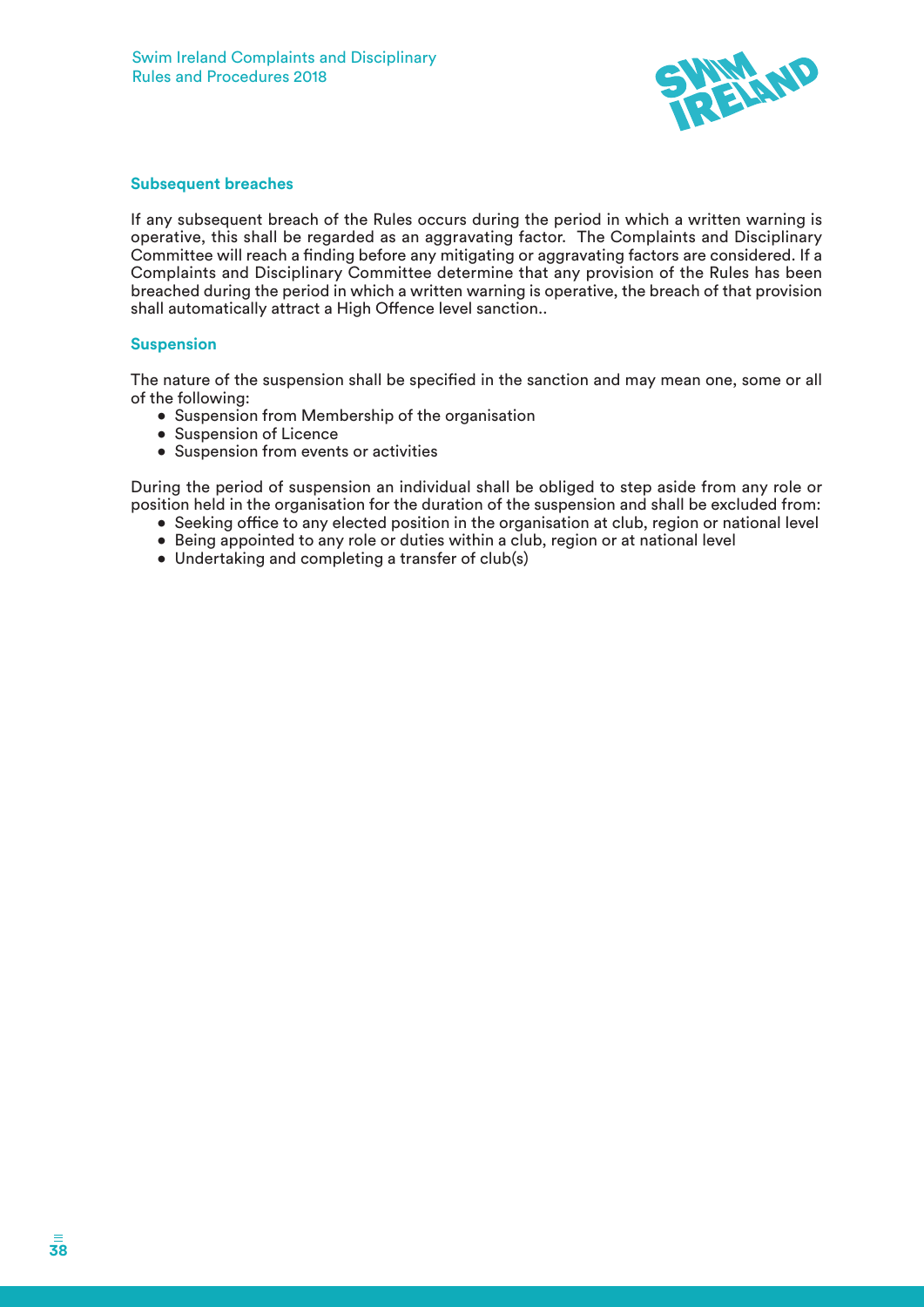### Subsequent breaches

If any subsequent breach of the Rules occurs during the period in which a written warning is operative, this shall be regarded as an aggravating factor. The Complaints and Disciplinary Committee will reach a finding before any mitigating or aggravating factors are considered. If a Complaints and Disciplinary Committee determine that any provision of the Rules has been breached during the period in which a written warning is operative, the breach of that provision shall automatically attract a High Offence level sanction..

### Suspension

The nature of the suspension shall be specified in the sanction and may mean one, some or all of the following:

- Suspension from Membership of the organisation
- Suspension of Licence
- Suspension from events or activities

During the period of suspension an individual shall be obliged to step aside from any role or position held in the organisation for the duration of the suspension and shall be excluded from:

- Seeking office to any elected position in the organisation at club, region or national level
- Being appointed to any role or duties within a club, region or at national level
- Undertaking and completing a transfer of club(s)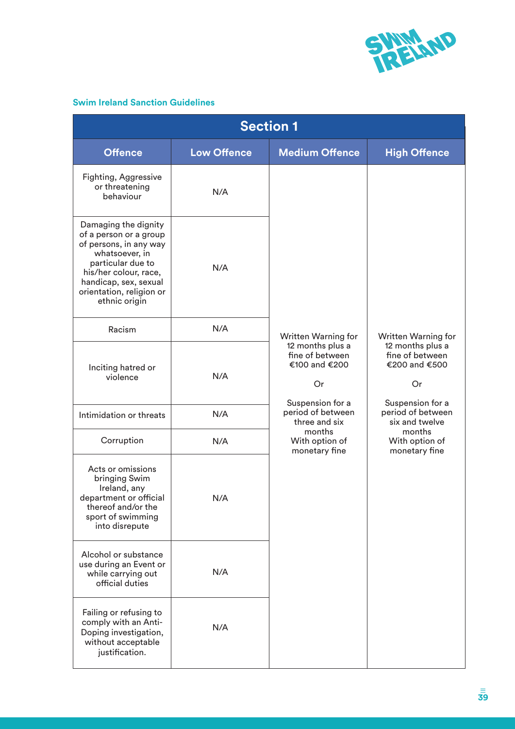**Swim Ireland Sanction Guidelines**

| Section 1 | | | |
|---|---|---|---|
| **Offence** | **Low Offence** | **Medium Offence** | **High Offence** |
| Fighting, Aggressive or threatening behaviour | N/A | Written Warning for 12 months plus a fine of between €100 and €200<br><br>Or<br><br>Suspension for a period of between three and six months With option of monetary fine | Written Warning for 12 months plus a fine of between €200 and €500<br><br>Or<br><br>Suspension for a period of between six and twelve months With option of monetary fine |
| Damaging the dignity of a person or a group of persons, in any way whatsoever, in particular due to his/her colour, race, handicap, sex, sexual orientation, religion or ethnic origin | N/A | | |
| Racism | N/A | | |
| Inciting hatred or violence | N/A | | |
| Intimidation or threats | N/A | | |
| Corruption | N/A | | |
| Acts or omissions bringing Swim Ireland, any department or official thereof and/or the sport of swimming into disrepute | N/A | | |
| Alcohol or substance use during an Event or while carrying out official duties | N/A | | |
| Failing or refusing to comply with an Anti-Doping investigation, without acceptable justification. | N/A | | |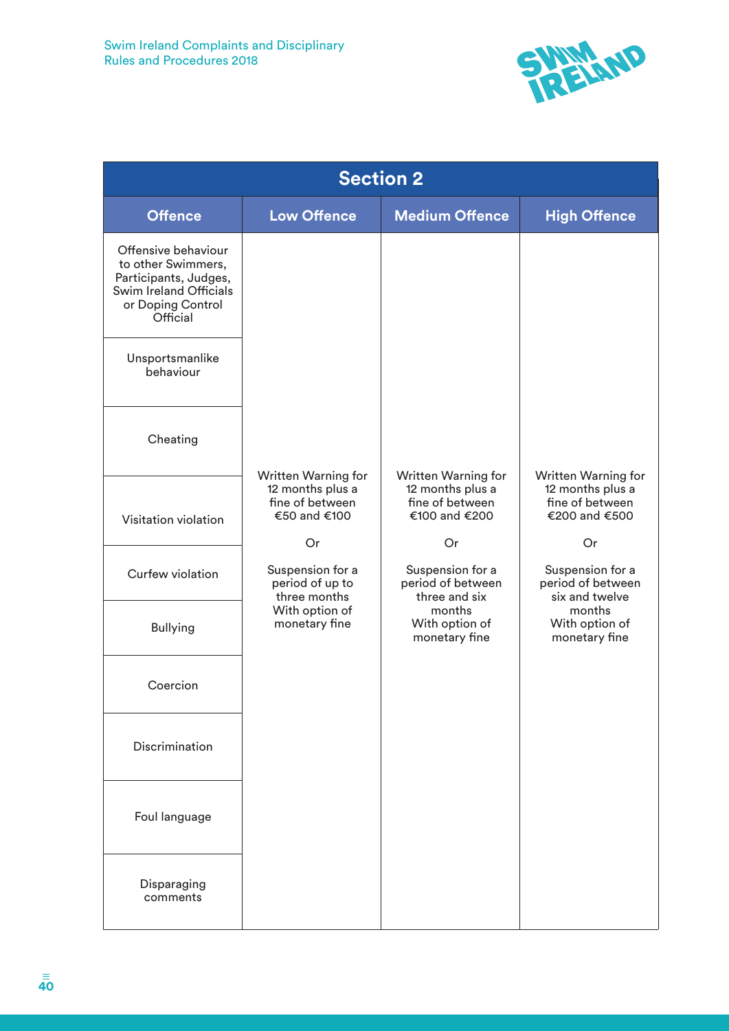## Section 2

| Offence | Low Offence | Medium Offence | High Offence |
|---|---|---|---|
| Offensive behaviour to other Swimmers, Participants, Judges, Swim Ireland Officials or Doping Control Official | Written Warning for 12 months plus a fine of between €50 and €100<br><br>Or<br><br>Suspension for a period of up to three months With option of monetary fine | Written Warning for 12 months plus a fine of between €100 and €200<br><br>Or<br><br>Suspension for a period of between three and six months With option of monetary fine | Written Warning for 12 months plus a fine of between €200 and €500<br><br>Or<br><br>Suspension for a period of between six and twelve months With option of monetary fine |
| Unsportsmanlike behaviour | | | |
| Cheating | | | |
| Visitation violation | | | |
| Curfew violation | | | |
| Bullying | | | |
| Coercion | | | |
| Discrimination | | | |
| Foul language | | | |
| Disparaging comments | | | |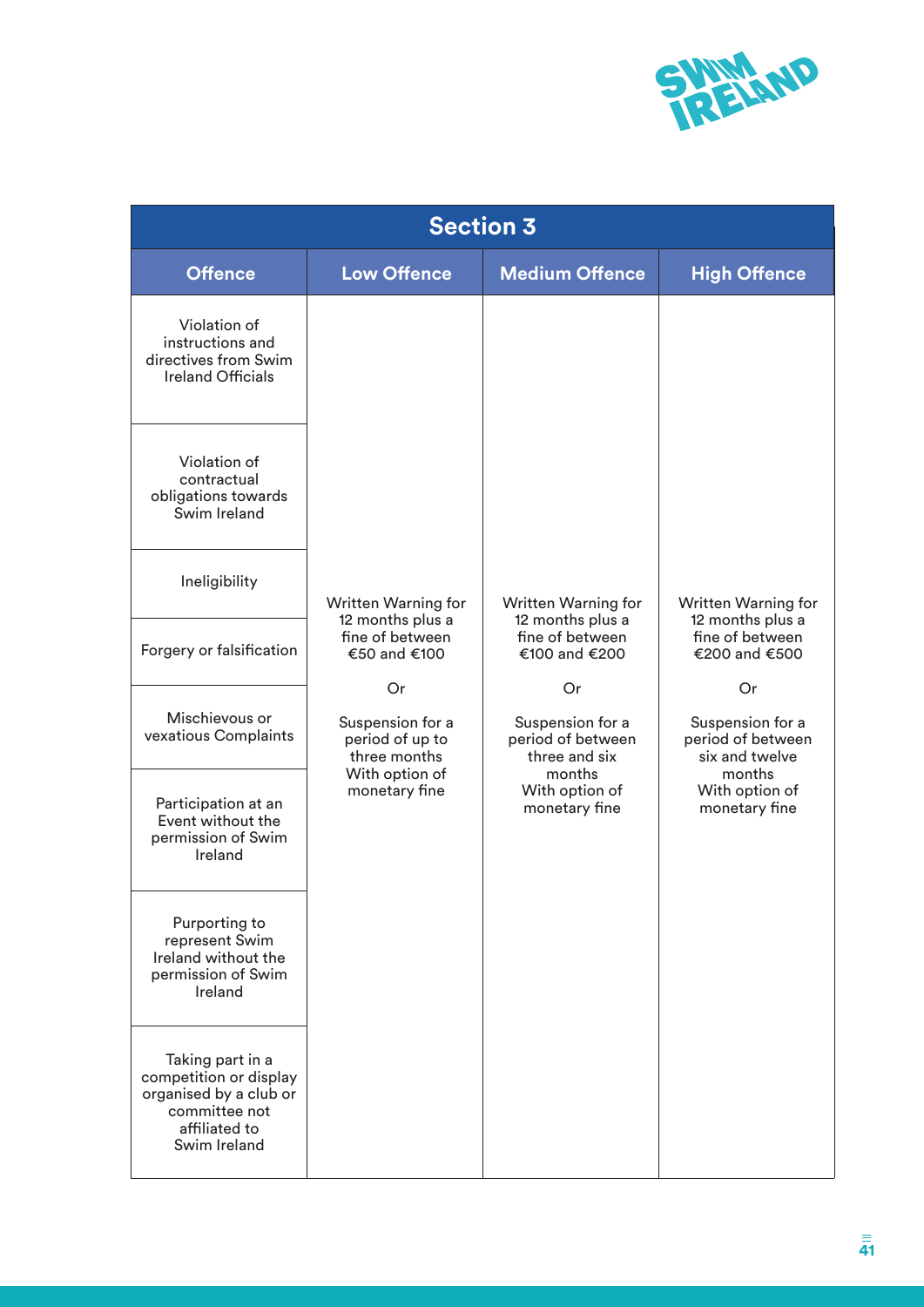| Section 3 | | | |
|---|---|---|---|
| **Offence** | **Low Offence** | **Medium Offence** | **High Offence** |
| Violation of instructions and directives from Swim Ireland Officials<br><br>Violation of contractual obligations towards Swim Ireland<br><br>Ineligibility<br><br>Forgery or falsification<br><br>Mischievous or vexatious Complaints<br><br>Participation at an Event without the permission of Swim Ireland<br><br>Purporting to represent Swim Ireland without the permission of Swim Ireland<br><br>Taking part in a competition or display organised by a club or committee not affiliated to Swim Ireland | Written Warning for 12 months plus a fine of between €50 and €100<br><br>Or<br><br>Suspension for a period of up to three months With option of monetary fine | Written Warning for 12 months plus a fine of between €100 and €200<br><br>Or<br><br>Suspension for a period of between three and six months With option of monetary fine | Written Warning for 12 months plus a fine of between €200 and €500<br><br>Or<br><br>Suspension for a period of between six and twelve months With option of monetary fine |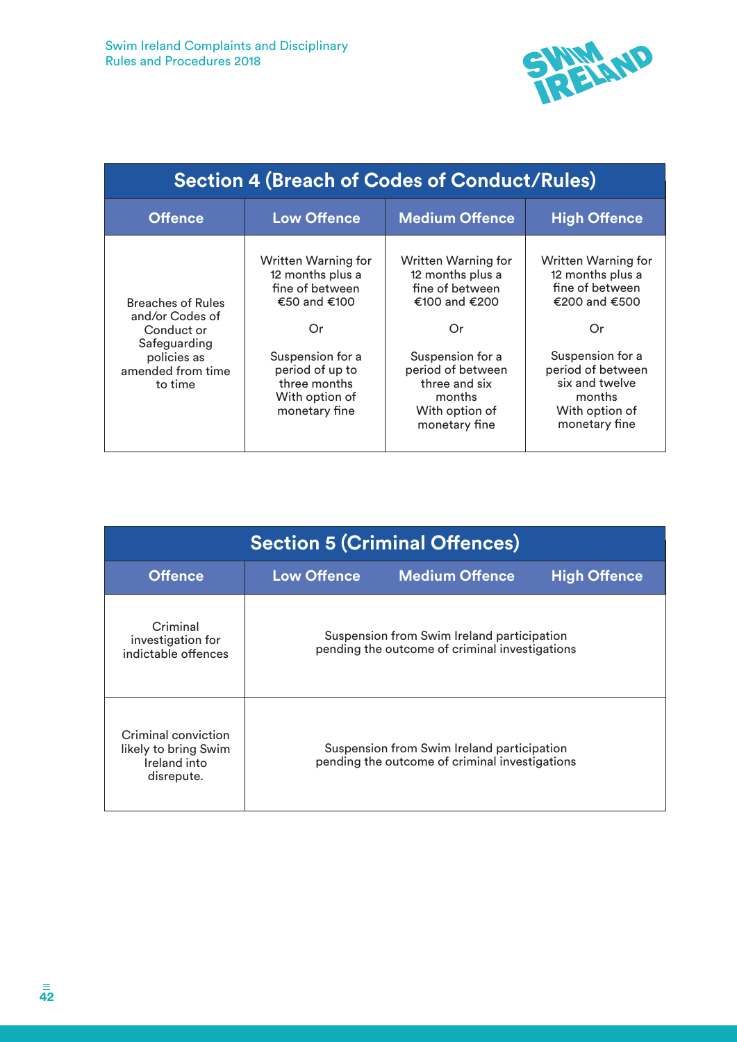| Section 4 (Breach of Codes of Conduct/Rules) | | | |
|---|---|---|---|
| **Offence** | **Low Offence** | **Medium Offence** | **High Offence** |
| Breaches of Rules and/or Codes of Conduct or Safeguarding policies as amended from time to time | Written Warning for 12 months plus a fine of between €50 and €100<br><br>Or<br><br>Suspension for a period of up to three months With option of monetary fine | Written Warning for 12 months plus a fine of between €100 and €200<br><br>Or<br><br>Suspension for a period of between three and six months With option of monetary fine | Written Warning for 12 months plus a fine of between €200 and €500<br><br>Or<br><br>Suspension for a period of between six and twelve months With option of monetary fine |

| Section 5 (Criminal Offences) | | | |
|---|---|---|---|
| **Offence** | **Low Offence** | **Medium Offence** | **High Offence** |
| Criminal investigation for indictable offences | Suspension from Swim Ireland participation pending the outcome of criminal investigations | | |
| Criminal conviction likely to bring Swim Ireland into disrepute. | Suspension from Swim Ireland participation pending the outcome of criminal investigations | | |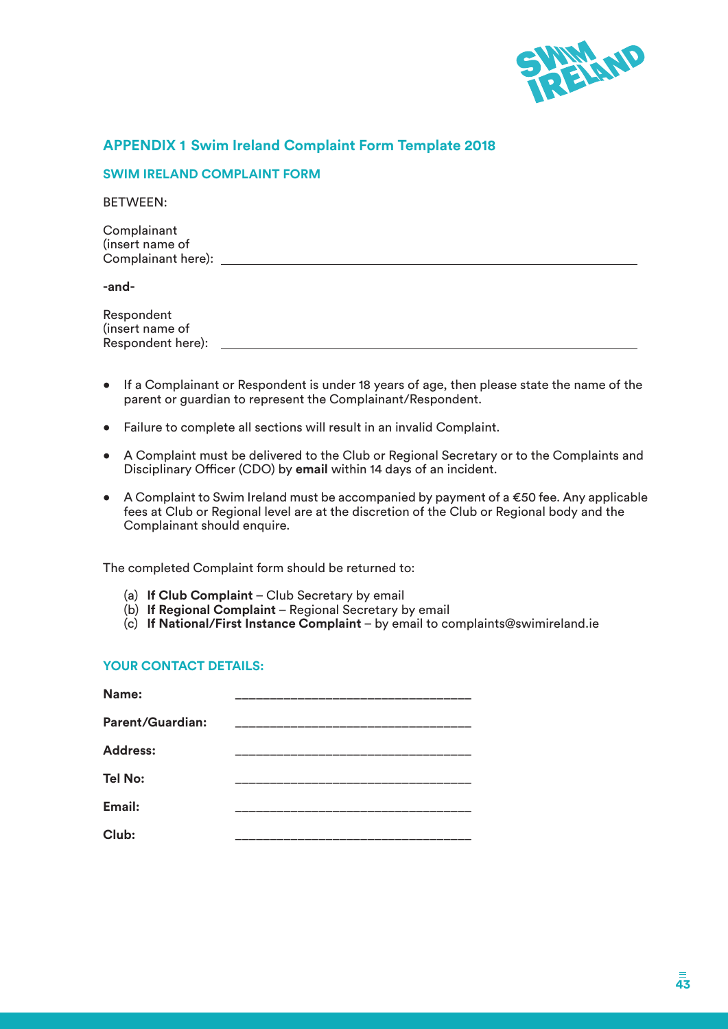## APPENDIX 1 Swim Ireland Complaint Form Template 2018

### SWIM IRELAND COMPLAINT FORM

BETWEEN:

Complainant
(insert name of
Complainant here): ______________________________________________

**-and-**

Respondent
(insert name of
Respondent here): ______________________________________________

- If a Complainant or Respondent is under 18 years of age, then please state the name of the parent or guardian to represent the Complainant/Respondent.
- Failure to complete all sections will result in an invalid Complaint.
- A Complaint must be delivered to the Club or Regional Secretary or to the Complaints and Disciplinary Officer (CDO) by **email** within 14 days of an incident.
- A Complaint to Swim Ireland must be accompanied by payment of a €50 fee. Any applicable fees at Club or Regional level are at the discretion of the Club or Regional body and the Complainant should enquire.

The completed Complaint form should be returned to:

(a) **If Club Complaint** – Club Secretary by email
(b) **If Regional Complaint** – Regional Secretary by email
(c) **If National/First Instance Complaint** – by email to complaints@swimireland.ie

### YOUR CONTACT DETAILS:

**Name:** _________________________________

**Parent/Guardian:** _________________________________

**Address:** _________________________________

**Tel No:** _________________________________

**Email:** _________________________________

**Club:** _________________________________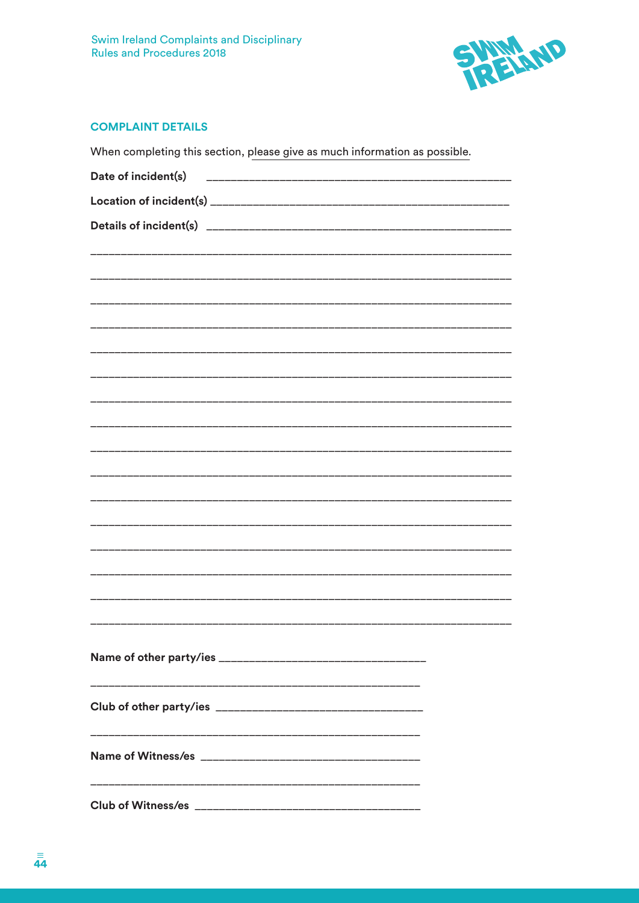## COMPLAINT DETAILS

When completing this section, please give as much information as possible.

**Date of incident(s)** ______________________________________________

**Location of incident(s)** ______________________________________________

**Details of incident(s)** ______________________________________________

______________________________________________________________

______________________________________________________________

______________________________________________________________

______________________________________________________________

______________________________________________________________

______________________________________________________________

______________________________________________________________

______________________________________________________________

______________________________________________________________

______________________________________________________________

______________________________________________________________

______________________________________________________________

______________________________________________________________

______________________________________________________________

______________________________________________________________

______________________________________________________________

**Name of other party/ies** ________________________________

______________________________________________________

**Club of other party/ies** ________________________________

______________________________________________________

**Name of Witness/es** ________________________________

______________________________________________________

**Club of Witness/es** ________________________________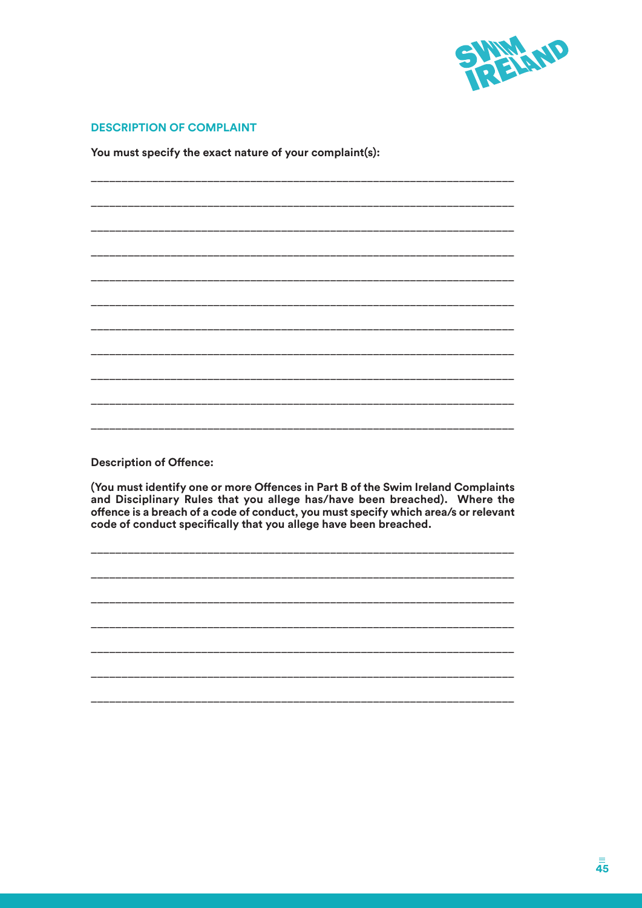## DESCRIPTION OF COMPLAINT

**You must specify the exact nature of your complaint(s):**

___________________________________________________________________

___________________________________________________________________

___________________________________________________________________

___________________________________________________________________

___________________________________________________________________

___________________________________________________________________

___________________________________________________________________

___________________________________________________________________

___________________________________________________________________

___________________________________________________________________

___________________________________________________________________

**Description of Offence:**

**(You must identify one or more Offences in Part B of the Swim Ireland Complaints and Disciplinary Rules that you allege has/have been breached). Where the offence is a breach of a code of conduct, you must specify which area/s or relevant code of conduct specifically that you allege have been breached.**

___________________________________________________________________

___________________________________________________________________

___________________________________________________________________

___________________________________________________________________

___________________________________________________________________

___________________________________________________________________

___________________________________________________________________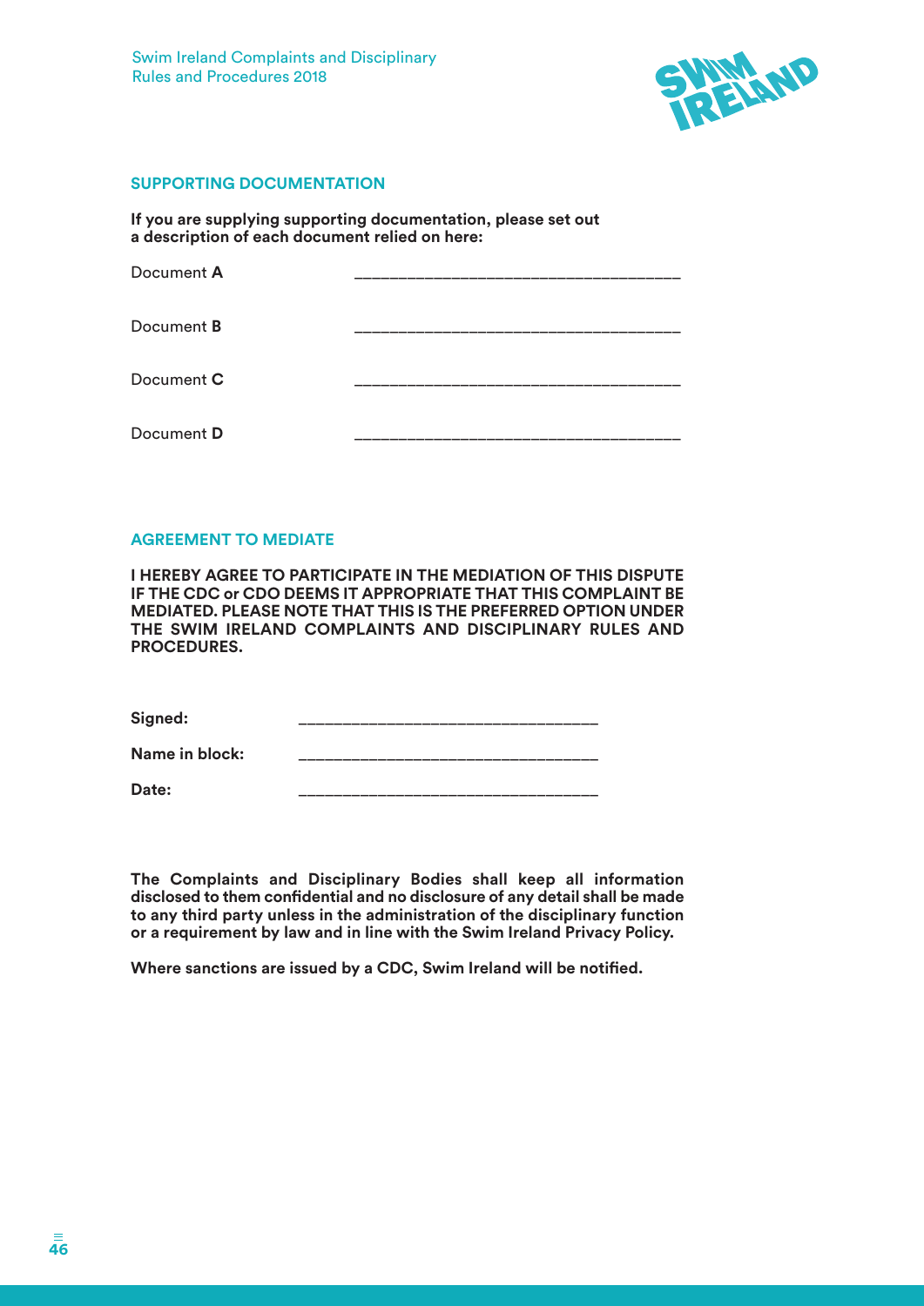## SUPPORTING DOCUMENTATION

**If you are supplying supporting documentation, please set out a description of each document relied on here:**

Document **A** ___________________________________

Document **B** ___________________________________

Document **C** ___________________________________

Document **D** ___________________________________

## AGREEMENT TO MEDIATE

**I HEREBY AGREE TO PARTICIPATE IN THE MEDIATION OF THIS DISPUTE IF THE CDC or CDO DEEMS IT APPROPRIATE THAT THIS COMPLAINT BE MEDIATED. PLEASE NOTE THAT THIS IS THE PREFERRED OPTION UNDER THE SWIM IRELAND COMPLAINTS AND DISCIPLINARY RULES AND PROCEDURES.**

**Signed:** _______________________________

**Name in block:** _______________________________

**Date:** _______________________________

**The Complaints and Disciplinary Bodies shall keep all information disclosed to them confidential and no disclosure of any detail shall be made to any third party unless in the administration of the disciplinary function or a requirement by law and in line with the Swim Ireland Privacy Policy.**

**Where sanctions are issued by a CDC, Swim Ireland will be notified.**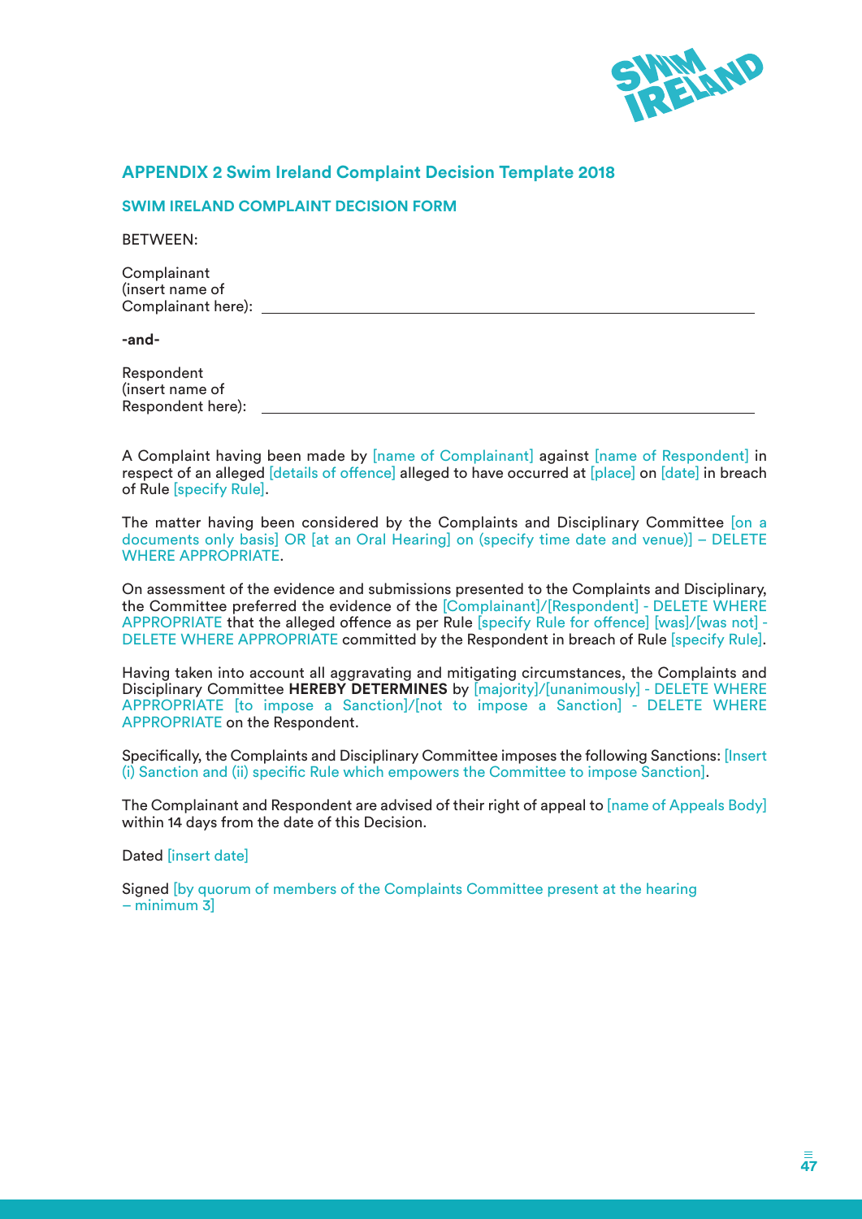## APPENDIX 2 Swim Ireland Complaint Decision Template 2018

### SWIM IRELAND COMPLAINT DECISION FORM

BETWEEN:

Complainant
(insert name of
Complainant here): ____________________________________________

**-and-**

Respondent
(insert name of
Respondent here): ____________________________________________

A Complaint having been made by [name of Complainant] against [name of Respondent] in respect of an alleged [details of offence] alleged to have occurred at [place] on [date] in breach of Rule [specify Rule].

The matter having been considered by the Complaints and Disciplinary Committee [on a documents only basis] OR [at an Oral Hearing] on (specify time date and venue)] – DELETE WHERE APPROPRIATE.

On assessment of the evidence and submissions presented to the Complaints and Disciplinary, the Committee preferred the evidence of the [Complainant]/[Respondent] - DELETE WHERE APPROPRIATE that the alleged offence as per Rule [specify Rule for offence] [was]/[was not] - DELETE WHERE APPROPRIATE committed by the Respondent in breach of Rule [specify Rule].

Having taken into account all aggravating and mitigating circumstances, the Complaints and Disciplinary Committee **HEREBY DETERMINES** by [majority]/[unanimously] - DELETE WHERE APPROPRIATE [to impose a Sanction]/[not to impose a Sanction] - DELETE WHERE APPROPRIATE on the Respondent.

Specifically, the Complaints and Disciplinary Committee imposes the following Sanctions: [Insert (i) Sanction and (ii) specific Rule which empowers the Committee to impose Sanction].

The Complainant and Respondent are advised of their right of appeal to [name of Appeals Body] within 14 days from the date of this Decision.

Dated [insert date]

Signed [by quorum of members of the Complaints Committee present at the hearing – minimum 3]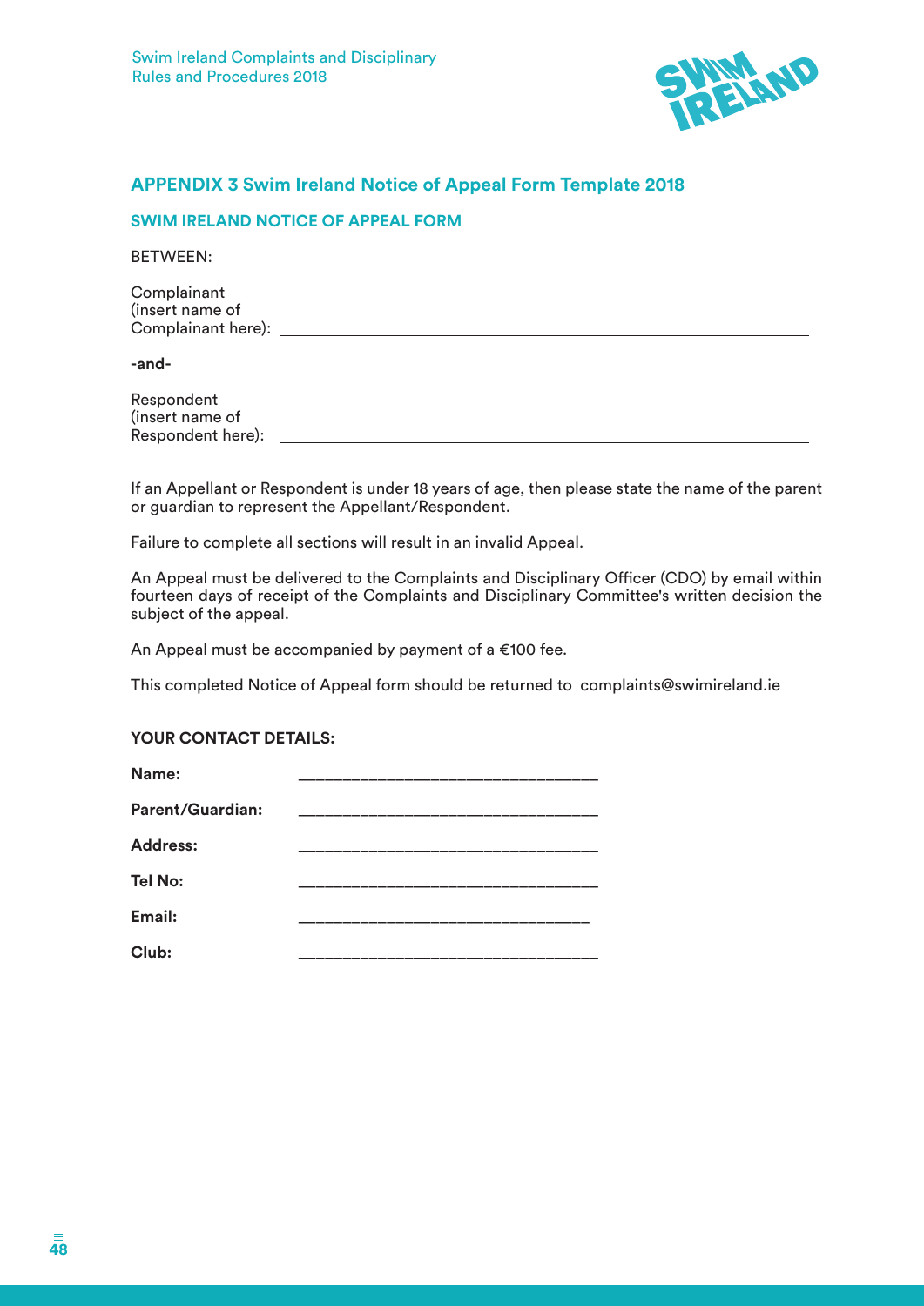## APPENDIX 3 Swim Ireland Notice of Appeal Form Template 2018

### SWIM IRELAND NOTICE OF APPEAL FORM

BETWEEN:

Complainant
(insert name of
Complainant here): ____________________________________________

**-and-**

Respondent
(insert name of
Respondent here): ____________________________________________

If an Appellant or Respondent is under 18 years of age, then please state the name of the parent or guardian to represent the Appellant/Respondent.

Failure to complete all sections will result in an invalid Appeal.

An Appeal must be delivered to the Complaints and Disciplinary Officer (CDO) by email within fourteen days of receipt of the Complaints and Disciplinary Committee's written decision the subject of the appeal.

An Appeal must be accompanied by payment of a €100 fee.

This completed Notice of Appeal form should be returned to complaints@swimireland.ie

**YOUR CONTACT DETAILS:**

**Name:** ________________________________

**Parent/Guardian:** ________________________________

**Address:** ________________________________

**Tel No:** ________________________________

**Email:** ________________________________

**Club:** ________________________________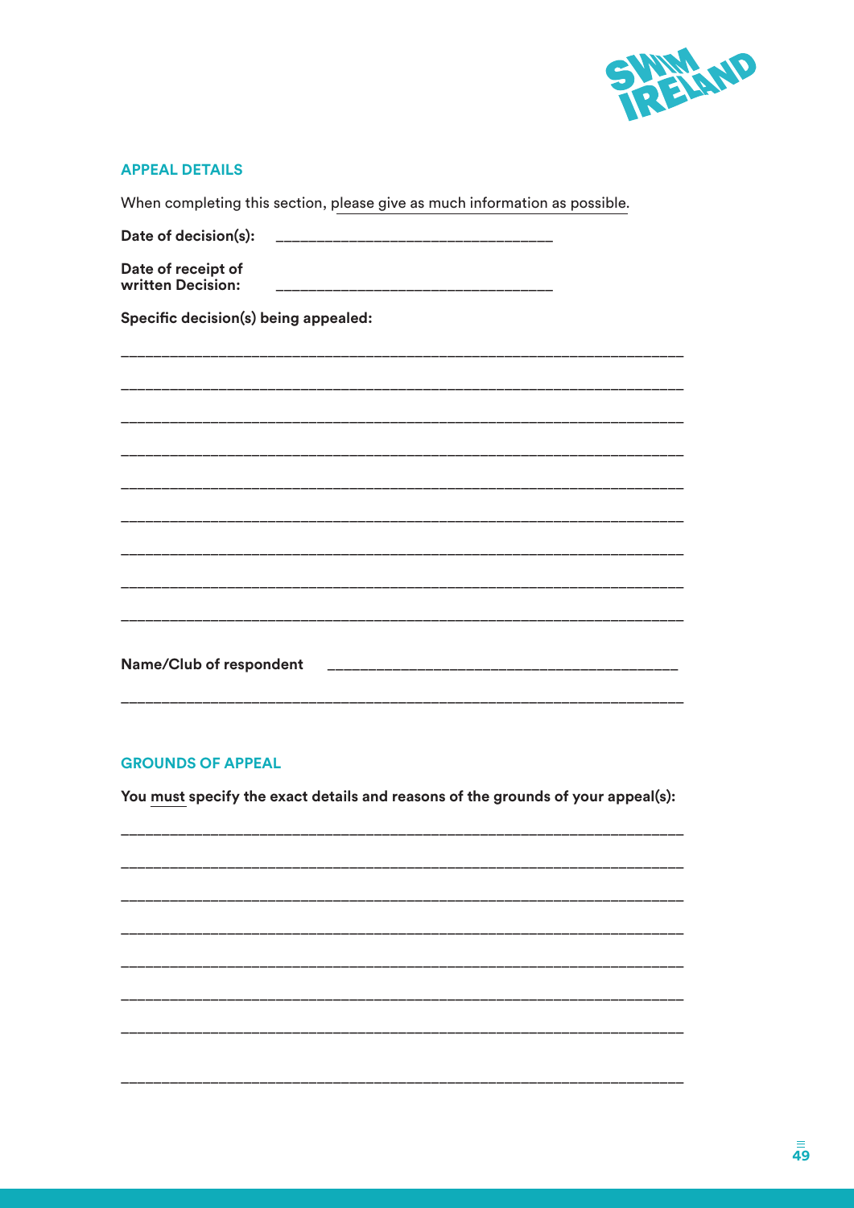## APPEAL DETAILS

When completing this section, please give as much information as possible.

**Date of decision(s):** ________________________________

**Date of receipt of written Decision:** ________________________________

**Specific decision(s) being appealed:**

_________________________________________________________________

_________________________________________________________________

_________________________________________________________________

_________________________________________________________________

_________________________________________________________________

_________________________________________________________________

_________________________________________________________________

_________________________________________________________________

_________________________________________________________________

**Name/Club of respondent** ________________________________________

_________________________________________________________________

## GROUNDS OF APPEAL

**You must specify the exact details and reasons of the grounds of your appeal(s):**

_________________________________________________________________

_________________________________________________________________

_________________________________________________________________

_________________________________________________________________

_________________________________________________________________

_________________________________________________________________

_________________________________________________________________

_________________________________________________________________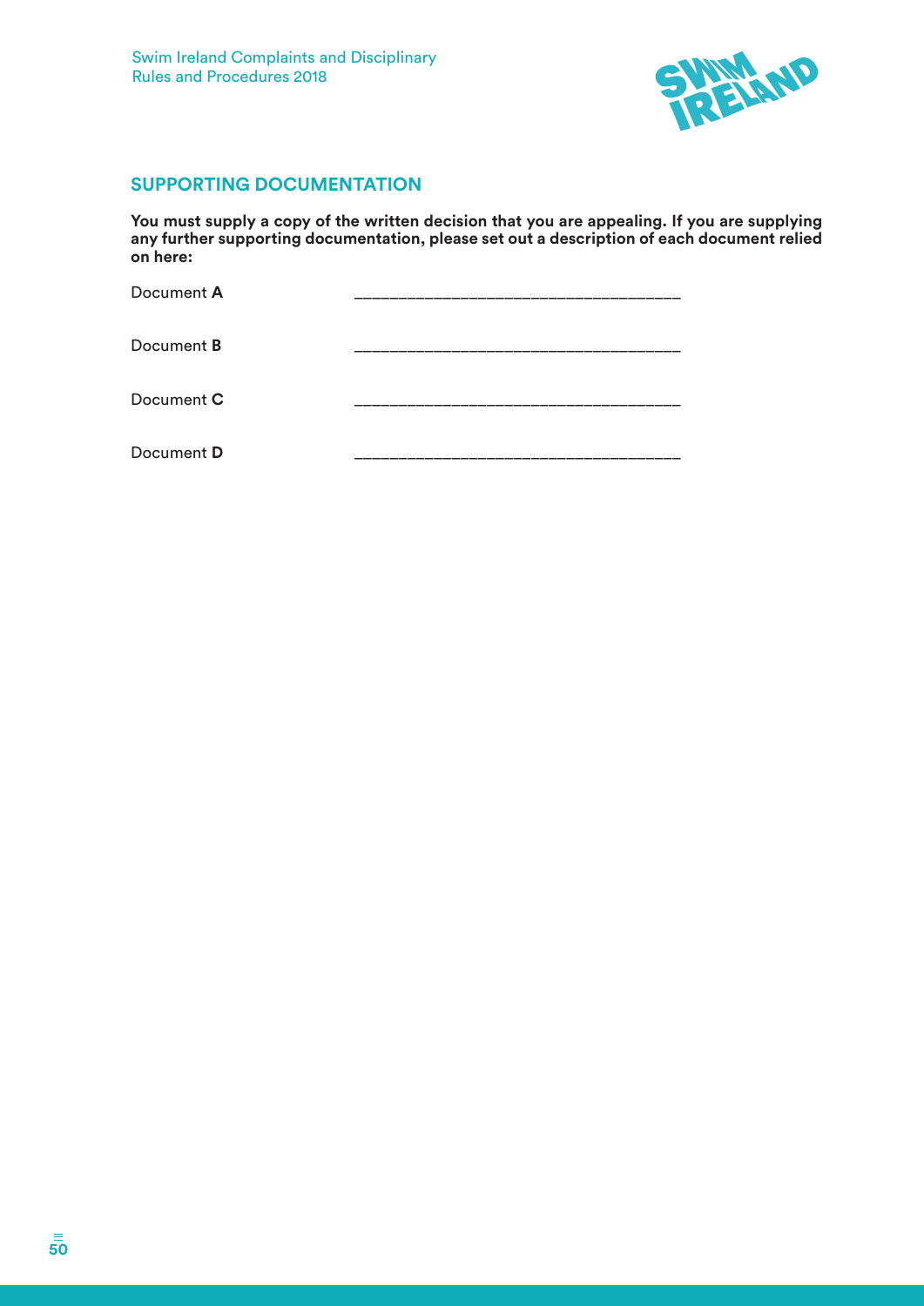## SUPPORTING DOCUMENTATION

**You must supply a copy of the written decision that you are appealing. If you are supplying any further supporting documentation, please set out a description of each document relied on here:**

Document **A** ___________________________________

Document **B** ___________________________________

Document **C** ___________________________________

Document **D** ___________________________________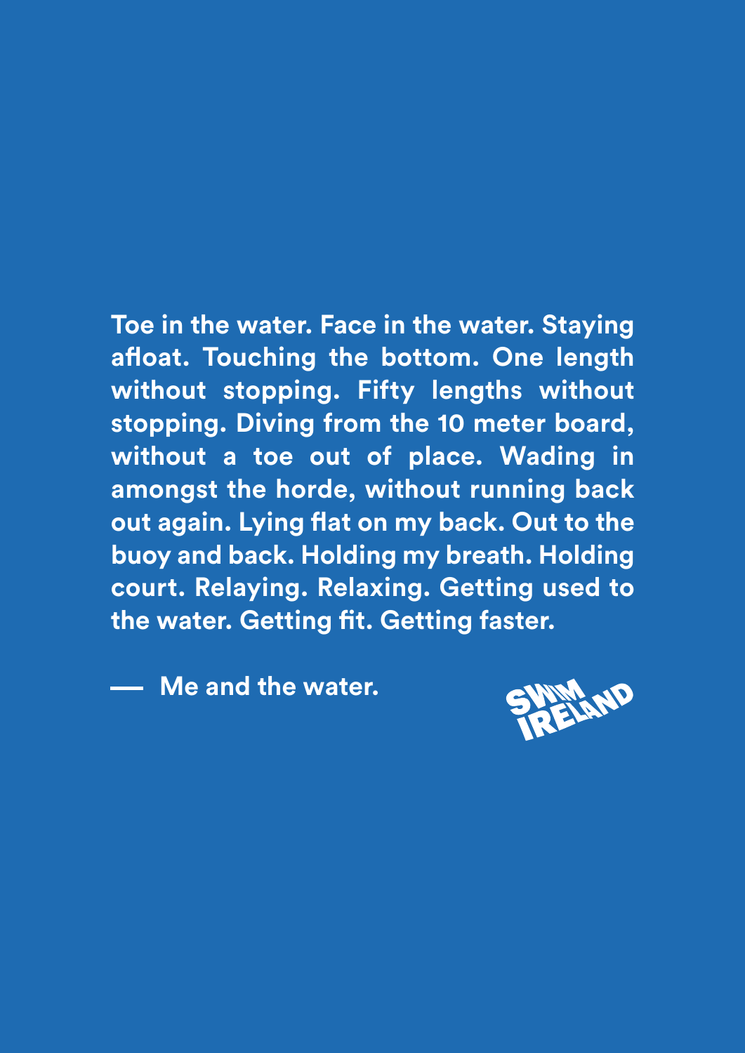**Toe in the water. Face in the water. Staying afloat. Touching the bottom. One length without stopping. Fifty lengths without stopping. Diving from the 10 meter board, without a toe out of place. Wading in amongst the horde, without running back out again. Lying flat on my back. Out to the buoy and back. Holding my breath. Holding court. Relaying. Relaxing. Getting used to the water. Getting fit. Getting faster.**

**— Me and the water.**

SWIM IRELAND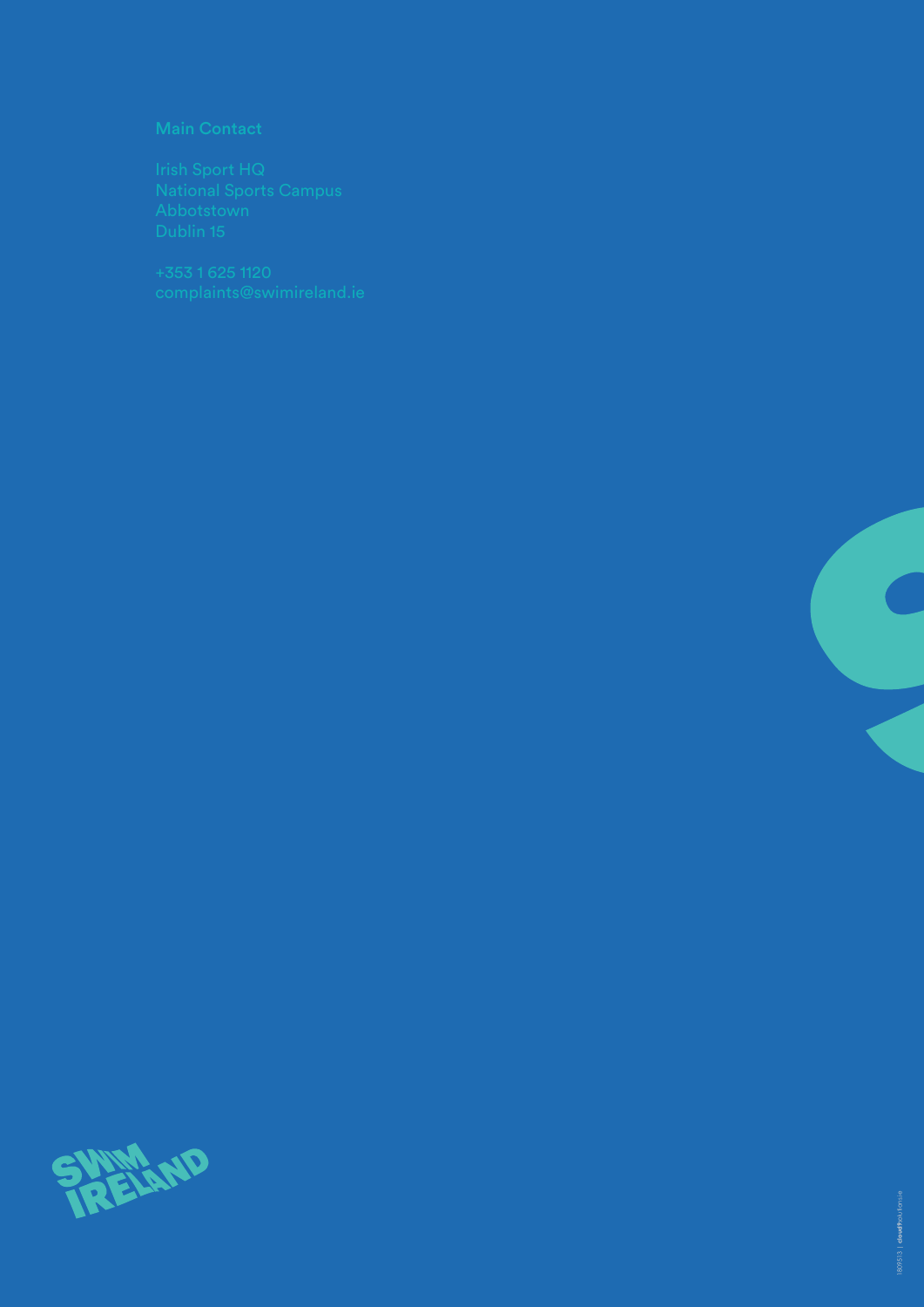Main Contact

Irish Sport HQ
National Sports Campus
Abbotstown
Dublin 15

+353 1 625 1120
complaints@swimireland.ie